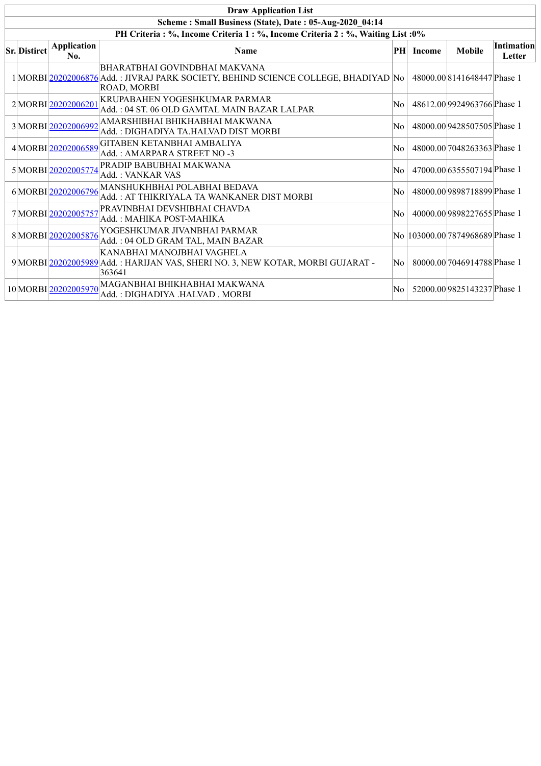| Draw Application List | | | | | | | |
|---|---|---|---|---|---|---|---|
| Scheme : Small Business (State), Date : 05-Aug-2020_04:14 | | | | | | | |
| PH Criteria : %, Income Criteria 1 : %, Income Criteria 2 : %, Waiting List :0% | | | | | | | |
| **Sr.** | **District** | **Application No.** | **Name** | **PH** | **Income** | **Mobile** | **Intimation Letter** |
| 1 | MORBI | 20202006876 | BHARATBHAI GOVINDBHAI MAKVANA<br>Add. : JIVRAJ PARK SOCIETY, BEHIND SCIENCE COLLEGE, BHADIYAD ROAD, MORBI | No | 48000.00 | 8141648447 | Phase 1 |
| 2 | MORBI | 20202006201 | KRUPABAHEN YOGESHKUMAR PARMAR<br>Add. : 04 ST. 06 OLD GAMTAL MAIN BAZAR LALPAR | No | 48612.00 | 9924963766 | Phase 1 |
| 3 | MORBI | 20202006992 | AMARSHIBHAI BHIKHABHAI MAKWANA<br>Add. : DIGHADIYA TA.HALVAD DIST MORBI | No | 48000.00 | 9428507505 | Phase 1 |
| 4 | MORBI | 20202006589 | GITABEN KETANBHAI AMBALIYA<br>Add. : AMARPARA STREET NO -3 | No | 48000.00 | 7048263363 | Phase 1 |
| 5 | MORBI | 20202005774 | PRADIP BABUBHAI MAKWANA<br>Add. : VANKAR VAS | No | 47000.00 | 6355507194 | Phase 1 |
| 6 | MORBI | 20202006796 | MANSHUKHBHAI POLABHAI BEDAVA<br>Add. : AT THIKRIYALA TA WANKANER DIST MORBI | No | 48000.00 | 9898718899 | Phase 1 |
| 7 | MORBI | 20202005757 | PRAVINBHAI DEVSHIBHAI CHAVDA<br>Add. : MAHIKA POST-MAHIKA | No | 40000.00 | 9898227655 | Phase 1 |
| 8 | MORBI | 20202005876 | YOGESHKUMAR JIVANBHAI PARMAR<br>Add. : 04 OLD GRAM TAL, MAIN BAZAR | No | 103000.00 | 7874968689 | Phase 1 |
| 9 | MORBI | 20202005989 | KANABHAI MANOJBHAI VAGHELA<br>Add. : HARIJAN VAS, SHERI NO. 3, NEW KOTAR, MORBI GUJARAT - 363641 | No | 80000.00 | 7046914788 | Phase 1 |
| 10 | MORBI | 20202005970 | MAGANBHAI BHIKHABHAI MAKWANA<br>Add. : DIGHADIYA .HALVAD . MORBI | No | 52000.00 | 9825143237 | Phase 1 |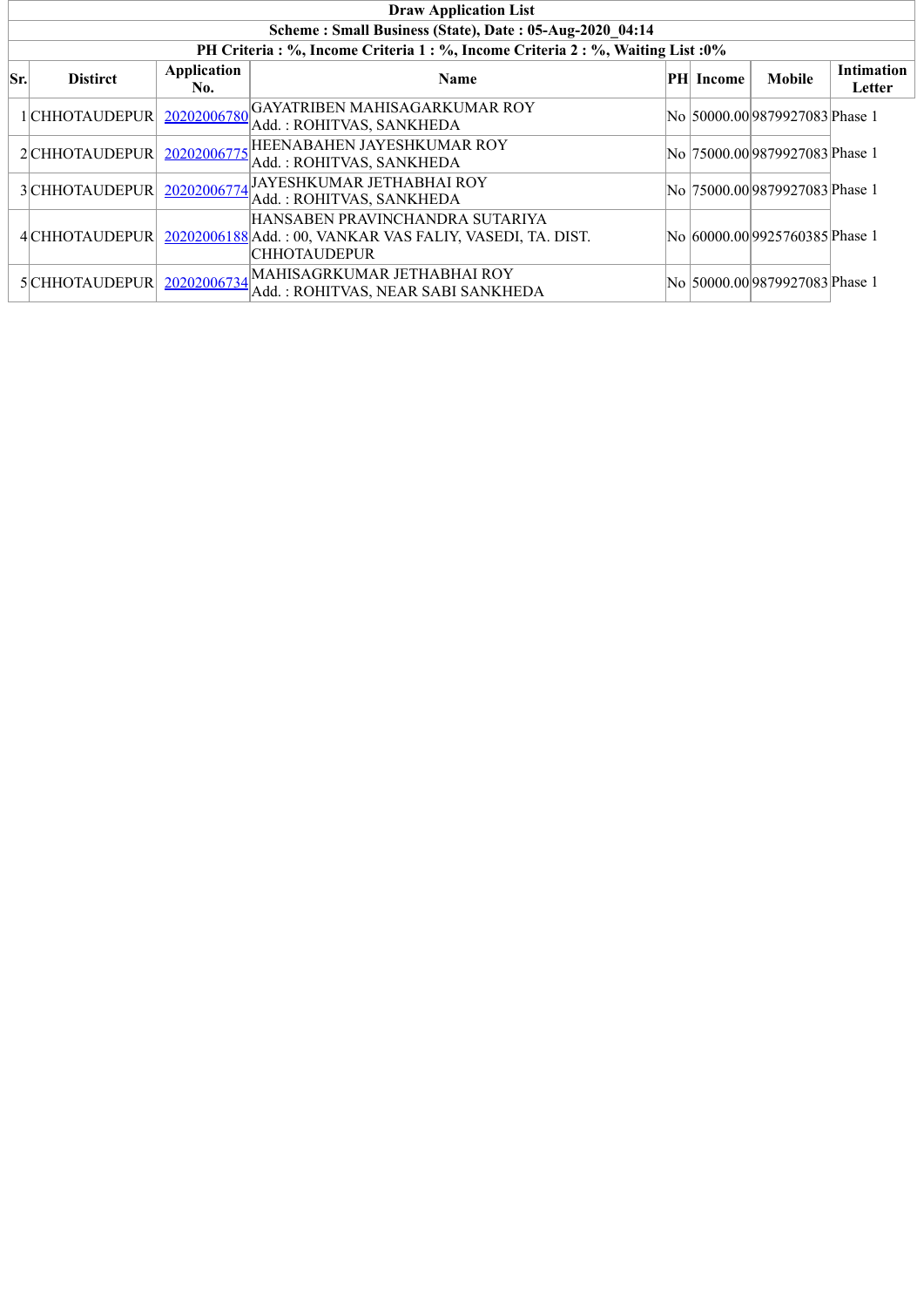| Draw Application List | | | | | | | |
|---|---|---|---|---|---|---|---|
| Scheme : Small Business (State), Date : 05-Aug-2020_04:14 | | | | | | | |
| PH Criteria : %, Income Criteria 1 : %, Income Criteria 2 : %, Waiting List :0% | | | | | | | |
| **Sr.** | **Distirct** | **Application No.** | **Name** | **PH** | **Income** | **Mobile** | **Intimation Letter** |
| 1 | CHHOTAUDEPUR | 20202006780 | GAYATRIBEN MAHISAGARKUMAR ROY<br>Add. : ROHITVAS, SANKHEDA | No | 50000.00 | 9879927083 | Phase 1 |
| 2 | CHHOTAUDEPUR | 20202006775 | HEENABAHEN JAYESHKUMAR ROY<br>Add. : ROHITVAS, SANKHEDA | No | 75000.00 | 9879927083 | Phase 1 |
| 3 | CHHOTAUDEPUR | 20202006774 | JAYESHKUMAR JETHABHAI ROY<br>Add. : ROHITVAS, SANKHEDA | No | 75000.00 | 9879927083 | Phase 1 |
| 4 | CHHOTAUDEPUR | 20202006188 | HANSABEN PRAVINCHANDRA SUTARIYA<br>Add. : 00, VANKAR VAS FALIY, VASEDI, TA. DIST. CHHOTAUDEPUR | No | 60000.00 | 9925760385 | Phase 1 |
| 5 | CHHOTAUDEPUR | 20202006734 | MAHISAGRKUMAR JETHABHAI ROY<br>Add. : ROHITVAS, NEAR SABI SANKHEDA | No | 50000.00 | 9879927083 | Phase 1 |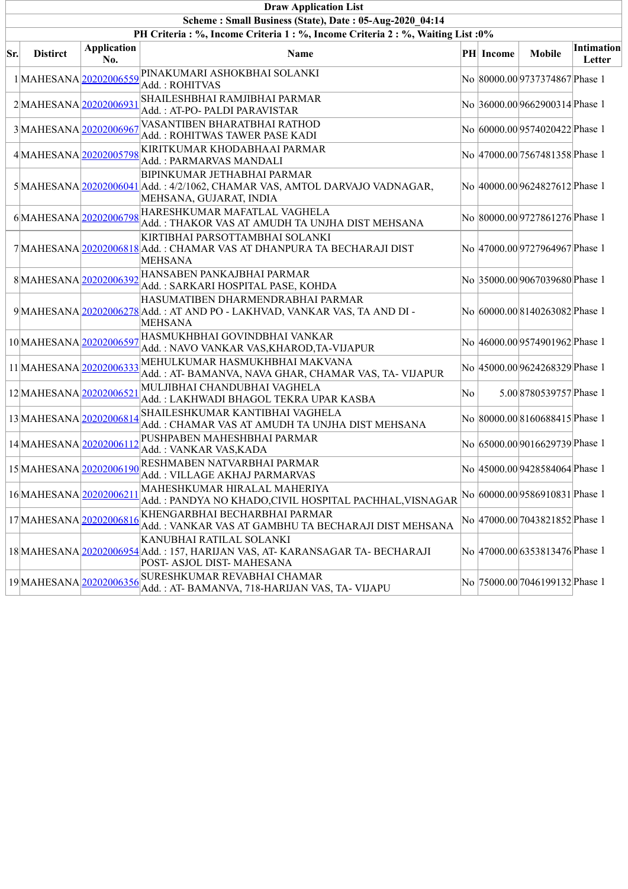| Draw Application List | | | | | | | |
|---|---|---|---|---|---|---|---|
| Scheme : Small Business (State), Date : 05-Aug-2020_04:14 | | | | | | | |
| PH Criteria : %, Income Criteria 1 : %, Income Criteria 2 : %, Waiting List :0% | | | | | | | |
| **Sr.** | **Distirct** | **Application No.** | **Name** | **PH** | **Income** | **Mobile** | **Intimation Letter** |
| 1 | MAHESANA | 20202006559 | PINAKUMARI ASHOKBHAI SOLANKI<br>Add. : ROHITVAS | No | 80000.00 | 9737374867 | Phase 1 |
| 2 | MAHESANA | 20202006931 | SHAILESHBHAI RAMJIBHAI PARMAR<br>Add. : AT-PO- PALDI PARAVISTAR | No | 36000.00 | 9662900314 | Phase 1 |
| 3 | MAHESANA | 20202006967 | VASANTIBEN BHARATBHAI RATHOD<br>Add. : ROHITWAS TAWER PASE KADI | No | 60000.00 | 9574020422 | Phase 1 |
| 4 | MAHESANA | 20202005798 | KIRITKUMAR KHODABHAAI PARMAR<br>Add. : PARMARVAS MANDALI | No | 47000.00 | 7567481358 | Phase 1 |
| 5 | MAHESANA | 20202006041 | BIPINKUMAR JETHABHAI PARMAR<br>Add. : 4/2/1062, CHAMAR VAS, AMTOL DARVAJO VADNAGAR, MEHSANA, GUJARAT, INDIA | No | 40000.00 | 9624827612 | Phase 1 |
| 6 | MAHESANA | 20202006798 | HARESHKUMAR MAFATLAL VAGHELA<br>Add. : THAKOR VAS AT AMUDH TA UNJHA DIST MEHSANA | No | 80000.00 | 9727861276 | Phase 1 |
| 7 | MAHESANA | 20202006818 | KIRTIBHAI PARSOTTAMBHAI SOLANKI<br>Add. : CHAMAR VAS AT DHANPURA TA BECHARAJI DIST MEHSANA | No | 47000.00 | 9727964967 | Phase 1 |
| 8 | MAHESANA | 20202006392 | HANSABEN PANKAJBHAI PARMAR<br>Add. : SARKARI HOSPITAL PASE, KOHDA | No | 35000.00 | 9067039680 | Phase 1 |
| 9 | MAHESANA | 20202006278 | HASUMATIBEN DHARMENDRABHAI PARMAR<br>Add. : AT AND PO - LAKHVAD, VANKAR VAS, TA AND DI - MEHSANA | No | 60000.00 | 8140263082 | Phase 1 |
| 10 | MAHESANA | 20202006597 | HASMUKHBHAI GOVINDBHAI VANKAR<br>Add. : NAVO VANKAR VAS,KHAROD,TA-VIJAPUR | No | 46000.00 | 9574901962 | Phase 1 |
| 11 | MAHESANA | 20202006333 | MEHULKUMAR HASMUKHBHAI MAKVANA<br>Add. : AT- BAMANVA, NAVA GHAR, CHAMAR VAS, TA- VIJAPUR | No | 45000.00 | 9624268329 | Phase 1 |
| 12 | MAHESANA | 20202006521 | MULJIBHAI CHANDUBHAI VAGHELA<br>Add. : LAKHWADI BHAGOL TEKRA UPAR KASBA | No | 5.00 | 8780539757 | Phase 1 |
| 13 | MAHESANA | 20202006814 | SHAILESHKUMAR KANTIBHAI VAGHELA<br>Add. : CHAMAR VAS AT AMUDH TA UNJHA DIST MEHSANA | No | 80000.00 | 8160688415 | Phase 1 |
| 14 | MAHESANA | 20202006112 | PUSHPABEN MAHESHBHAI PARMAR<br>Add. : VANKAR VAS,KADA | No | 65000.00 | 9016629739 | Phase 1 |
| 15 | MAHESANA | 20202006190 | RESHMABEN NATVARBHAI PARMAR<br>Add. : VILLAGE AKHAJ PARMARVAS | No | 45000.00 | 9428584064 | Phase 1 |
| 16 | MAHESANA | 20202006211 | MAHESHKUMAR HIRALAL MAHERIYA<br>Add. : PANDYA NO KHADO,CIVIL HOSPITAL PACHHAL,VISNAGAR | No | 60000.00 | 9586910831 | Phase 1 |
| 17 | MAHESANA | 20202006816 | KHENGARBHAI BECHARBHAI PARMAR<br>Add. : VANKAR VAS AT GAMBHU TA BECHARAJI DIST MEHSANA | No | 47000.00 | 7043821852 | Phase 1 |
| 18 | MAHESANA | 20202006954 | KANUBHAI RATILAL SOLANKI<br>Add. : 157, HARIJAN VAS, AT- KARANSAGAR TA- BECHARAJI POST- ASJOL DIST- MAHESANA | No | 47000.00 | 6353813476 | Phase 1 |
| 19 | MAHESANA | 20202006356 | SURESHKUMAR REVABHAI CHAMAR<br>Add. : AT- BAMANVA, 718-HARIJAN VAS, TA- VIJAPU | No | 75000.00 | 7046199132 | Phase 1 |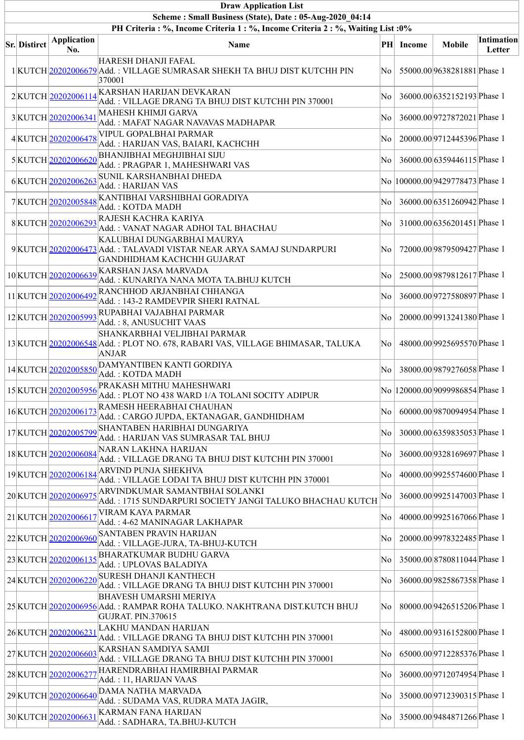| Draw Application List | | | | | | | |
|---|---|---|---|---|---|---|---|
| Scheme : Small Business (State), Date : 05-Aug-2020_04:14 | | | | | | | |
| PH Criteria : %, Income Criteria 1 : %, Income Criteria 2 : %, Waiting List :0% | | | | | | | |
| Sr. | District | Application No. | Name | PH | Income | Mobile | Intimation Letter |
| 1 | KUTCH | 20202006679 | HARESH DHANJI FAFAL<br>Add. : VILLAGE SUMRASAR SHEKH TA BHUJ DIST KUTCHH PIN 370001 | No | 55000.00 | 9638281881 | Phase 1 |
| 2 | KUTCH | 20202006114 | KARSHAN HARIJAN DEVKARAN<br>Add. : VILLAGE DRANG TA BHUJ DIST KUTCHH PIN 370001 | No | 36000.00 | 6352152193 | Phase 1 |
| 3 | KUTCH | 20202006341 | MAHESH KHIMJI GARVA<br>Add. : MAFAT NAGAR NAVAVAS MADHAPAR | No | 36000.00 | 9727872021 | Phase 1 |
| 4 | KUTCH | 20202006478 | VIPUL GOPALBHAI PARMAR<br>Add. : HARIJAN VAS, BAIARI, KACHCHH | No | 20000.00 | 9712445396 | Phase 1 |
| 5 | KUTCH | 20202006620 | BHANJIBHAI MEGHJIBHAI SIJU<br>Add. : PRAGPAR 1, MAHESHWARI VAS | No | 36000.00 | 6359446115 | Phase 1 |
| 6 | KUTCH | 20202006263 | SUNIL KARSHANBHAI DHEDA<br>Add. : HARIJAN VAS | No | 100000.00 | 9429778473 | Phase 1 |
| 7 | KUTCH | 20202005848 | KANTIBHAI VARSHIBHAI GORADIYA<br>Add. : KOTDA MADH | No | 36000.00 | 6351260942 | Phase 1 |
| 8 | KUTCH | 20202006293 | RAJESH KACHRA KARIYA<br>Add. : VANAT NAGAR ADHOI TAL BHACHAU | No | 31000.00 | 6356201451 | Phase 1 |
| 9 | KUTCH | 20202006473 | KALUBHAI DUNGARBHAI MAURYA<br>Add. : TALAVADI VISTAR NEAR ARYA SAMAJ SUNDARPURI GANDHIDHAM KACHCHH GUJARAT | No | 72000.00 | 9879509427 | Phase 1 |
| 10 | KUTCH | 20202006639 | KARSHAN JASA MARVADA<br>Add. : KUNARIYA NANA MOTA TA.BHUJ KUTCH | No | 25000.00 | 9879812617 | Phase 1 |
| 11 | KUTCH | 20202006492 | RANCHHOD ARJANBHAI CHHANGA<br>Add. : 143-2 RAMDEVPIR SHERI RATNAL | No | 36000.00 | 9727580897 | Phase 1 |
| 12 | KUTCH | 20202005993 | RUPABHAI VAJABHAI PARMAR<br>Add. : 8, ANUSUCHIT VAAS | No | 20000.00 | 9913241380 | Phase 1 |
| 13 | KUTCH | 20202006548 | SHANKARBHAI VELJIBHAI PARMAR<br>Add. : PLOT NO. 678, RABARI VAS, VILLAGE BHIMASAR, TALUKA ANJAR | No | 48000.00 | 9925695570 | Phase 1 |
| 14 | KUTCH | 20202005850 | DAMYANTIBEN KANTI GORDIYA<br>Add. : KOTDA MADH | No | 38000.00 | 9879276058 | Phase 1 |
| 15 | KUTCH | 20202005956 | PRAKASH MITHU MAHESHWARI<br>Add. : PLOT NO 438 WARD 1/A TOLANI SOCITY ADIPUR | No | 120000.00 | 9099986854 | Phase 1 |
| 16 | KUTCH | 20202006173 | RAMESH HEERABHAI CHAUHAN<br>Add. : CARGO JUPDA, EKTANAGAR, GANDHIDHAM | No | 60000.00 | 9870094954 | Phase 1 |
| 17 | KUTCH | 20202005799 | SHANTABEN HARIBHAI DUNGARIYA<br>Add. : HARIJAN VAS SUMRASAR TAL BHUJ | No | 30000.00 | 6359835053 | Phase 1 |
| 18 | KUTCH | 20202006084 | NARAN LAKHNA HARIJAN<br>Add. : VILLAGE DRANG TA BHUJ DIST KUTCHH PIN 370001 | No | 36000.00 | 9328169697 | Phase 1 |
| 19 | KUTCH | 20202006184 | ARVIND PUNJA SHEKHVA<br>Add. : VILLAGE LODAI TA BHUJ DIST KUTCHH PIN 370001 | No | 40000.00 | 9925574600 | Phase 1 |
| 20 | KUTCH | 20202006975 | ARVINDKUMAR SAMANTBHAI SOLANKI<br>Add. : 1715 SUNDARPURI SOCIETY JANGI TALUKO BHACHAU KUTCH | No | 36000.00 | 9925147003 | Phase 1 |
| 21 | KUTCH | 20202006617 | VIRAM KAYA PARMAR<br>Add. : 4-62 MANINAGAR LAKHAPAR | No | 40000.00 | 9925167066 | Phase 1 |
| 22 | KUTCH | 20202006960 | SANTABEN PRAVIN HARIJAN<br>Add. : VILLAGE-JURA, TA-BHUJ-KUTCH | No | 20000.00 | 9978322485 | Phase 1 |
| 23 | KUTCH | 20202006135 | BHARATKUMAR BUDHU GARVA<br>Add. : UPLOVAS BALADIYA | No | 35000.00 | 8780811044 | Phase 1 |
| 24 | KUTCH | 20202006220 | SURESH DHANJI KANTHECH<br>Add. : VILLAGE DRANG TA BHUJ DIST KUTCHH PIN 370001 | No | 36000.00 | 9825867358 | Phase 1 |
| 25 | KUTCH | 20202006956 | BHAVESH UMARSHI MERIYA<br>Add. : RAMPAR ROHA TALUKO. NAKHTRANA DIST.KUTCH BHUJ GUJRAT. PIN.370615 | No | 80000.00 | 9426515206 | Phase 1 |
| 26 | KUTCH | 20202006231 | LAKHU MANDAN HARIJAN<br>Add. : VILLAGE DRANG TA BHUJ DIST KUTCHH PIN 370001 | No | 48000.00 | 9316152800 | Phase 1 |
| 27 | KUTCH | 20202006603 | KARSHAN SAMDIYA SAMJI<br>Add. : VILLAGE DRANG TA BHUJ DIST KUTCHH PIN 370001 | No | 65000.00 | 9712285376 | Phase 1 |
| 28 | KUTCH | 20202006277 | HARENDRABHAI HAMIRBHAI PARMAR<br>Add. : 11, HARIJAN VAAS | No | 36000.00 | 9712074954 | Phase 1 |
| 29 | KUTCH | 20202006640 | DAMA NATHA MARVADA<br>Add. : SUDAMA VAS, RUDRA MATA JAGIR, | No | 35000.00 | 9712390315 | Phase 1 |
| 30 | KUTCH | 20202006631 | KARMAN FANA HARIJAN<br>Add. : SADHARA, TA.BHUJ-KUTCH | No | 35000.00 | 9484871266 | Phase 1 |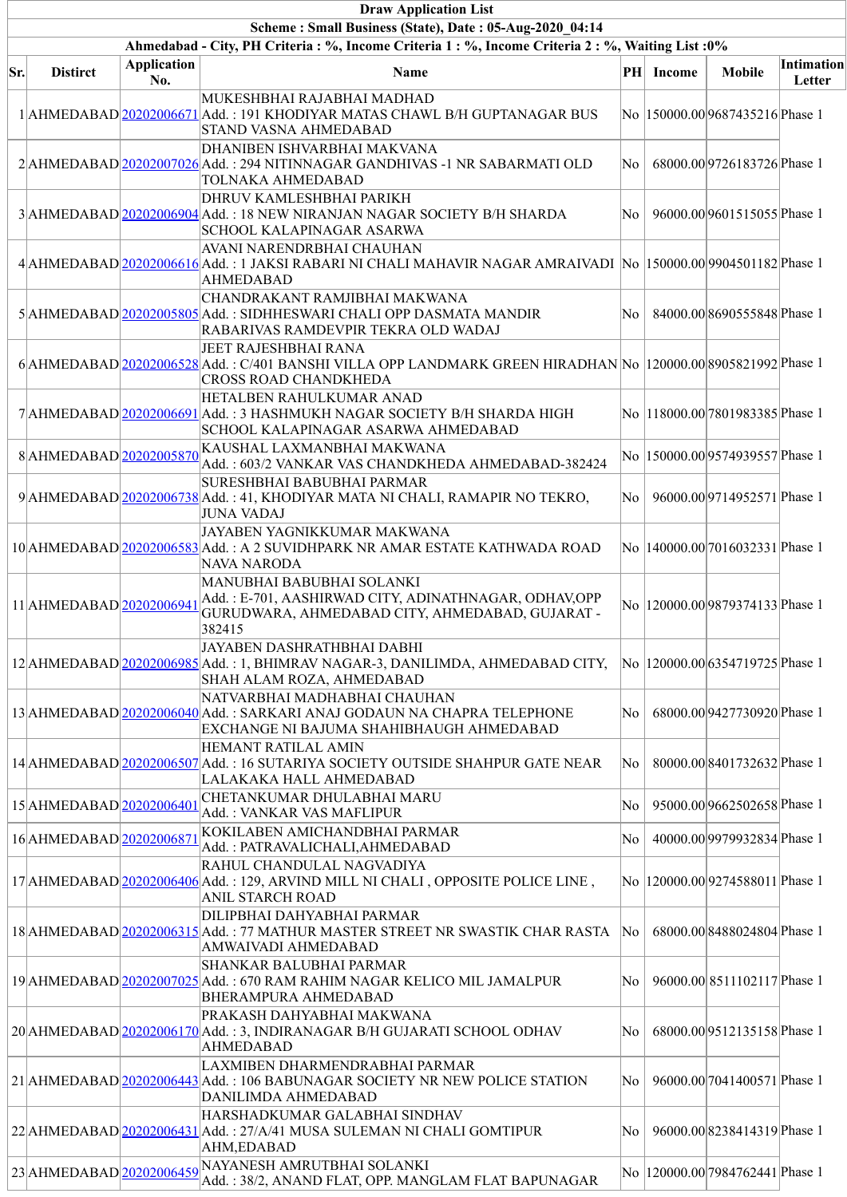| Draw Application List | | | | | | | |
|---|---|---|---|---|---|---|---|
| Scheme : Small Business (State), Date : 05-Aug-2020_04:14 | | | | | | | |
| Ahmedabad - City, PH Criteria : %, Income Criteria 1 : %, Income Criteria 2 : %, Waiting List :0% | | | | | | | |
| Sr. | District | Application No. | Name | PH | Income | Mobile | Intimation Letter |
| 1 | AHMEDABAD | 20202006671 | MUKESHBHAI RAJABHAI MADHAD Add. : 191 KHODIYAR MATAS CHAWL B/H GUPTANAGAR BUS STAND VASNA AHMEDABAD | No | 150000.00 | 9687435216 | Phase 1 |
| 2 | AHMEDABAD | 20202007026 | DHANIBEN ISHVARBHAI MAKVANA Add. : 294 NITINNAGAR GANDHIVAS -1 NR SABARMATI OLD TOLNAKA AHMEDABAD | No | 68000.00 | 9726183726 | Phase 1 |
| 3 | AHMEDABAD | 20202006904 | DHRUV KAMLESHBHAI PARIKH Add. : 18 NEW NIRANJAN NAGAR SOCIETY B/H SHARDA SCHOOL KALAPINAGAR ASARWA | No | 96000.00 | 9601515055 | Phase 1 |
| 4 | AHMEDABAD | 20202006616 | AVANI NARENDRBHAI CHAUHAN Add. : 1 JAKSI RABARI NI CHALI MAHAVIR NAGAR AMRAIVADI AHMEDABAD | No | 150000.00 | 9904501182 | Phase 1 |
| 5 | AHMEDABAD | 20202005805 | CHANDRAKANT RAMJIBHAI MAKWANA Add. : SIDHHESWARI CHALI OPP DASMATA MANDIR RABARIVAS RAMDEVPIR TEKRA OLD WADAJ | No | 84000.00 | 8690555848 | Phase 1 |
| 6 | AHMEDABAD | 20202006528 | JEET RAJESHBHAI RANA Add. : C/401 BANSHI VILLA OPP LANDMARK GREEN HIRADHAN CROSS ROAD CHANDKHEDA | No | 120000.00 | 8905821992 | Phase 1 |
| 7 | AHMEDABAD | 20202006691 | HETALBEN RAHULKUMAR ANAD Add. : 3 HASHMUKH NAGAR SOCIETY B/H SHARDA HIGH SCHOOL KALAPINAGAR ASARWA AHMEDABAD | No | 118000.00 | 7801983385 | Phase 1 |
| 8 | AHMEDABAD | 20202005870 | KAUSHAL LAXMANBHAI MAKWANA Add. : 603/2 VANKAR VAS CHANDKHEDA AHMEDABAD-382424 | No | 150000.00 | 9574939557 | Phase 1 |
| 9 | AHMEDABAD | 20202006738 | SURESHBHAI BABUBHAI PARMAR Add. : 41, KHODIYAR MATA NI CHALI, RAMAPIR NO TEKRO, JUNA VADAJ | No | 96000.00 | 9714952571 | Phase 1 |
| 10 | AHMEDABAD | 20202006583 | JAYABEN YAGNIKKUMAR MAKWANA Add. : A 2 SUVIDHPARK NR AMAR ESTATE KATHWADA ROAD NAVA NARODA | No | 140000.00 | 7016032331 | Phase 1 |
| 11 | AHMEDABAD | 20202006941 | MANUBHAI BABUBHAI SOLANKI Add. : E-701, AASHIRWAD CITY, ADINATHNAGAR, ODHAV,OPP GURUDWARA, AHMEDABAD CITY, AHMEDABAD, GUJARAT - 382415 | No | 120000.00 | 9879374133 | Phase 1 |
| 12 | AHMEDABAD | 20202006985 | JAYABEN DASHRATHBHAI DABHI Add. : 1, BHIMRAV NAGAR-3, DANILIMDA, AHMEDABAD CITY, SHAH ALAM ROZA, AHMEDABAD | No | 120000.00 | 6354719725 | Phase 1 |
| 13 | AHMEDABAD | 20202006040 | NATVARBHAI MADHABHAI CHAUHAN Add. : SARKARI ANAJ GODAUN NA CHAPRA TELEPHONE EXCHANGE NI BAJUMA SHAHIBHAUGH AHMEDABAD | No | 68000.00 | 9427730920 | Phase 1 |
| 14 | AHMEDABAD | 20202006507 | HEMANT RATILAL AMIN Add. : 16 SUTARIYA SOCIETY OUTSIDE SHAHPUR GATE NEAR LALAKAKA HALL AHMEDABAD | No | 80000.00 | 8401732632 | Phase 1 |
| 15 | AHMEDABAD | 20202006401 | CHETANKUMAR DHULABHAI MARU Add. : VANKAR VAS MAFLIPUR | No | 95000.00 | 9662502658 | Phase 1 |
| 16 | AHMEDABAD | 20202006871 | KOKILABEN AMICHANDBHAI PARMAR Add. : PATRAVALICHALI,AHMEDABAD | No | 40000.00 | 9979932834 | Phase 1 |
| 17 | AHMEDABAD | 20202006406 | RAHUL CHANDULAL NAGVADIYA Add. : 129, ARVIND MILL NI CHALI , OPPOSITE POLICE LINE , ANIL STARCH ROAD | No | 120000.00 | 9274588011 | Phase 1 |
| 18 | AHMEDABAD | 20202006315 | DILIPBHAI DAHYABHAI PARMAR Add. : 77 MATHUR MASTER STREET NR SWASTIK CHAR RASTA AMWAIVADI AHMEDABAD | No | 68000.00 | 8488024804 | Phase 1 |
| 19 | AHMEDABAD | 20202007025 | SHANKAR BALUBHAI PARMAR Add. : 670 RAM RAHIM NAGAR KELICO MIL JAMALPUR BHERAMPURA AHMEDABAD | No | 96000.00 | 8511102117 | Phase 1 |
| 20 | AHMEDABAD | 20202006170 | PRAKASH DAHYABHAI MAKWANA Add. : 3, INDIRANAGAR B/H GUJARATI SCHOOL ODHAV AHMEDABAD | No | 68000.00 | 9512135158 | Phase 1 |
| 21 | AHMEDABAD | 20202006443 | LAXMIBEN DHARMENDRABHAI PARMAR Add. : 106 BABUNAGAR SOCIETY NR NEW POLICE STATION DANILIMDA AHMEDABAD | No | 96000.00 | 7041400571 | Phase 1 |
| 22 | AHMEDABAD | 20202006431 | HARSHADKUMAR GALABHAI SINDHAV Add. : 27/A/41 MUSA SULEMAN NI CHALI GOMTIPUR AHM,EDABAD | No | 96000.00 | 8238414319 | Phase 1 |
| 23 | AHMEDABAD | 20202006459 | NAYANESH AMRUTBHAI SOLANKI Add. : 38/2, ANAND FLAT, OPP. MANGLAM FLAT BAPUNAGAR | No | 120000.00 | 7984762441 | Phase 1 |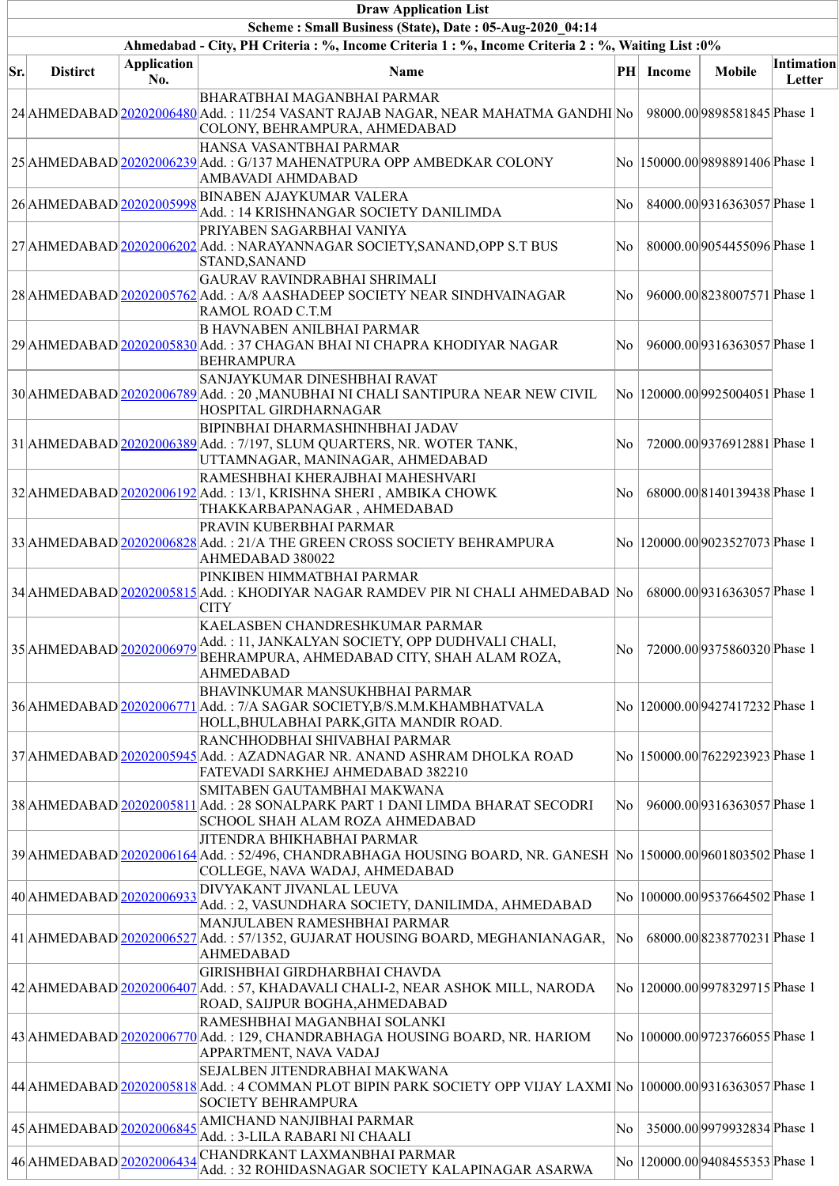| Draw Application List | | | | | | | |
|---|---|---|---|---|---|---|---|
| Scheme : Small Business (State), Date : 05-Aug-2020_04:14 | | | | | | | |
| Ahmedabad - City, PH Criteria : %, Income Criteria 1 : %, Income Criteria 2 : %, Waiting List :0% | | | | | | | |
| Sr. | District | Application No. | Name | PH | Income | Mobile | Intimation Letter |
| 24 | AHMEDABAD | 20202006480 | BHARATBHAI MAGANBHAI PARMAR<br>Add. : 11/254 VASANT RAJAB NAGAR, NEAR MAHATMA GANDHI COLONY, BEHRAMPURA, AHMEDABAD | No | 98000.00 | 9898581845 | Phase 1 |
| 25 | AHMEDABAD | 20202006239 | HANSA VASANTBHAI PARMAR<br>Add. : G/137 MAHENATPURA OPP AMBEDKAR COLONY AMBAVADI AHMDABAD | No | 150000.00 | 9898891406 | Phase 1 |
| 26 | AHMEDABAD | 20202005998 | BINABEN AJAYKUMAR VALERA<br>Add. : 14 KRISHNANGAR SOCIETY DANILIMDA | No | 84000.00 | 9316363057 | Phase 1 |
| 27 | AHMEDABAD | 20202006202 | PRIYABEN SAGARBHAI VANIYA<br>Add. : NARAYANNAGAR SOCIETY,SANAND,OPP S.T BUS STAND,SANAND | No | 80000.00 | 9054455096 | Phase 1 |
| 28 | AHMEDABAD | 20202005762 | GAURAV RAVINDRABHAI SHRIMALI<br>Add. : A/8 AASHADEEP SOCIETY NEAR SINDHVAINAGAR RAMOL ROAD C.T.M | No | 96000.00 | 8238007571 | Phase 1 |
| 29 | AHMEDABAD | 20202005830 | B HAVNABEN ANILBHAI PARMAR<br>Add. : 37 CHAGAN BHAI NI CHAPRA KHODIYAR NAGAR BEHRAMPURA | No | 96000.00 | 9316363057 | Phase 1 |
| 30 | AHMEDABAD | 20202006789 | SANJAYKUMAR DINESHBHAI RAVAT<br>Add. : 20 ,MANUBHAI NI CHALI SANTIPURA NEAR NEW CIVIL HOSPITAL GIRDHARNAGAR | No | 120000.00 | 9925004051 | Phase 1 |
| 31 | AHMEDABAD | 20202006389 | BIPINBHAI DHARMASHINHBHAI JADAV<br>Add. : 7/197, SLUM QUARTERS, NR. WOTER TANK, UTTAMNAGAR, MANINAGAR, AHMEDABAD | No | 72000.00 | 9376912881 | Phase 1 |
| 32 | AHMEDABAD | 20202006192 | RAMESHBHAI KHERAJBHAI MAHESHVARI<br>Add. : 13/1, KRISHNA SHERI , AMBIKA CHOWK THAKKARBAPANAGAR , AHMEDABAD | No | 68000.00 | 8140139438 | Phase 1 |
| 33 | AHMEDABAD | 20202006828 | PRAVIN KUBERBHAI PARMAR<br>Add. : 21/A THE GREEN CROSS SOCIETY BEHRAMPURA AHMEDABAD 380022 | No | 120000.00 | 9023527073 | Phase 1 |
| 34 | AHMEDABAD | 20202005815 | PINKIBEN HIMMATBHAI PARMAR<br>Add. : KHODIYAR NAGAR RAMDEV PIR NI CHALI AHMEDABAD CITY | No | 68000.00 | 9316363057 | Phase 1 |
| 35 | AHMEDABAD | 20202006979 | KAELASBEN CHANDRESHKUMAR PARMAR<br>Add. : 11, JANKALYAN SOCIETY, OPP DUDHVALI CHALI, BEHRAMPURA, AHMEDABAD CITY, SHAH ALAM ROZA, AHMEDABAD | No | 72000.00 | 9375860320 | Phase 1 |
| 36 | AHMEDABAD | 20202006771 | BHAVINKUMAR MANSUKHBHAI PARMAR<br>Add. : 7/A SAGAR SOCIETY,B/S.M.M.KHAMBHATVALA HOLL,BHULABHAI PARK,GITA MANDIR ROAD. | No | 120000.00 | 9427417232 | Phase 1 |
| 37 | AHMEDABAD | 20202005945 | RANCHHODBHAI SHIVABHAI PARMAR<br>Add. : AZADNAGAR NR. ANAND ASHRAM DHOLKA ROAD FATEVADI SARKHEJ AHMEDABAD 382210 | No | 150000.00 | 7622923923 | Phase 1 |
| 38 | AHMEDABAD | 20202005811 | SMITABEN GAUTAMBHAI MAKWANA<br>Add. : 28 SONALPARK PART 1 DANI LIMDA BHARAT SECODRI SCHOOL SHAH ALAM ROZA AHMEDABAD | No | 96000.00 | 9316363057 | Phase 1 |
| 39 | AHMEDABAD | 20202006164 | JITENDRA BHIKHABHAI PARMAR<br>Add. : 52/496, CHANDRABHAGA HOUSING BOARD, NR. GANESH COLLEGE, NAVA WADAJ, AHMEDABAD | No | 150000.00 | 9601803502 | Phase 1 |
| 40 | AHMEDABAD | 20202006933 | DIVYAKANT JIVANLAL LEUVA<br>Add. : 2, VASUNDHARA SOCIETY, DANILIMDA, AHMEDABAD | No | 100000.00 | 9537664502 | Phase 1 |
| 41 | AHMEDABAD | 20202006527 | MANJULABEN RAMESHBHAI PARMAR<br>Add. : 57/1352, GUJARAT HOUSING BOARD, MEGHANIANAGAR, AHMEDABAD | No | 68000.00 | 8238770231 | Phase 1 |
| 42 | AHMEDABAD | 20202006407 | GIRISHBHAI GIRDHARBHAI CHAVDA<br>Add. : 57, KHADAVALI CHALI-2, NEAR ASHOK MILL, NARODA ROAD, SAIJPUR BOGHA,AHMEDABAD | No | 120000.00 | 9978329715 | Phase 1 |
| 43 | AHMEDABAD | 20202006770 | RAMESHBHAI MAGANBHAI SOLANKI<br>Add. : 129, CHANDRABHAGA HOUSING BOARD, NR. HARIOM APPARTMENT, NAVA VADAJ | No | 100000.00 | 9723766055 | Phase 1 |
| 44 | AHMEDABAD | 20202005818 | SEJALBEN JITENDRABHAI MAKWANA<br>Add. : 4 COMMAN PLOT BIPIN PARK SOCIETY OPP VIJAY LAXMI SOCIETY BEHRAMPURA | No | 100000.00 | 9316363057 | Phase 1 |
| 45 | AHMEDABAD | 20202006845 | AMICHAND NANJIBHAI PARMAR<br>Add. : 3-LILA RABARI NI CHAALI | No | 35000.00 | 9979932834 | Phase 1 |
| 46 | AHMEDABAD | 20202006434 | CHANDRKANT LAXMANBHAI PARMAR<br>Add. : 32 ROHIDASNAGAR SOCIETY KALAPINAGAR ASARWA | No | 120000.00 | 9408455353 | Phase 1 |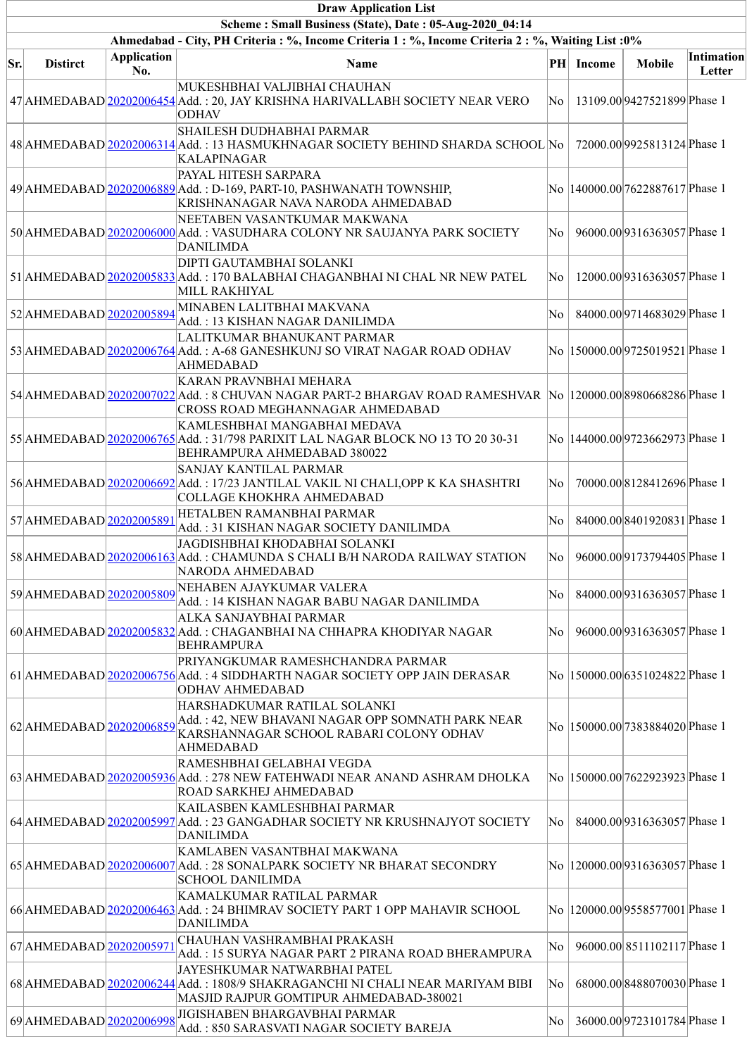| Draw Application List | | | | | | | |
|---|---|---|---|---|---|---|---|
| Scheme : Small Business (State), Date : 05-Aug-2020_04:14 | | | | | | | |
| Ahmedabad - City, PH Criteria : %, Income Criteria 1 : %, Income Criteria 2 : %, Waiting List :0% | | | | | | | |
| Sr. | District | Application No. | Name | PH | Income | Mobile | Intimation Letter |
| 47 | AHMEDABAD | 20202006454 | MUKESHBHAI VALJIBHAI CHAUHAN Add. : 20, JAY KRISHNA HARIVALLABH SOCIETY NEAR VERO ODHAV | No | 13109.00 | 9427521899 | Phase 1 |
| 48 | AHMEDABAD | 20202006314 | SHAILESH DUDHABHAI PARMAR Add. : 13 HASMUKHNAGAR SOCIETY BEHIND SHARDA SCHOOL KALAPINAGAR | No | 72000.00 | 9925813124 | Phase 1 |
| 49 | AHMEDABAD | 20202006889 | PAYAL HITESH SARPARA Add. : D-169, PART-10, PASHWANATH TOWNSHIP, KRISHNANAGAR NAVA NARODA AHMEDABAD | No | 140000.00 | 7622887617 | Phase 1 |
| 50 | AHMEDABAD | 20202006000 | NEETABEN VASANTKUMAR MAKWANA Add. : VASUDHARA COLONY NR SAUJANYA PARK SOCIETY DANILIMDA | No | 96000.00 | 9316363057 | Phase 1 |
| 51 | AHMEDABAD | 20202005833 | DIPTI GAUTAMBHAI SOLANKI Add. : 170 BALABHAI CHAGANBHAI NI CHAL NR NEW PATEL MILL RAKHIYAL | No | 12000.00 | 9316363057 | Phase 1 |
| 52 | AHMEDABAD | 20202005894 | MINABEN LALITBHAI MAKVANA Add. : 13 KISHAN NAGAR DANILIMDA | No | 84000.00 | 9714683029 | Phase 1 |
| 53 | AHMEDABAD | 20202006764 | LALITKUMAR BHANUKANT PARMAR Add. : A-68 GANESHKUNJ SO VIRAT NAGAR ROAD ODHAV AHMEDABAD | No | 150000.00 | 9725019521 | Phase 1 |
| 54 | AHMEDABAD | 20202007022 | KARAN PRAVNBHAI MEHARA Add. : 8 CHUVAN NAGAR PART-2 BHARGAV ROAD RAMESHVAR CROSS ROAD MEGHANNAGAR AHMEDABAD | No | 120000.00 | 8980668286 | Phase 1 |
| 55 | AHMEDABAD | 20202006765 | KAMLESHBHAI MANGABHAI MEDAVA Add. : 31/798 PARIXIT LAL NAGAR BLOCK NO 13 TO 20 30-31 BEHRAMPURA AHMEDABAD 380022 | No | 144000.00 | 9723662973 | Phase 1 |
| 56 | AHMEDABAD | 20202006692 | SANJAY KANTILAL PARMAR Add. : 17/23 JANTILAL VAKIL NI CHALI,OPP K KA SHASHTRI COLLAGE KHOKHRA AHMEDABAD | No | 70000.00 | 8128412696 | Phase 1 |
| 57 | AHMEDABAD | 20202005891 | HETALBEN RAMANBHAI PARMAR Add. : 31 KISHAN NAGAR SOCIETY DANILIMDA | No | 84000.00 | 8401920831 | Phase 1 |
| 58 | AHMEDABAD | 20202006163 | JAGDISHBHAI KHODABHAI SOLANKI Add. : CHAMUNDA S CHALI B/H NARODA RAILWAY STATION NARODA AHMEDABAD | No | 96000.00 | 9173794405 | Phase 1 |
| 59 | AHMEDABAD | 20202005809 | NEHABEN AJAYKUMAR VALERA Add. : 14 KISHAN NAGAR BABU NAGAR DANILIMDA | No | 84000.00 | 9316363057 | Phase 1 |
| 60 | AHMEDABAD | 20202005832 | ALKA SANJAYBHAI PARMAR Add. : CHAGANBHAI NA CHHAPRA KHODIYAR NAGAR BEHRAMPURA | No | 96000.00 | 9316363057 | Phase 1 |
| 61 | AHMEDABAD | 20202006756 | PRIYANGKUMAR RAMESHCHANDRA PARMAR Add. : 4 SIDDHARTH NAGAR SOCIETY OPP JAIN DERASAR ODHAV AHMEDABAD | No | 150000.00 | 6351024822 | Phase 1 |
| 62 | AHMEDABAD | 20202006859 | HARSHADKUMAR RATILAL SOLANKI Add. : 42, NEW BHAVANI NAGAR OPP SOMNATH PARK NEAR KARSHANNAGAR SCHOOL RABARI COLONY ODHAV AHMEDABAD | No | 150000.00 | 7383884020 | Phase 1 |
| 63 | AHMEDABAD | 20202005936 | RAMESHBHAI GELABHAI VEGDA Add. : 278 NEW FATEHWADI NEAR ANAND ASHRAM DHOLKA ROAD SARKHEJ AHMEDABAD | No | 150000.00 | 7622923923 | Phase 1 |
| 64 | AHMEDABAD | 20202005997 | KAILASBEN KAMLESHBHAI PARMAR Add. : 23 GANGADHAR SOCIETY NR KRUSHNAJYOT SOCIETY DANILIMDA | No | 84000.00 | 9316363057 | Phase 1 |
| 65 | AHMEDABAD | 20202006007 | KAMLABEN VASANTBHAI MAKWANA Add. : 28 SONALPARK SOCIETY NR BHARAT SECONDRY SCHOOL DANILIMDA | No | 120000.00 | 9316363057 | Phase 1 |
| 66 | AHMEDABAD | 20202006463 | KAMALKUMAR RATILAL PARMAR Add. : 24 BHIMRAV SOCIETY PART 1 OPP MAHAVIR SCHOOL DANILIMDA | No | 120000.00 | 9558577001 | Phase 1 |
| 67 | AHMEDABAD | 20202005971 | CHAUHAN VASHRAMBHAI PRAKASH Add. : 15 SURYA NAGAR PART 2 PIRANA ROAD BHERAMPURA | No | 96000.00 | 8511102117 | Phase 1 |
| 68 | AHMEDABAD | 20202006244 | JAYESHKUMAR NATWARBHAI PATEL Add. : 1808/9 SHAKRAGANCHI NI CHALI NEAR MARIYAM BIBI MASJID RAJPUR GOMTIPUR AHMEDABAD-380021 | No | 68000.00 | 8488070030 | Phase 1 |
| 69 | AHMEDABAD | 20202006998 | JIGISHABEN BHARGAVBHAI PARMAR Add. : 850 SARASVATI NAGAR SOCIETY BAREJA | No | 36000.00 | 9723101784 | Phase 1 |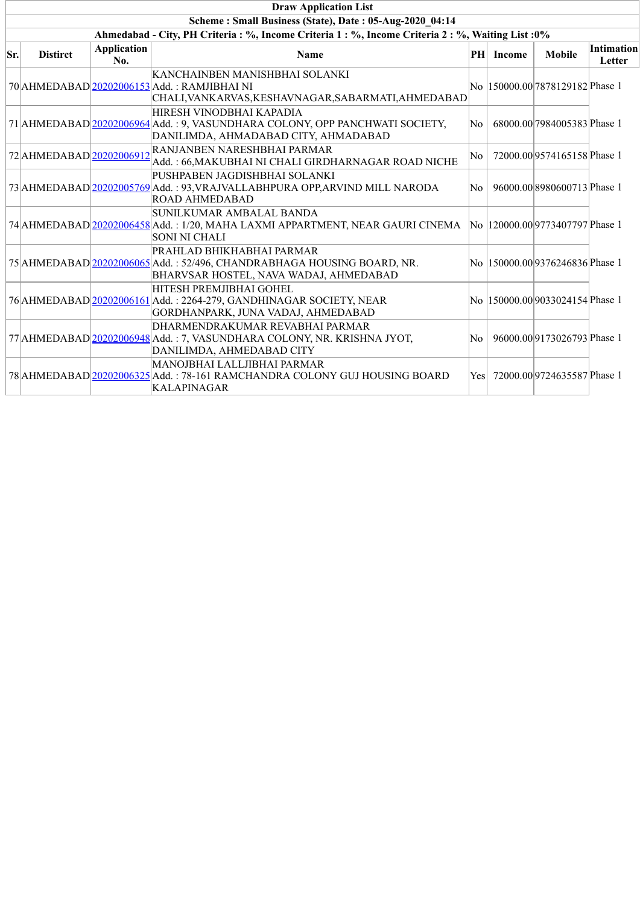| Draw Application List | | | | | | | |
|---|---|---|---|---|---|---|---|
| Scheme : Small Business (State), Date : 05-Aug-2020_04:14 | | | | | | | |
| Ahmedabad - City, PH Criteria : %, Income Criteria 1 : %, Income Criteria 2 : %, Waiting List :0% | | | | | | | |
| **Sr.** | **Distirct** | **Application No.** | **Name** | **PH** | **Income** | **Mobile** | **Intimation Letter** |
| 70 | AHMEDABAD | 20202006153 | KANCHAINBEN MANISHBHAI SOLANKI<br>Add. : RAMJIBHAI NI CHALI,VANKARVAS,KESHAVNAGAR,SABARMATI,AHMEDABAD | No | 150000.00 | 7878129182 | Phase 1 |
| 71 | AHMEDABAD | 20202006964 | HIRESH VINODBHAI KAPADIA<br>Add. : 9, VASUNDHARA COLONY, OPP PANCHWATI SOCIETY, DANILIMDA, AHMADABAD CITY, AHMADABAD | No | 68000.00 | 7984005383 | Phase 1 |
| 72 | AHMEDABAD | 20202006912 | RANJANBEN NARESHBHAI PARMAR<br>Add. : 66,MAKUBHAI NI CHALI GIRDHARNAGAR ROAD NICHE | No | 72000.00 | 9574165158 | Phase 1 |
| 73 | AHMEDABAD | 20202005769 | PUSHPABEN JAGDISHBHAI SOLANKI<br>Add. : 93,VRAJVALLABHPURA OPP,ARVIND MILL NARODA ROAD AHMEDABAD | No | 96000.00 | 8980600713 | Phase 1 |
| 74 | AHMEDABAD | 20202006458 | SUNILKUMAR AMBALAL BANDA<br>Add. : 1/20, MAHA LAXMI APPARTMENT, NEAR GAURI CINEMA SONI NI CHALI | No | 120000.00 | 9773407797 | Phase 1 |
| 75 | AHMEDABAD | 20202006065 | PRAHLAD BHIKHABHAI PARMAR<br>Add. : 52/496, CHANDRABHAGA HOUSING BOARD, NR. BHARVSAR HOSTEL, NAVA WADAJ, AHMEDABAD | No | 150000.00 | 9376246836 | Phase 1 |
| 76 | AHMEDABAD | 20202006161 | HITESH PREMJIBHAI GOHEL<br>Add. : 2264-279, GANDHINAGAR SOCIETY, NEAR GORDHANPARK, JUNA VADAJ, AHMEDABAD | No | 150000.00 | 9033024154 | Phase 1 |
| 77 | AHMEDABAD | 20202006948 | DHARMENDRAKUMAR REVABHAI PARMAR<br>Add. : 7, VASUNDHARA COLONY, NR. KRISHNA JYOT, DANILIMDA, AHMEDABAD CITY | No | 96000.00 | 9173026793 | Phase 1 |
| 78 | AHMEDABAD | 20202006325 | MANOJBHAI LALLJIBHAI PARMAR<br>Add. : 78-161 RAMCHANDRA COLONY GUJ HOUSING BOARD KALAPINAGAR | Yes | 72000.00 | 9724635587 | Phase 1 |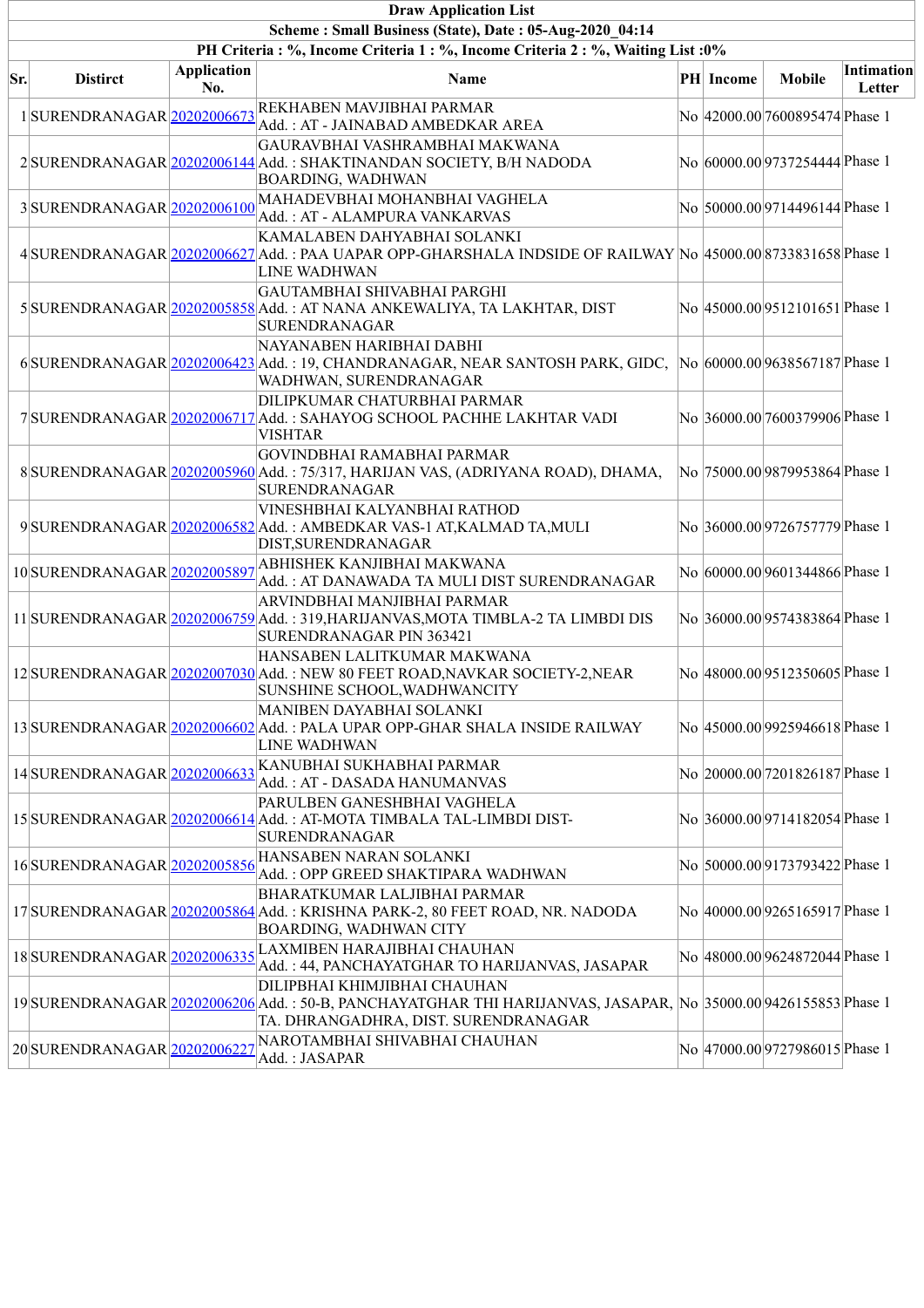| Draw Application List | | | | | | | |
|---|---|---|---|---|---|---|---|
| Scheme : Small Business (State), Date : 05-Aug-2020_04:14 | | | | | | | |
| PH Criteria : %, Income Criteria 1 : %, Income Criteria 2 : %, Waiting List :0% | | | | | | | |
| **Sr.** | **Distirct** | **Application No.** | **Name** | **PH** | **Income** | **Mobile** | **Intimation Letter** |
| 1 | SURENDRANAGAR | 20202006673 | REKHABEN MAVJIBHAI PARMAR Add. : AT - JAINABAD AMBEDKAR AREA | No | 42000.00 | 7600895474 | Phase 1 |
| 2 | SURENDRANAGAR | 20202006144 | GAURAVBHAI VASHRAMBHAI MAKWANA Add. : SHAKTINANDAN SOCIETY, B/H NADODA BOARDING, WADHWAN | No | 60000.00 | 9737254444 | Phase 1 |
| 3 | SURENDRANAGAR | 20202006100 | MAHADEVBHAI MOHANBHAI VAGHELA Add. : AT - ALAMPURA VANKARVAS | No | 50000.00 | 9714496144 | Phase 1 |
| 4 | SURENDRANAGAR | 20202006627 | KAMALABEN DAHYABHAI SOLANKI Add. : PAA UAPAR OPP-GHARSHALA INDSIDE OF RAILWAY LINE WADHWAN | No | 45000.00 | 8733831658 | Phase 1 |
| 5 | SURENDRANAGAR | 20202005858 | GAUTAMBHAI SHIVABHAI PARGHI Add. : AT NANA ANKEWALIYA, TA LAKHTAR, DIST SURENDRANAGAR | No | 45000.00 | 9512101651 | Phase 1 |
| 6 | SURENDRANAGAR | 20202006423 | NAYANABEN HARIBHAI DABHI Add. : 19, CHANDRANAGAR, NEAR SANTOSH PARK, GIDC, WADHWAN, SURENDRANAGAR | No | 60000.00 | 9638567187 | Phase 1 |
| 7 | SURENDRANAGAR | 20202006717 | DILIPKUMAR CHATURBHAI PARMAR Add. : SAHAYOG SCHOOL PACHHE LAKHTAR VADI VISHTAR | No | 36000.00 | 7600379906 | Phase 1 |
| 8 | SURENDRANAGAR | 20202005960 | GOVINDBHAI RAMABHAI PARMAR Add. : 75, HARIJAN VAS, (ADRIYANA ROAD), DHAMA, SURENDRANAGAR | No | 75000.00 | 9879953864 | Phase 1 |
| 9 | SURENDRANAGAR | 20202006582 | VINESHBHAI KALYANBHAI RATHOD Add. : AMBEDKAR VAS-1 AT,KALMAD TA,MULI DIST,SURENDRANAGAR | No | 36000.00 | 9726757779 | Phase 1 |
| 10 | SURENDRANAGAR | 20202005897 | ABHISHEK KANJIBHAI MAKWANA Add. : AT DANAWADA TA MULI DIST SURENDRANAGAR | No | 60000.00 | 9601344866 | Phase 1 |
| 11 | SURENDRANAGAR | 20202006759 | ARVINDBHAI MANJIBHAI PARMAR Add. : 75/317, HARIJANVAS,MOTA TIMBLA-2 TA LIMBDI DIS SURENDRANAGAR PIN 363421 | No | 36000.00 | 9574383864 | Phase 1 |
| 12 | SURENDRANAGAR | 20202007030 | HANSABEN LALITKUMAR MAKWANA Add. : NEW 80 FEET ROAD,NAVKAR SOCIETY-2,NEAR SUNSHINE SCHOOL,WADHWANCITY | No | 48000.00 | 9512350605 | Phase 1 |
| 13 | SURENDRANAGAR | 20202006602 | MANIBEN DAYABHAI SOLANKI Add. : PALA UPAR OPP-GHAR SHALA INSIDE RAILWAY LINE WADHWAN | No | 45000.00 | 9925946618 | Phase 1 |
| 14 | SURENDRANAGAR | 20202006633 | KANUBHAI SUKHABHAI PARMAR Add. : AT - DASADA HANUMANVAS | No | 20000.00 | 7201826187 | Phase 1 |
| 15 | SURENDRANAGAR | 20202006614 | PARULBEN GANESHBHAI VAGHELA Add. : AT-MOTA TIMBALA TAL-LIMBDI DIST-SURENDRANAGAR | No | 36000.00 | 9714182054 | Phase 1 |
| 16 | SURENDRANAGAR | 20202005856 | HANSABEN NARAN SOLANKI Add. : OPP GREED SHAKTIPARA WADHWAN | No | 50000.00 | 9173793422 | Phase 1 |
| 17 | SURENDRANAGAR | 20202005864 | BHARATKUMAR LALJIBHAI PARMAR Add. : KRISHNA PARK-2, 80 FEET ROAD, NR. NADODA BOARDING, WADHWAN CITY | No | 40000.00 | 9265165917 | Phase 1 |
| 18 | SURENDRANAGAR | 20202006335 | LAXMIBEN HARAJIBHAI CHAUHAN Add. : 44, PANCHAYATGHAR TO HARIJANVAS, JASAPAR | No | 48000.00 | 9624872044 | Phase 1 |
| 19 | SURENDRANAGAR | 20202006206 | DILIPBHAI KHIMJIBHAI CHAUHAN Add. : 50-B, PANCHAYATGHAR THI HARIJANVAS, JASAPAR, TA. DHRANGADHRA, DIST. SURENDRANAGAR | No | 35000.00 | 9426155853 | Phase 1 |
| 20 | SURENDRANAGAR | 20202006227 | NAROTAMBHAI SHIVABHAI CHAUHAN Add. : JASAPAR | No | 47000.00 | 9727986015 | Phase 1 |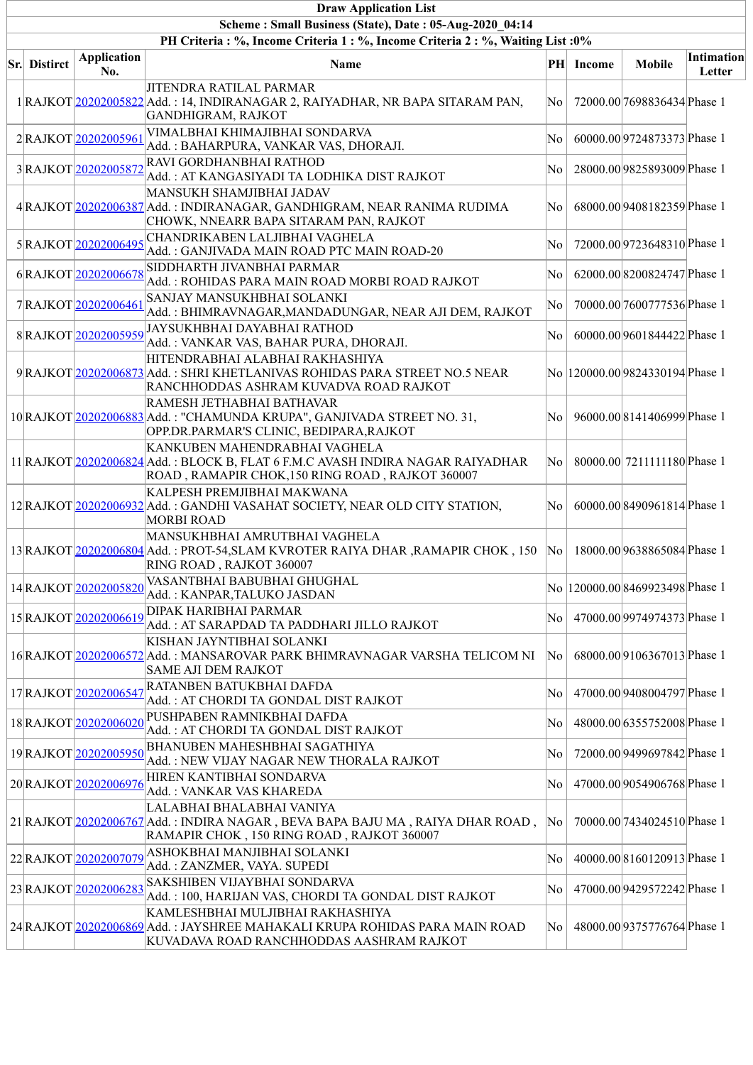**Draw Application List**

**Scheme : Small Business (State), Date : 05-Aug-2020_04:14**

**PH Criteria : %, Income Criteria 1 : %, Income Criteria 2 : %, Waiting List :0%**

| Sr. | District | Application No. | Name | PH | Income | Mobile | Intimation Letter |
|---|---|---|---|---|---|---|---|
| 1 | RAJKOT | 20202005822 | JITENDRA RATILAL PARMAR<br>Add. : 14, INDIRANAGAR 2, RAIYADHAR, NR BAPA SITARAM PAN, GANDHIGRAM, RAJKOT | No | 72000.00 | 7698836434 | Phase 1 |
| 2 | RAJKOT | 20202005961 | VIMALBHAI KHIMAJIBHAI SONDARVA<br>Add. : BAHARPURA, VANKAR VAS, DHORAJI. | No | 60000.00 | 9724873373 | Phase 1 |
| 3 | RAJKOT | 20202005872 | RAVI GORDHANBHAI RATHOD<br>Add. : AT KANGASIYADI TA LODHIKA DIST RAJKOT | No | 28000.00 | 9825893009 | Phase 1 |
| 4 | RAJKOT | 20202006387 | MANSUKH SHAMJIBHAI JADAV<br>Add. : INDIRANAGAR, GANDHIGRAM, NEAR RANIMA RUDIMA CHOWK, NNEARR BAPA SITARAM PAN, RAJKOT | No | 68000.00 | 9408182359 | Phase 1 |
| 5 | RAJKOT | 20202006495 | CHANDRIKABEN LALJIBHAI VAGHELA<br>Add. : GANJIVADA MAIN ROAD PTC MAIN ROAD-20 | No | 72000.00 | 9723648310 | Phase 1 |
| 6 | RAJKOT | 20202006678 | SIDDHARTH JIVANBHAI PARMAR<br>Add. : ROHIDAS PARA MAIN ROAD MORBI ROAD RAJKOT | No | 62000.00 | 8200824747 | Phase 1 |
| 7 | RAJKOT | 20202006461 | SANJAY MANSUKHBHAI SOLANKI<br>Add. : BHIMRAVNAGAR,MANDADUNGAR, NEAR AJI DEM, RAJKOT | No | 70000.00 | 7600777536 | Phase 1 |
| 8 | RAJKOT | 20202005959 | JAYSUKHBHAI DAYABHAI RATHOD<br>Add. : VANKAR VAS, BAHAR PURA, DHORAJI. | No | 60000.00 | 9601844422 | Phase 1 |
| 9 | RAJKOT | 20202006873 | HITENDRABHAI ALABHAI RAKHASHIYA<br>Add. : SHRI KHETLANIVAS ROHIDAS PARA STREET NO.5 NEAR RANCHHODDAS ASHRAM KUVADVA ROAD RAJKOT | No | 120000.00 | 9824330194 | Phase 1 |
| 10 | RAJKOT | 20202006883 | RAMESH JETHABHAI BATHAVAR<br>Add. : "CHAMUNDA KRUPA", GANJIVADA STREET NO. 31, OPP.DR.PARMAR'S CLINIC, BEDIPARA,RAJKOT | No | 96000.00 | 8141406999 | Phase 1 |
| 11 | RAJKOT | 20202006824 | KANKUBEN MAHENDRABHAI VAGHELA<br>Add. : BLOCK B, FLAT 6 F.M.C AVASH INDIRA NAGAR RAIYADHAR ROAD , RAMAPIR CHOK,150 RING ROAD , RAJKOT 360007 | No | 80000.00 | 7211111180 | Phase 1 |
| 12 | RAJKOT | 20202006932 | KALPESH PREMJIBHAI MAKWANA<br>Add. : GANDHI VASAHAT SOCIETY, NEAR OLD CITY STATION, MORBI ROAD | No | 60000.00 | 8490961814 | Phase 1 |
| 13 | RAJKOT | 20202006804 | MANSUKHBHAI AMRUTBHAI VAGHELA<br>Add. : PROT-54,SLAM KVROTER RAIYA DHAR ,RAMAPIR CHOK , 150 RING ROAD , RAJKOT 360007 | No | 18000.00 | 9638865084 | Phase 1 |
| 14 | RAJKOT | 20202005820 | VASANTBHAI BABUBHAI GHUGHAL<br>Add. : KANPAR,TALUKO JASDAN | No | 120000.00 | 8469923498 | Phase 1 |
| 15 | RAJKOT | 20202006619 | DIPAK HARIBHAI PARMAR<br>Add. : AT SARAPDAD TA PADDHARI JILLO RAJKOT | No | 47000.00 | 9974974373 | Phase 1 |
| 16 | RAJKOT | 20202006572 | KISHAN JAYNTIBHAI SOLANKI<br>Add. : MANSAROVAR PARK BHIMRAVNAGAR VARSHA TELICOM NI SAME AJI DEM RAJKOT | No | 68000.00 | 9106367013 | Phase 1 |
| 17 | RAJKOT | 20202006547 | RATANBEN BATUKBHAI DAFDA<br>Add. : AT CHORDI TA GONDAL DIST RAJKOT | No | 47000.00 | 9408004797 | Phase 1 |
| 18 | RAJKOT | 20202006020 | PUSHPABEN RAMNIKBHAI DAFDA<br>Add. : AT CHORDI TA GONDAL DIST RAJKOT | No | 48000.00 | 6355752008 | Phase 1 |
| 19 | RAJKOT | 20202005950 | BHANUBEN MAHESHBHAI SAGATHIYA<br>Add. : NEW VIJAY NAGAR NEW THORALA RAJKOT | No | 72000.00 | 9499697842 | Phase 1 |
| 20 | RAJKOT | 20202006976 | HIREN KANTIBHAI SONDARVA<br>Add. : VANKAR VAS KHAREDA | No | 47000.00 | 9054906768 | Phase 1 |
| 21 | RAJKOT | 20202006767 | LALABHAI BHALABHAI VANIYA<br>Add. : INDIRA NAGAR , BEVA BAPA BAJU MA , RAIYA DHAR ROAD , RAMAPIR CHOK , 150 RING ROAD , RAJKOT 360007 | No | 70000.00 | 7434024510 | Phase 1 |
| 22 | RAJKOT | 20202007079 | ASHOKBHAI MANJIBHAI SOLANKI<br>Add. : ZANZMER, VAYA. SUPEDI | No | 40000.00 | 8160120913 | Phase 1 |
| 23 | RAJKOT | 20202006283 | SAKSHIBEN VIJAYBHAI SONDARVA<br>Add. : 100, HARIJAN VAS, CHORDI TA GONDAL DIST RAJKOT | No | 47000.00 | 9429572242 | Phase 1 |
| 24 | RAJKOT | 20202006869 | KAMLESHBHAI MULJIBHAI RAKHASHIYA<br>Add. : JAYSHREE MAHAKALI KRUPA ROHIDAS PARA MAIN ROAD KUVADAVA ROAD RANCHHODDAS AASHRAM RAJKOT | No | 48000.00 | 9375776764 | Phase 1 |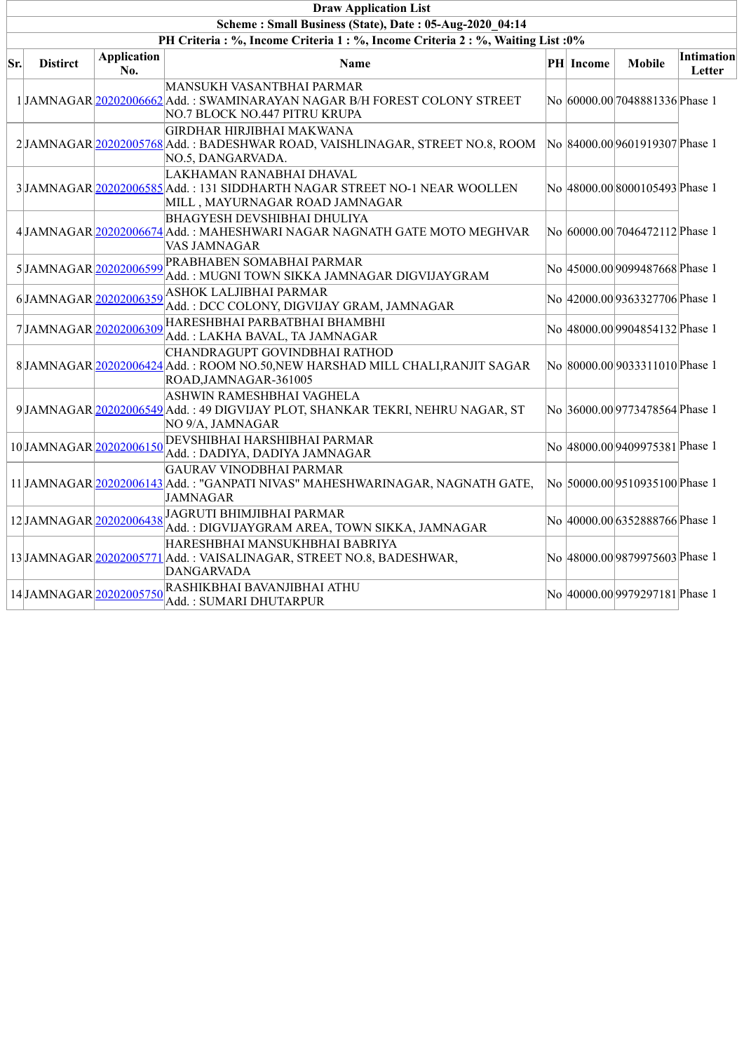**Draw Application List**

**Scheme : Small Business (State), Date : 05-Aug-2020_04:14**

**PH Criteria : %, Income Criteria 1 : %, Income Criteria 2 : %, Waiting List :0%**

| Sr. | Distirct | Application No. | Name | PH | Income | Mobile | Intimation Letter |
|---|---|---|---|---|---|---|---|
| 1 | JAMNAGAR | 20202006662 | MANSUKH VASANTBHAI PARMAR<br>Add. : SWAMINARAYAN NAGAR B/H FOREST COLONY STREET NO.7 BLOCK NO.447 PITRU KRUPA | No | 60000.00 | 7048881336 | Phase 1 |
| 2 | JAMNAGAR | 20202005768 | GIRDHAR HIRJIBHAI MAKWANA<br>Add. : BADESHWAR ROAD, VAISHLINAGAR, STREET NO.8, ROOM NO.5, DANGARVADA. | No | 84000.00 | 9601919307 | Phase 1 |
| 3 | JAMNAGAR | 20202006585 | LAKHAMAN RANABHAI DHAVAL<br>Add. : 131 SIDDHARTH NAGAR STREET NO-1 NEAR WOOLLEN MILL , MAYURNAGAR ROAD JAMNAGAR | No | 48000.00 | 8000105493 | Phase 1 |
| 4 | JAMNAGAR | 20202006674 | BHAGYESH DEVSHIBHAI DHULIYA<br>Add. : MAHESHWARI NAGAR NAGNATH GATE MOTO MEGHVAR VAS JAMNAGAR | No | 60000.00 | 7046472112 | Phase 1 |
| 5 | JAMNAGAR | 20202006599 | PRABHABEN SOMABHAI PARMAR<br>Add. : MUGNI TOWN SIKKA JAMNAGAR DIGVIJAYGRAM | No | 45000.00 | 9099487668 | Phase 1 |
| 6 | JAMNAGAR | 20202006359 | ASHOK LALJIBHAI PARMAR<br>Add. : DCC COLONY, DIGVIJAY GRAM, JAMNAGAR | No | 42000.00 | 9363327706 | Phase 1 |
| 7 | JAMNAGAR | 20202006309 | HARESHBHAI PARBATBHAI BHAMBHI<br>Add. : LAKHA BAVAL, TA JAMNAGAR | No | 48000.00 | 9904854132 | Phase 1 |
| 8 | JAMNAGAR | 20202006424 | CHANDRAGUPT GOVINDBHAI RATHOD<br>Add. : ROOM NO.50,NEW HARSHAD MILL CHALI,RANJIT SAGAR ROAD,JAMNAGAR-361005 | No | 80000.00 | 9033311010 | Phase 1 |
| 9 | JAMNAGAR | 20202006549 | ASHWIN RAMESHBHAI VAGHELA<br>Add. : 49 DIGVIJAY PLOT, SHANKAR TEKRI, NEHRU NAGAR, ST NO 9/A, JAMNAGAR | No | 36000.00 | 9773478564 | Phase 1 |
| 10 | JAMNAGAR | 20202006150 | DEVSHIBHAI HARSHIBHAI PARMAR<br>Add. : DADIYA, DADIYA JAMNAGAR | No | 48000.00 | 9409975381 | Phase 1 |
| 11 | JAMNAGAR | 20202006143 | GAURAV VINODBHAI PARMAR<br>Add. : "GANPATI NIVAS" MAHESHWARINAGAR, NAGNATH GATE, JAMNAGAR | No | 50000.00 | 9510935100 | Phase 1 |
| 12 | JAMNAGAR | 20202006438 | JAGRUTI BHIMJIBHAI PARMAR<br>Add. : DIGVIJAYGRAM AREA, TOWN SIKKA, JAMNAGAR | No | 40000.00 | 6352888766 | Phase 1 |
| 13 | JAMNAGAR | 20202005771 | HARESHBHAI MANSUKHBHAI BABRIYA<br>Add. : VAISALINAGAR, STREET NO.8, BADESHWAR, DANGARVADA | No | 48000.00 | 9879975603 | Phase 1 |
| 14 | JAMNAGAR | 20202005750 | RASHIKBHAI BAVANJIBHAI ATHU<br>Add. : SUMARI DHUTARPUR | No | 40000.00 | 9979297181 | Phase 1 |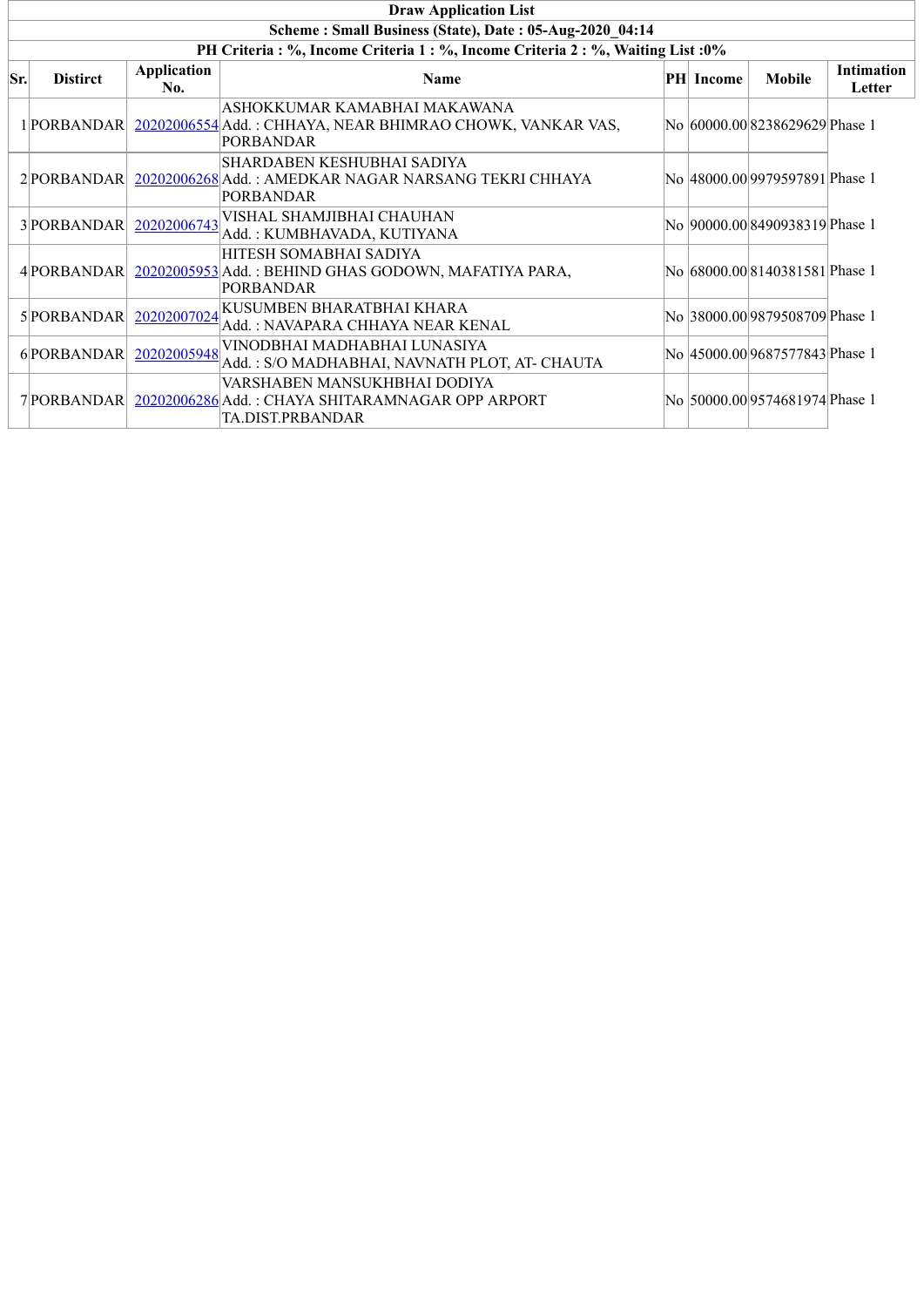**Draw Application List**

**Scheme : Small Business (State), Date : 05-Aug-2020_04:14**

**PH Criteria : %, Income Criteria 1 : %, Income Criteria 2 : %, Waiting List :0%**

| Sr. | Distirct | Application No. | Name | PH | Income | Mobile | Intimation Letter |
|---|---|---|---|---|---|---|---|
| 1 | PORBANDAR | 20202006554 | ASHOKKUMAR KAMABHAI MAKAWANA<br>Add. : CHHAYA, NEAR BHIMRAO CHOWK, VANKAR VAS, PORBANDAR | No | 60000.00 | 8238629629 | Phase 1 |
| 2 | PORBANDAR | 20202006268 | SHARDABEN KESHUBHAI SADIYA<br>Add. : AMEDKAR NAGAR NARSANG TEKRI CHHAYA PORBANDAR | No | 48000.00 | 9979597891 | Phase 1 |
| 3 | PORBANDAR | 20202006743 | VISHAL SHAMJIBHAI CHAUHAN<br>Add. : KUMBHAVADA, KUTIYANA | No | 90000.00 | 8490938319 | Phase 1 |
| 4 | PORBANDAR | 20202005953 | HITESH SOMABHAI SADIYA<br>Add. : BEHIND GHAS GODOWN, MAFATIYA PARA, PORBANDAR | No | 68000.00 | 8140381581 | Phase 1 |
| 5 | PORBANDAR | 20202007024 | KUSUMBEN BHARATBHAI KHARA<br>Add. : NAVAPARA CHHAYA NEAR KENAL | No | 38000.00 | 9879508709 | Phase 1 |
| 6 | PORBANDAR | 20202005948 | VINODBHAI MADHABHAI LUNASIYA<br>Add. : S/O MADHABHAI, NAVNATH PLOT, AT- CHAUTA | No | 45000.00 | 9687577843 | Phase 1 |
| 7 | PORBANDAR | 20202006286 | VARSHABEN MANSUKHBHAI DODIYA<br>Add. : CHAYA SHITARAMNAGAR OPP ARPORT TA.DIST.PRBANDAR | No | 50000.00 | 9574681974 | Phase 1 |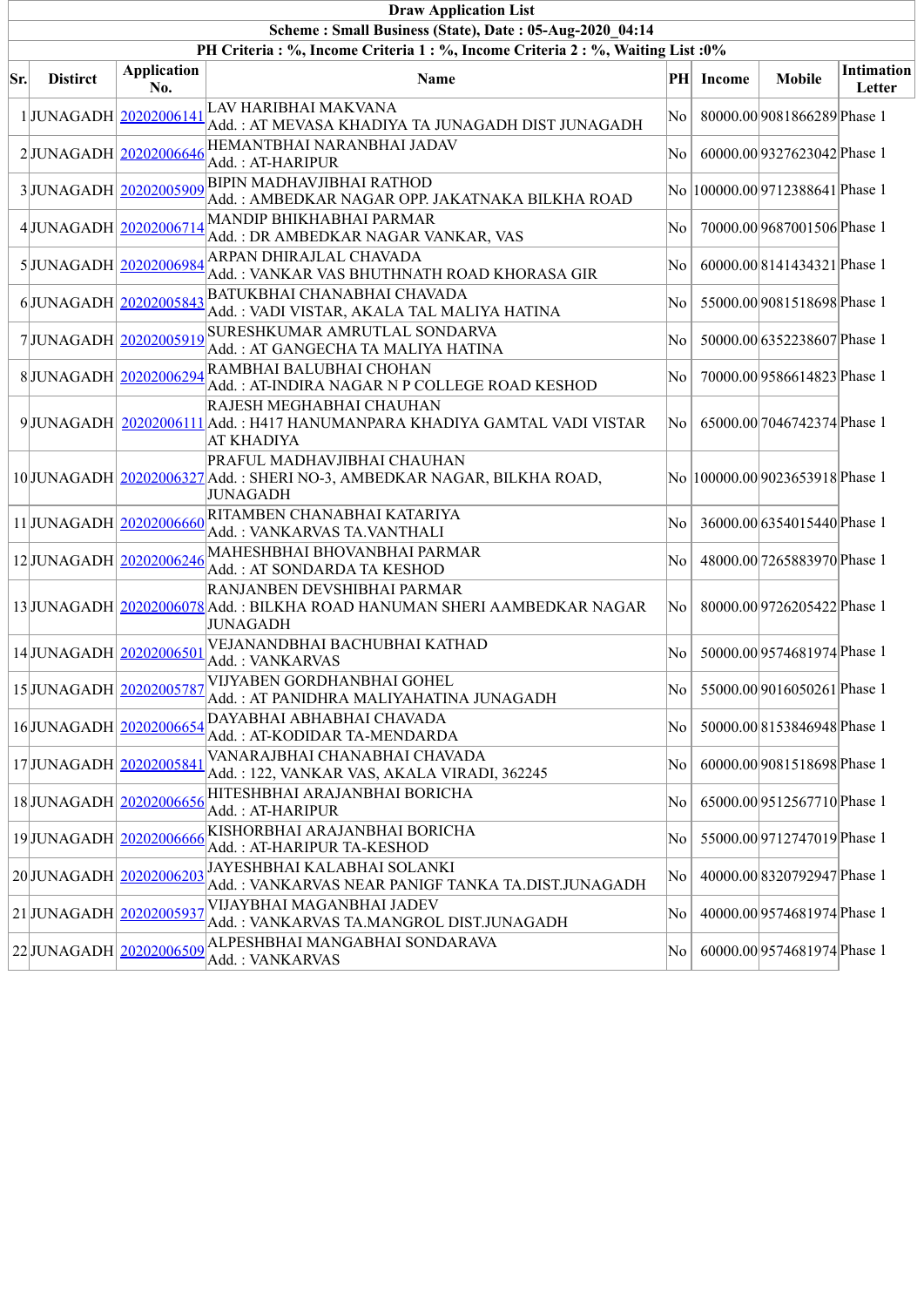**Draw Application List**

**Scheme : Small Business (State), Date : 05-Aug-2020_04:14**

**PH Criteria : %, Income Criteria 1 : %, Income Criteria 2 : %, Waiting List :0%**

| Sr. | District | Application No. | Name | PH | Income | Mobile | Intimation Letter |
|---|---|---|---|---|---|---|---|
| 1 | JUNAGADH | 20202006141 | LAV HARIBHAI MAKVANA<br>Add. : AT MEVASA KHADIYA TA JUNAGADH DIST JUNAGADH | No | 80000.00 | 9081866289 | Phase 1 |
| 2 | JUNAGADH | 20202006646 | HEMANTBHAI NARANBHAI JADAV<br>Add. : AT-HARIPUR | No | 60000.00 | 9327623042 | Phase 1 |
| 3 | JUNAGADH | 20202005909 | BIPIN MADHAVJIBHAI RATHOD<br>Add. : AMBEDKAR NAGAR OPP. JAKATNAKA BILKHA ROAD | No | 100000.00 | 9712388641 | Phase 1 |
| 4 | JUNAGADH | 20202006714 | MANDIP BHIKHABHAI PARMAR<br>Add. : DR AMBEDKAR NAGAR VANKAR, VAS | No | 70000.00 | 9687001506 | Phase 1 |
| 5 | JUNAGADH | 20202006984 | ARPAN DHIRAJLAL CHAVADA<br>Add. : VANKAR VAS BHUTHNATH ROAD KHORASA GIR | No | 60000.00 | 8141434321 | Phase 1 |
| 6 | JUNAGADH | 20202005843 | BATUKBHAI CHANABHAI CHAVADA<br>Add. : VADI VISTAR, AKALA TAL MALIYA HATINA | No | 55000.00 | 9081518698 | Phase 1 |
| 7 | JUNAGADH | 20202005919 | SURESHKUMAR AMRUTLAL SONDARVA<br>Add. : AT GANGECHA TA MALIYA HATINA | No | 50000.00 | 6352238607 | Phase 1 |
| 8 | JUNAGADH | 20202006294 | RAMBHAI BALUBHAI CHOHAN<br>Add. : AT-INDIRA NAGAR N P COLLEGE ROAD KESHOD | No | 70000.00 | 9586614823 | Phase 1 |
| 9 | JUNAGADH | 20202006111 | RAJESH MEGHABHAI CHAUHAN<br>Add. : H417 HANUMANPARA KHADIYA GAMTAL VADI VISTAR AT KHADIYA | No | 65000.00 | 7046742374 | Phase 1 |
| 10 | JUNAGADH | 20202006327 | PRAFUL MADHAVJIBHAI CHAUHAN<br>Add. : SHERI NO-3, AMBEDKAR NAGAR, BILKHA ROAD, JUNAGADH | No | 100000.00 | 9023653918 | Phase 1 |
| 11 | JUNAGADH | 20202006660 | RITAMBEN CHANABHAI KATARIYA<br>Add. : VANKARVAS TA.VANTHALI | No | 36000.00 | 6354015440 | Phase 1 |
| 12 | JUNAGADH | 20202006246 | MAHESHBHAI BHOVANBHAI PARMAR<br>Add. : AT SONDARDA TA KESHOD | No | 48000.00 | 7265883970 | Phase 1 |
| 13 | JUNAGADH | 20202006078 | RANJANBEN DEVSHIBHAI PARMAR<br>Add. : BILKHA ROAD HANUMAN SHERI AAMBEDKAR NAGAR JUNAGADH | No | 80000.00 | 9726205422 | Phase 1 |
| 14 | JUNAGADH | 20202006501 | VEJANANDBHAI BACHUBHAI KATHAD<br>Add. : VANKARVAS | No | 50000.00 | 9574681974 | Phase 1 |
| 15 | JUNAGADH | 20202005787 | VIJYABEN GORDHANBHAI GOHEL<br>Add. : AT PANIDHRA MALIYAHATINA JUNAGADH | No | 55000.00 | 9016050261 | Phase 1 |
| 16 | JUNAGADH | 20202006654 | DAYABHAI ABHABHAI CHAVADA<br>Add. : AT-KODIDAR TA-MENDARDA | No | 50000.00 | 8153846948 | Phase 1 |
| 17 | JUNAGADH | 20202005841 | VANARAJBHAI CHANABHAI CHAVADA<br>Add. : 122, VANKAR VAS, AKALA VIRADI, 362245 | No | 60000.00 | 9081518698 | Phase 1 |
| 18 | JUNAGADH | 20202006656 | HITESHBHAI ARAJANBHAI BORICHA<br>Add. : AT-HARIPUR | No | 65000.00 | 9512567710 | Phase 1 |
| 19 | JUNAGADH | 20202006666 | KISHORBHAI ARAJANBHAI BORICHA<br>Add. : AT-HARIPUR TA-KESHOD | No | 55000.00 | 9712747019 | Phase 1 |
| 20 | JUNAGADH | 20202006203 | JAYESHBHAI KALABHAI SOLANKI<br>Add. : VANKARVAS NEAR PANIGF TANKA TA.DIST.JUNAGADH | No | 40000.00 | 8320792947 | Phase 1 |
| 21 | JUNAGADH | 20202005937 | VIJAYBHAI MAGANBHAI JADEV<br>Add. : VANKARVAS TA.MANGROL DIST.JUNAGADH | No | 40000.00 | 9574681974 | Phase 1 |
| 22 | JUNAGADH | 20202006509 | ALPESHBHAI MANGABHAI SONDARAVA<br>Add. : VANKARVAS | No | 60000.00 | 9574681974 | Phase 1 |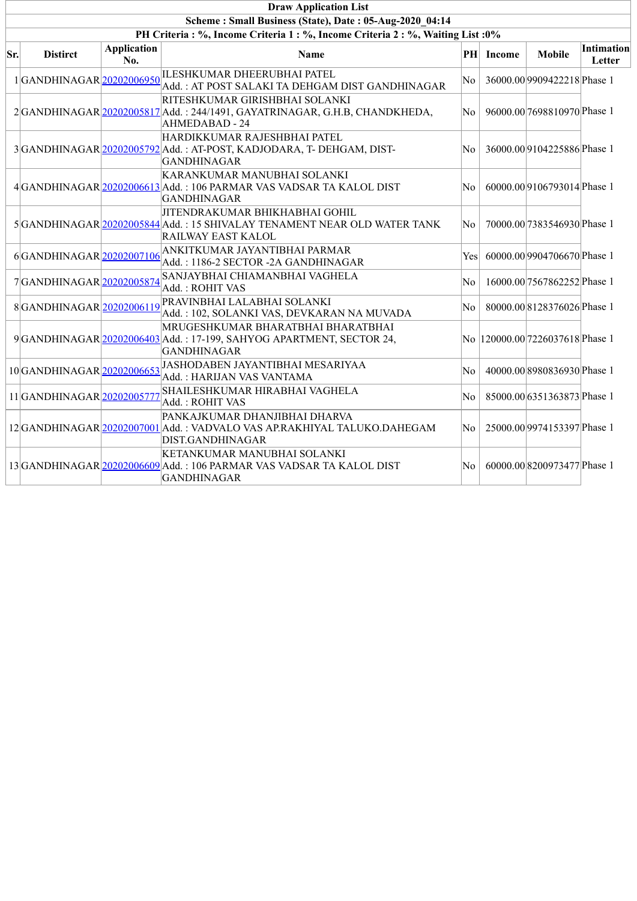| Draw Application List | | | | | | | |
|---|---|---|---|---|---|---|---|
| Scheme : Small Business (State), Date : 05-Aug-2020_04:14 | | | | | | | |
| PH Criteria : %, Income Criteria 1 : %, Income Criteria 2 : %, Waiting List :0% | | | | | | | |

| Sr. | Distirct | Application No. | Name | PH | Income | Mobile | Intimation Letter |
|---|---|---|---|---|---|---|---|
| 1 | GANDHINAGAR | 20202006950 | ILESHKUMAR DHEERUBHAI PATEL<br>Add. : AT POST SALAKI TA DEHGAM DIST GANDHINAGAR | No | 36000.00 | 9909422218 | Phase 1 |
| 2 | GANDHINAGAR | 20202005817 | RITESHKUMAR GIRISHBHAI SOLANKI<br>Add. : 244/1491, GAYATRINAGAR, G.H.B, CHANDKHEDA, AHMEDABAD - 24 | No | 96000.00 | 7698810970 | Phase 1 |
| 3 | GANDHINAGAR | 20202005792 | HARDIKKUMAR RAJESHBHAI PATEL<br>Add. : AT-POST, KADJODARA, T- DEHGAM, DIST-GANDHINAGAR | No | 36000.00 | 9104225886 | Phase 1 |
| 4 | GANDHINAGAR | 20202006613 | KARANKUMAR MANUBHAI SOLANKI<br>Add. : 106 PARMAR VAS VADSAR TA KALOL DIST GANDHINAGAR | No | 60000.00 | 9106793014 | Phase 1 |
| 5 | GANDHINAGAR | 20202005844 | JITENDRAKUMAR BHIKHABHAI GOHIL<br>Add. : 15 SHIVALAY TENAMENT NEAR OLD WATER TANK RAILWAY EAST KALOL | No | 70000.00 | 7383546930 | Phase 1 |
| 6 | GANDHINAGAR | 20202007106 | ANKITKUMAR JAYANTIBHAI PARMAR<br>Add. : 1186-2 SECTOR -2A GANDHINAGAR | Yes | 60000.00 | 9904706670 | Phase 1 |
| 7 | GANDHINAGAR | 20202005874 | SANJAYBHAI CHIAMANBHAI VAGHELA<br>Add. : ROHIT VAS | No | 16000.00 | 7567862252 | Phase 1 |
| 8 | GANDHINAGAR | 20202006119 | PRAVINBHAI LALABHAI SOLANKI<br>Add. : 102, SOLANKI VAS, DEVKARAN NA MUVADA | No | 80000.00 | 8128376026 | Phase 1 |
| 9 | GANDHINAGAR | 20202006403 | MRUGESHKUMAR BHARATBHAI BHARATBHAI<br>Add. : 17-199, SAHYOG APARTMENT, SECTOR 24, GANDHINAGAR | No | 120000.00 | 7226037618 | Phase 1 |
| 10 | GANDHINAGAR | 20202006653 | JASHODABEN JAYANTIBHAI MESARIYAA<br>Add. : HARIJAN VAS VANTAMA | No | 40000.00 | 8980836930 | Phase 1 |
| 11 | GANDHINAGAR | 20202005777 | SHAILESHKUMAR HIRABHAI VAGHELA<br>Add. : ROHIT VAS | No | 85000.00 | 6351363873 | Phase 1 |
| 12 | GANDHINAGAR | 20202007001 | PANKAJKUMAR DHANJIBHAI DHARVA<br>Add. : VADVALO VAS AP.RAKHIYAL TALUKO.DAHEGAM DIST.GANDHINAGAR | No | 25000.00 | 9974153397 | Phase 1 |
| 13 | GANDHINAGAR | 20202006609 | KETANKUMAR MANUBHAI SOLANKI<br>Add. : 106 PARMAR VAS VADSAR TA KALOL DIST GANDHINAGAR | No | 60000.00 | 8200973477 | Phase 1 |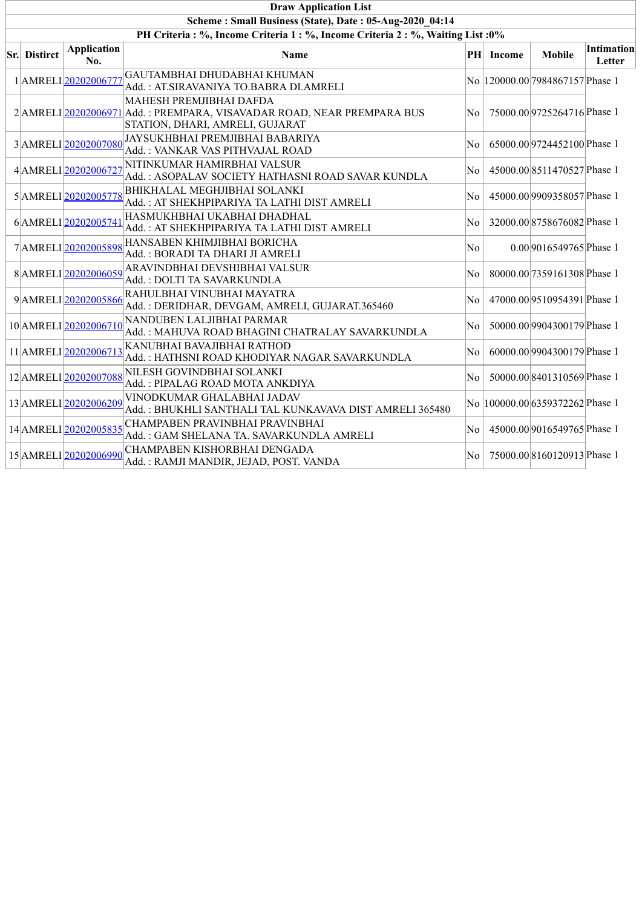**Draw Application List**

**Scheme : Small Business (State), Date : 05-Aug-2020_04:14**

**PH Criteria : %, Income Criteria 1 : %, Income Criteria 2 : %, Waiting List :0%**

| Sr. | District | Application No. | Name | PH | Income | Mobile | Intimation Letter |
|---|---|---|---|---|---|---|---|
| 1 | AMRELI | 20202006777 | GAUTAMBHAI DHUDABHAI KHUMAN<br>Add. : AT.SIRAVANIYA TO.BABRA DI.AMRELI | No | 120000.00 | 7984867157 | Phase 1 |
| 2 | AMRELI | 20202006971 | MAHESH PREMJIBHAI DAFDA<br>Add. : PREMPARA, VISAVADAR ROAD, NEAR PREMPARA BUS STATION, DHARI, AMRELI, GUJARAT | No | 75000.00 | 9725264716 | Phase 1 |
| 3 | AMRELI | 20202007080 | JAYSUKHBHAI PREMJIBHAI BABARIYA<br>Add. : VANKAR VAS PITHVAJAL ROAD | No | 65000.00 | 9724452100 | Phase 1 |
| 4 | AMRELI | 20202006727 | NITINKUMAR HAMIRBHAI VALSUR<br>Add. : ASOPALAV SOCIETY HATHASNI ROAD SAVAR KUNDLA | No | 45000.00 | 8511470527 | Phase 1 |
| 5 | AMRELI | 20202005778 | BHIKHALAL MEGHJIBHAI SOLANKI<br>Add. : AT SHEKHPIPARIYA TA LATHI DIST AMRELI | No | 45000.00 | 9909358057 | Phase 1 |
| 6 | AMRELI | 20202005741 | HASMUKHBHAI UKABHAI DHADHAL<br>Add. : AT SHEKHPIPARIYA TA LATHI DIST AMRELI | No | 32000.00 | 8758676082 | Phase 1 |
| 7 | AMRELI | 20202005898 | HANSABEN KHIMJIBHAI BORICHA<br>Add. : BORADI TA DHARI JI AMRELI | No | 0.00 | 9016549765 | Phase 1 |
| 8 | AMRELI | 20202006059 | ARAVINDBHAI DEVSHIBHAI VALSUR<br>Add. : DOLTI TA SAVARKUNDLA | No | 80000.00 | 7359161308 | Phase 1 |
| 9 | AMRELI | 20202005866 | RAHULBHAI VINUBHAI MAYATRA<br>Add. : DERIDHAR, DEVGAM, AMRELI, GUJARAT.365460 | No | 47000.00 | 9510954391 | Phase 1 |
| 10 | AMRELI | 20202006710 | NANDUBEN LALJIBHAI PARMAR<br>Add. : MAHUVA ROAD BHAGINI CHATRALAY SAVARKUNDLA | No | 50000.00 | 9904300179 | Phase 1 |
| 11 | AMRELI | 20202006713 | KANUBHAI BAVAJIBHAI RATHOD<br>Add. : HATHSNI ROAD KHODIYAR NAGAR SAVARKUNDLA | No | 60000.00 | 9904300179 | Phase 1 |
| 12 | AMRELI | 20202007088 | NILESH GOVINDBHAI SOLANKI<br>Add. : PIPALAG ROAD MOTA ANKDIYA | No | 50000.00 | 8401310569 | Phase 1 |
| 13 | AMRELI | 20202006209 | VINODKUMAR GHALABHAI JADAV<br>Add. : BHUKHLI SANTHALI TAL KUNKAVAVA DIST AMRELI 365480 | No | 100000.00 | 6359372262 | Phase 1 |
| 14 | AMRELI | 20202005835 | CHAMPABEN PRAVINBHAI PRAVINBHAI<br>Add. : GAM SHELANA TA. SAVARKUNDLA AMRELI | No | 45000.00 | 9016549765 | Phase 1 |
| 15 | AMRELI | 20202006990 | CHAMPABEN KISHORBHAI DENGADA<br>Add. : RAMJI MANDIR, JEJAD, POST. VANDA | No | 75000.00 | 8160120913 | Phase 1 |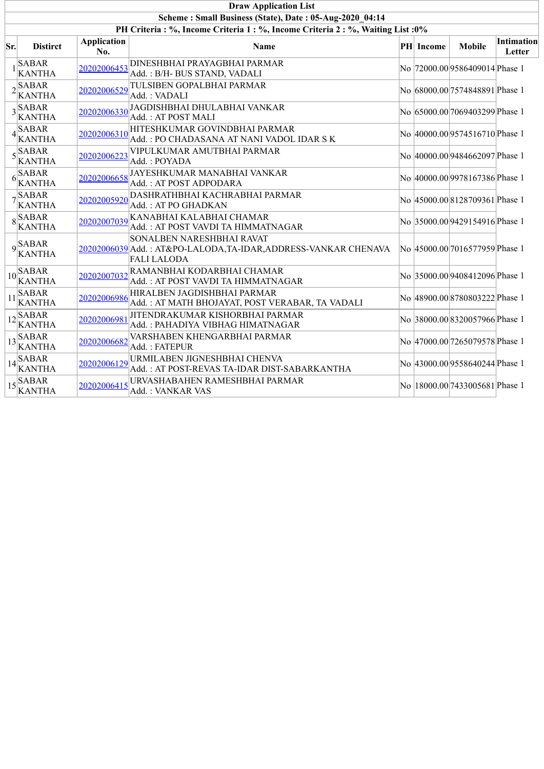| Draw Application List | | | | | | | |
|---|---|---|---|---|---|---|---|
| Scheme : Small Business (State), Date : 05-Aug-2020_04:14 | | | | | | | |
| PH Criteria : %, Income Criteria 1 : %, Income Criteria 2 : %, Waiting List :0% | | | | | | | |
| **Sr.** | **Distirct** | **Application No.** | **Name** | **PH** | **Income** | **Mobile** | **Intimation Letter** |
| 1 | SABAR KANTHA | 20202006453 | DINESHBHAI PRAYAGBHAI PARMAR Add. : B/H- BUS STAND, VADALI | No | 72000.00 | 9586409014 | Phase 1 |
| 2 | SABAR KANTHA | 20202006529 | TULSIBEN GOPALBHAI PARMAR Add. : VADALI | No | 68000.00 | 7574848891 | Phase 1 |
| 3 | SABAR KANTHA | 20202006330 | JAGDISHBHAI DHULABHAI VANKAR Add. : AT POST MALI | No | 65000.00 | 7069403299 | Phase 1 |
| 4 | SABAR KANTHA | 20202006310 | HITESHKUMAR GOVINDBHAI PARMAR Add. : PO CHADASANA AT NANI VADOL IDAR S K | No | 40000.00 | 9574516710 | Phase 1 |
| 5 | SABAR KANTHA | 20202006223 | VIPULKUMAR AMUTBHAI PARMAR Add. : POYADA | No | 40000.00 | 9484662097 | Phase 1 |
| 6 | SABAR KANTHA | 20202006658 | JAYESHKUMAR MANABHAI VANKAR Add. : AT POST ADPODARA | No | 40000.00 | 9978167386 | Phase 1 |
| 7 | SABAR KANTHA | 20202005920 | DASHRATHBHAI KACHRABHAI PARMAR Add. : AT PO GHADKAN | No | 45000.00 | 8128709361 | Phase 1 |
| 8 | SABAR KANTHA | 20202007039 | KANABHAI KALABHAI CHAMAR Add. : AT POST VAVDI TA HIMMATNAGAR | No | 35000.00 | 9429154916 | Phase 1 |
| 9 | SABAR KANTHA | 20202006039 | SONALBEN NARESHBHAI RAVAT Add. : AT&PO-LALODA,TA-IDAR,ADDRESS-VANKAR CHENAVA FALI LALODA | No | 45000.00 | 7016577959 | Phase 1 |
| 10 | SABAR KANTHA | 20202007032 | RAMANBHAI KODARBHAI CHAMAR Add. : AT POST VAVDI TA HIMMATNAGAR | No | 35000.00 | 9408412096 | Phase 1 |
| 11 | SABAR KANTHA | 20202006986 | HIRALBEN JAGDISHBHAI PARMAR Add. : AT MATH BHOJAYAT, POST VERABAR, TA VADALI | No | 48900.00 | 8780803222 | Phase 1 |
| 12 | SABAR KANTHA | 20202006981 | JITENDRAKUMAR KISHORBHAI PARMAR Add. : PAHADIYA VIBHAG HIMATNAGAR | No | 38000.00 | 8320057966 | Phase 1 |
| 13 | SABAR KANTHA | 20202006682 | VARSHABEN KHENGARBHAI PARMAR Add. : FATEPUR | No | 47000.00 | 7265079578 | Phase 1 |
| 14 | SABAR KANTHA | 20202006129 | URMILABEN JIGNESHBHAI CHENVA Add. : AT POST-REVAS TA-IDAR DIST-SABARKANTHA | No | 43000.00 | 9558640244 | Phase 1 |
| 15 | SABAR KANTHA | 20202006415 | URVASHABAHEN RAMESHBHAI PARMAR Add. : VANKAR VAS | No | 18000.00 | 7433005681 | Phase 1 |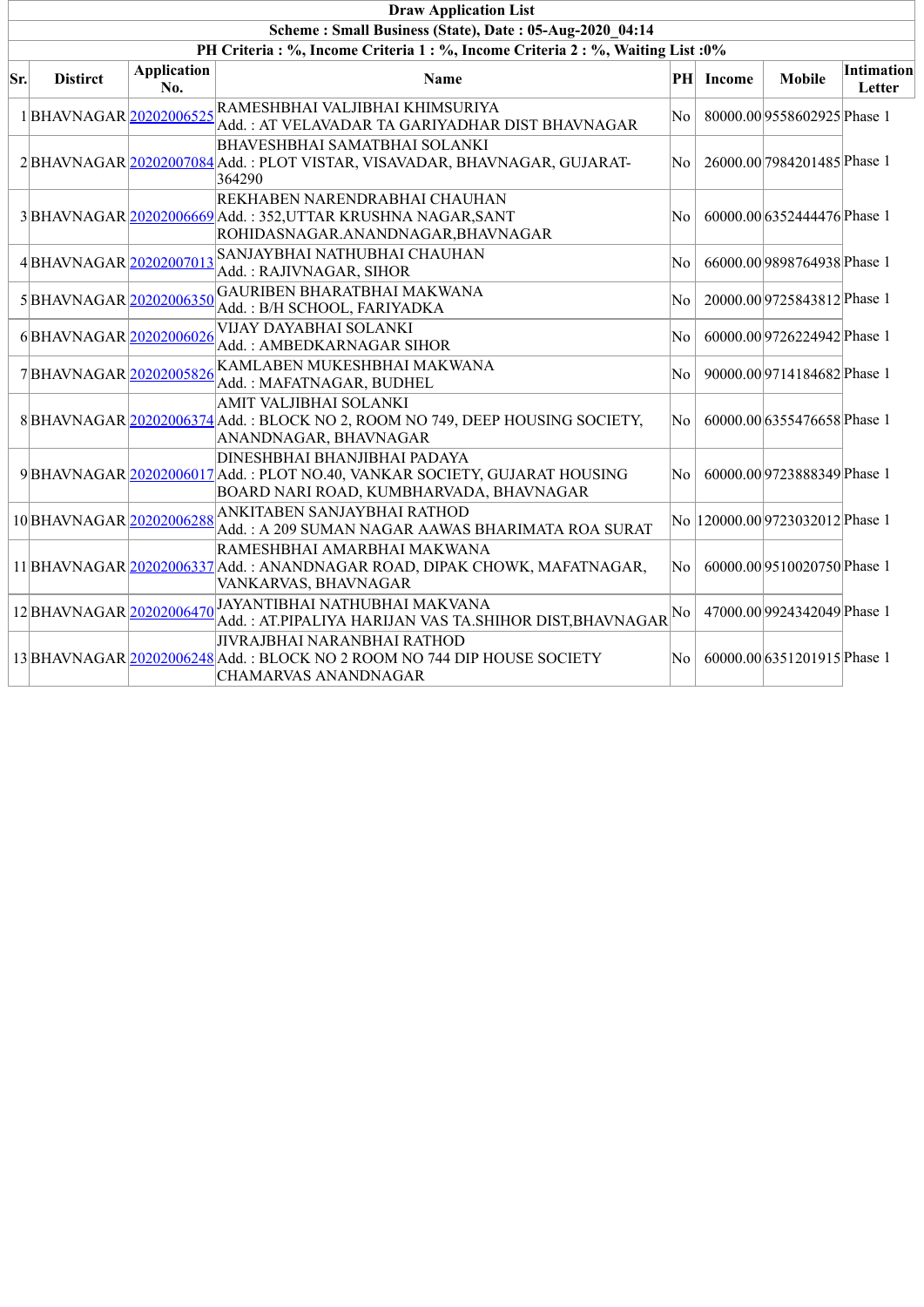**Draw Application List**

**Scheme : Small Business (State), Date : 05-Aug-2020_04:14**

**PH Criteria : %, Income Criteria 1 : %, Income Criteria 2 : %, Waiting List :0%**

| Sr. | Distirct | Application No. | Name | PH | Income | Mobile | Intimation Letter |
|---|---|---|---|---|---|---|---|
| 1 | BHAVNAGAR | 20202006525 | RAMESHBHAI VALJIBHAI KHIMSURIYA<br>Add. : AT VELAVADAR TA GARIYADHAR DIST BHAVNAGAR | No | 80000.00 | 9558602925 | Phase 1 |
| 2 | BHAVNAGAR | 20202007084 | BHAVESHBHAI SAMATBHAI SOLANKI<br>Add. : PLOT VISTAR, VISAVADAR, BHAVNAGAR, GUJARAT-364290 | No | 26000.00 | 7984201485 | Phase 1 |
| 3 | BHAVNAGAR | 20202006669 | REKHABEN NARENDRABHAI CHAUHAN<br>Add. : 352,UTTAR KRUSHNA NAGAR,SANT ROHIDASNAGAR.ANANDNAGAR,BHAVNAGAR | No | 60000.00 | 6352444476 | Phase 1 |
| 4 | BHAVNAGAR | 20202007013 | SANJAYBHAI NATHUBHAI CHAUHAN<br>Add. : RAJIVNAGAR, SIHOR | No | 66000.00 | 9898764938 | Phase 1 |
| 5 | BHAVNAGAR | 20202006350 | GAURIBEN BHARATBHAI MAKWANA<br>Add. : B/H SCHOOL, FARIYADKA | No | 20000.00 | 9725843812 | Phase 1 |
| 6 | BHAVNAGAR | 20202006026 | VIJAY DAYABHAI SOLANKI<br>Add. : AMBEDKARNAGAR SIHOR | No | 60000.00 | 9726224942 | Phase 1 |
| 7 | BHAVNAGAR | 20202005826 | KAMLABEN MUKESHBHAI MAKWANA<br>Add. : MAFATNAGAR, BUDHEL | No | 90000.00 | 9714184682 | Phase 1 |
| 8 | BHAVNAGAR | 20202006374 | AMIT VALJIBHAI SOLANKI<br>Add. : BLOCK NO 2, ROOM NO 749, DEEP HOUSING SOCIETY, ANANDNAGAR, BHAVNAGAR | No | 60000.00 | 6355476658 | Phase 1 |
| 9 | BHAVNAGAR | 20202006017 | DINESHBHAI BHANJIBHAI PADAYA<br>Add. : PLOT NO.40, VANKAR SOCIETY, GUJARAT HOUSING BOARD NARI ROAD, KUMBHARVADA, BHAVNAGAR | No | 60000.00 | 9723888349 | Phase 1 |
| 10 | BHAVNAGAR | 20202006288 | ANKITABEN SANJAYBHAI RATHOD<br>Add. : A 209 SUMAN NAGAR AAWAS BHARIMATA ROA SURAT | No | 120000.00 | 9723032012 | Phase 1 |
| 11 | BHAVNAGAR | 20202006337 | RAMESHBHAI AMARBHAI MAKWANA<br>Add. : ANANDNAGAR ROAD, DIPAK CHOWK, MAFATNAGAR, VANKARVAS, BHAVNAGAR | No | 60000.00 | 9510020750 | Phase 1 |
| 12 | BHAVNAGAR | 20202006470 | JAYANTIBHAI NATHUBHAI MAKVANA<br>Add. : AT.PIPALIYA HARIJAN VAS TA.SHIHOR DIST,BHAVNAGAR | No | 47000.00 | 9924342049 | Phase 1 |
| 13 | BHAVNAGAR | 20202006248 | JIVRAJBHAI NARANBHAI RATHOD<br>Add. : BLOCK NO 2 ROOM NO 744 DIP HOUSE SOCIETY CHAMARVAS ANANDNAGAR | No | 60000.00 | 6351201915 | Phase 1 |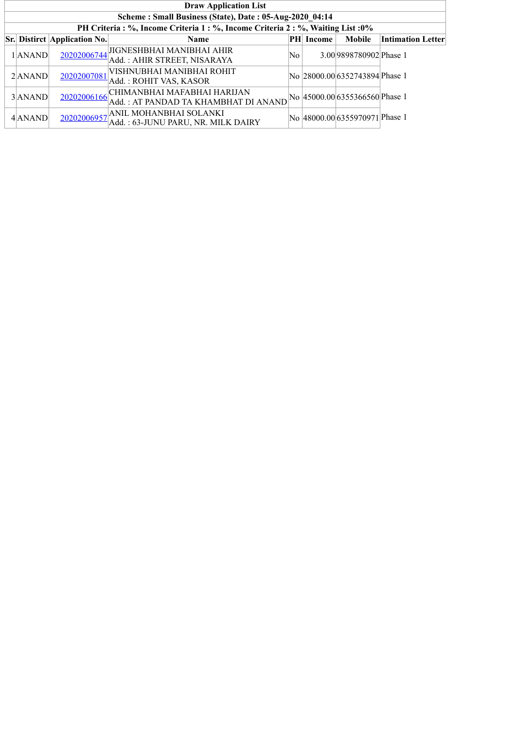| Draw Application List | | | | | | | |
|---|---|---|---|---|---|---|---|
| Scheme : Small Business (State), Date : 05-Aug-2020_04:14 | | | | | | | |
| PH Criteria : %, Income Criteria 1 : %, Income Criteria 2 : %, Waiting List :0% | | | | | | | |
| **Sr.** | **Distirct** | **Application No.** | **Name** | **PH** | **Income** | **Mobile** | **Intimation Letter** |
| 1 | ANAND | 20202006744 | JIGNESHBHAI MANIBHAI AHIR<br>Add. : AHIR STREET, NISARAYA | No | 3.00 | 9898780902 | Phase 1 |
| 2 | ANAND | 20202007081 | VISHNUBHAI MANIBHAI ROHIT<br>Add. : ROHIT VAS, KASOR | No | 28000.00 | 6352743894 | Phase 1 |
| 3 | ANAND | 20202006166 | CHIMANBHAI MAFABHAI HARIJAN<br>Add. : AT PANDAD TA KHAMBHAT DI ANAND | No | 45000.00 | 6355366560 | Phase 1 |
| 4 | ANAND | 20202006957 | ANIL MOHANBHAI SOLANKI<br>Add. : 63-JUNU PARU, NR. MILK DAIRY | No | 48000.00 | 6355970971 | Phase 1 |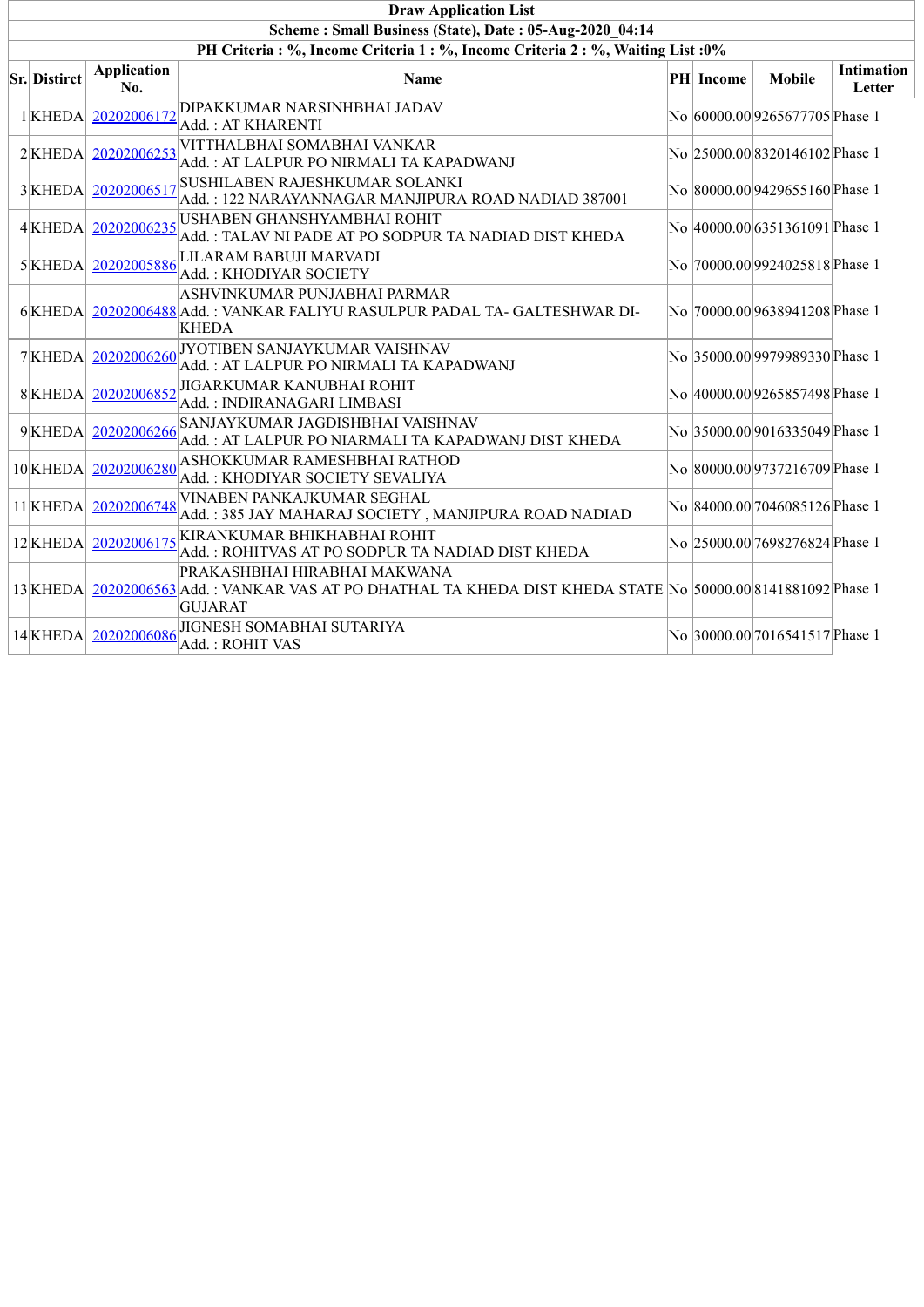| Draw Application List | | | | | | | |
|---|---|---|---|---|---|---|---|
| Scheme : Small Business (State), Date : 05-Aug-2020_04:14 | | | | | | | |
| PH Criteria : %, Income Criteria 1 : %, Income Criteria 2 : %, Waiting List :0% | | | | | | | |
| **Sr.** | **District** | **Application No.** | **Name** | **PH** | **Income** | **Mobile** | **Intimation Letter** |
| 1 | KHEDA | 20202006172 | DIPAKKUMAR NARSINHBHAI JADAV<br>Add. : AT KHARENTI | No | 60000.00 | 9265677705 | Phase 1 |
| 2 | KHEDA | 20202006253 | VITTHALBHAI SOMABHAI VANKAR<br>Add. : AT LALPUR PO NIRMALI TA KAPADWANJ | No | 25000.00 | 8320146102 | Phase 1 |
| 3 | KHEDA | 20202006517 | SUSHILABEN RAJESHKUMAR SOLANKI<br>Add. : 122 NARAYANNAGAR MANJIPURA ROAD NADIAD 387001 | No | 80000.00 | 9429655160 | Phase 1 |
| 4 | KHEDA | 20202006235 | USHABEN GHANSHYAMBHAI ROHIT<br>Add. : TALAV NI PADE AT PO SODPUR TA NADIAD DIST KHEDA | No | 40000.00 | 6351361091 | Phase 1 |
| 5 | KHEDA | 20202005886 | LILARAM BABUJI MARVADI<br>Add. : KHODIYAR SOCIETY | No | 70000.00 | 9924025818 | Phase 1 |
| 6 | KHEDA | 20202006488 | ASHVINKUMAR PUNJABHAI PARMAR<br>Add. : VANKAR FALIYU RASULPUR PADAL TA- GALTESHWAR DI-KHEDA | No | 70000.00 | 9638941208 | Phase 1 |
| 7 | KHEDA | 20202006260 | JYOTIBEN SANJAYKUMAR VAISHNAV<br>Add. : AT LALPUR PO NIRMALI TA KAPADWANJ | No | 35000.00 | 9979989330 | Phase 1 |
| 8 | KHEDA | 20202006852 | JIGARKUMAR KANUBHAI ROHIT<br>Add. : INDIRANAGARI LIMBASI | No | 40000.00 | 9265857498 | Phase 1 |
| 9 | KHEDA | 20202006266 | SANJAYKUMAR JAGDISHBHAI VAISHNAV<br>Add. : AT LALPUR PO NIARMALI TA KAPADWANJ DIST KHEDA | No | 35000.00 | 9016335049 | Phase 1 |
| 10 | KHEDA | 20202006280 | ASHOKKUMAR RAMESHBHAI RATHOD<br>Add. : KHODIYAR SOCIETY SEVALIYA | No | 80000.00 | 9737216709 | Phase 1 |
| 11 | KHEDA | 20202006748 | VINABEN PANKAJKUMAR SEGHAL<br>Add. : 385 JAY MAHARAJ SOCIETY , MANJIPURA ROAD NADIAD | No | 84000.00 | 7046085126 | Phase 1 |
| 12 | KHEDA | 20202006175 | KIRANKUMAR BHIKHABHAI ROHIT<br>Add. : ROHITVAS AT PO SODPUR TA NADIAD DIST KHEDA | No | 25000.00 | 7698276824 | Phase 1 |
| 13 | KHEDA | 20202006563 | PRAKASHBHAI HIRABHAI MAKWANA<br>Add. : VANKAR VAS AT PO DHATHAL TA KHEDA DIST KHEDA STATE GUJARAT | No | 50000.00 | 8141881092 | Phase 1 |
| 14 | KHEDA | 20202006086 | JIGNESH SOMABHAI SUTARIYA<br>Add. : ROHIT VAS | No | 30000.00 | 7016541517 | Phase 1 |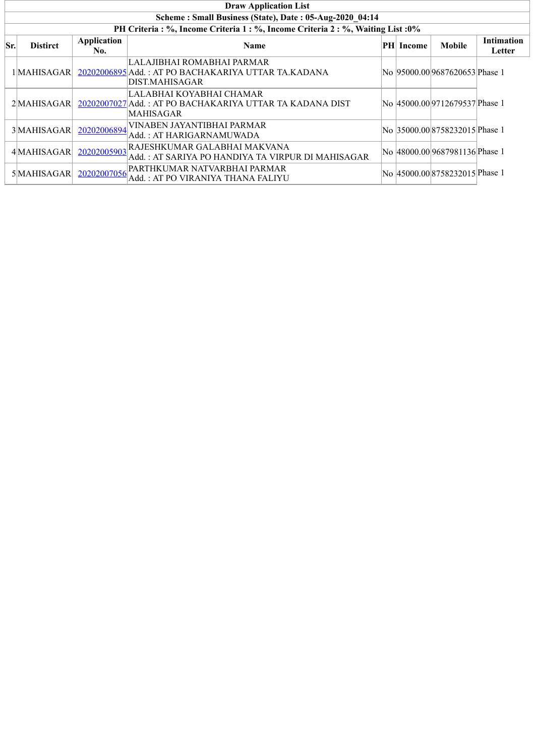| Draw Application List | | | | | | | |
|---|---|---|---|---|---|---|---|
| Scheme : Small Business (State), Date : 05-Aug-2020_04:14 | | | | | | | |
| PH Criteria : %, Income Criteria 1 : %, Income Criteria 2 : %, Waiting List :0% | | | | | | | |
| **Sr.** | **Distirct** | **Application No.** | **Name** | **PH** | **Income** | **Mobile** | **Intimation Letter** |
| 1 | MAHISAGAR | 20202006895 | LALAJIBHAI ROMABHAI PARMAR<br>Add. : AT PO BACHAKARIYA UTTAR TA.KADANA DIST.MAHISAGAR | No | 95000.00 | 9687620653 | Phase 1 |
| 2 | MAHISAGAR | 20202007027 | LALABHAI KOYABHAI CHAMAR<br>Add. : AT PO BACHAKARIYA UTTAR TA KADANA DIST MAHISAGAR | No | 45000.00 | 9712679537 | Phase 1 |
| 3 | MAHISAGAR | 20202006894 | VINABEN JAYANTIBHAI PARMAR<br>Add. : AT HARIGARNAMUWADA | No | 35000.00 | 8758232015 | Phase 1 |
| 4 | MAHISAGAR | 20202005903 | RAJESHKUMAR GALABHAI MAKVANA<br>Add. : AT SARIYA PO HANDIYA TA VIRPUR DI MAHISAGAR | No | 48000.00 | 9687981136 | Phase 1 |
| 5 | MAHISAGAR | 20202007056 | PARTHKUMAR NATVARBHAI PARMAR<br>Add. : AT PO VIRANIYA THANA FALIYU | No | 45000.00 | 8758232015 | Phase 1 |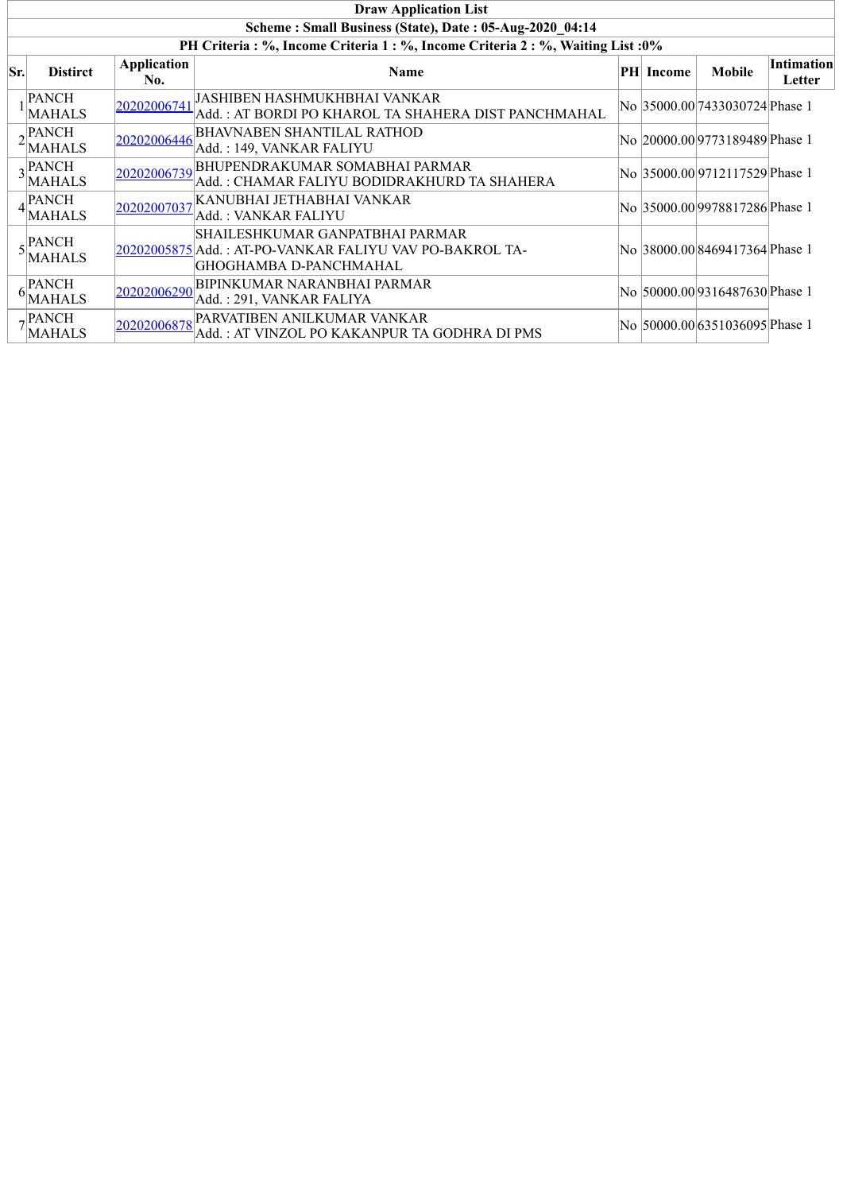| Draw Application List | | | | | | | |
|---|---|---|---|---|---|---|---|
| **Scheme : Small Business (State), Date : 05-Aug-2020_04:14** | | | | | | | |
| **PH Criteria : %, Income Criteria 1 : %, Income Criteria 2 : %, Waiting List :0%** | | | | | | | |
| **Sr.** | **Distirct** | **Application No.** | **Name** | **PH** | **Income** | **Mobile** | **Intimation Letter** |
| 1 | PANCH MAHALS | 20202006741 | JASHIBEN HASHMUKHBHAI VANKAR<br>Add. : AT BORDI PO KHAROL TA SHAHERA DIST PANCHMAHAL | No | 35000.00 | 7433030724 | Phase 1 |
| 2 | PANCH MAHALS | 20202006446 | BHAVNABEN SHANTILAL RATHOD<br>Add. : 149, VANKAR FALIYU | No | 20000.00 | 9773189489 | Phase 1 |
| 3 | PANCH MAHALS | 20202006739 | BHUPENDRAKUMAR SOMABHAI PARMAR<br>Add. : CHAMAR FALIYU BODIDRAKHURD TA SHAHERA | No | 35000.00 | 9712117529 | Phase 1 |
| 4 | PANCH MAHALS | 20202007037 | KANUBHAI JETHABHAI VANKAR<br>Add. : VANKAR FALIYU | No | 35000.00 | 9978817286 | Phase 1 |
| 5 | PANCH MAHALS | 20202005875 | SHAILESHKUMAR GANPATBHAI PARMAR<br>Add. : AT-PO-VANKAR FALIYU VAV PO-BAKROL TA-GHOGHAMBA D-PANCHMAHAL | No | 38000.00 | 8469417364 | Phase 1 |
| 6 | PANCH MAHALS | 20202006290 | BIPINKUMAR NARANBHAI PARMAR<br>Add. : 291, VANKAR FALIYA | No | 50000.00 | 9316487630 | Phase 1 |
| 7 | PANCH MAHALS | 20202006878 | PARVATIBEN ANILKUMAR VANKAR<br>Add. : AT VINZOL PO KAKANPUR TA GODHRA DI PMS | No | 50000.00 | 6351036095 | Phase 1 |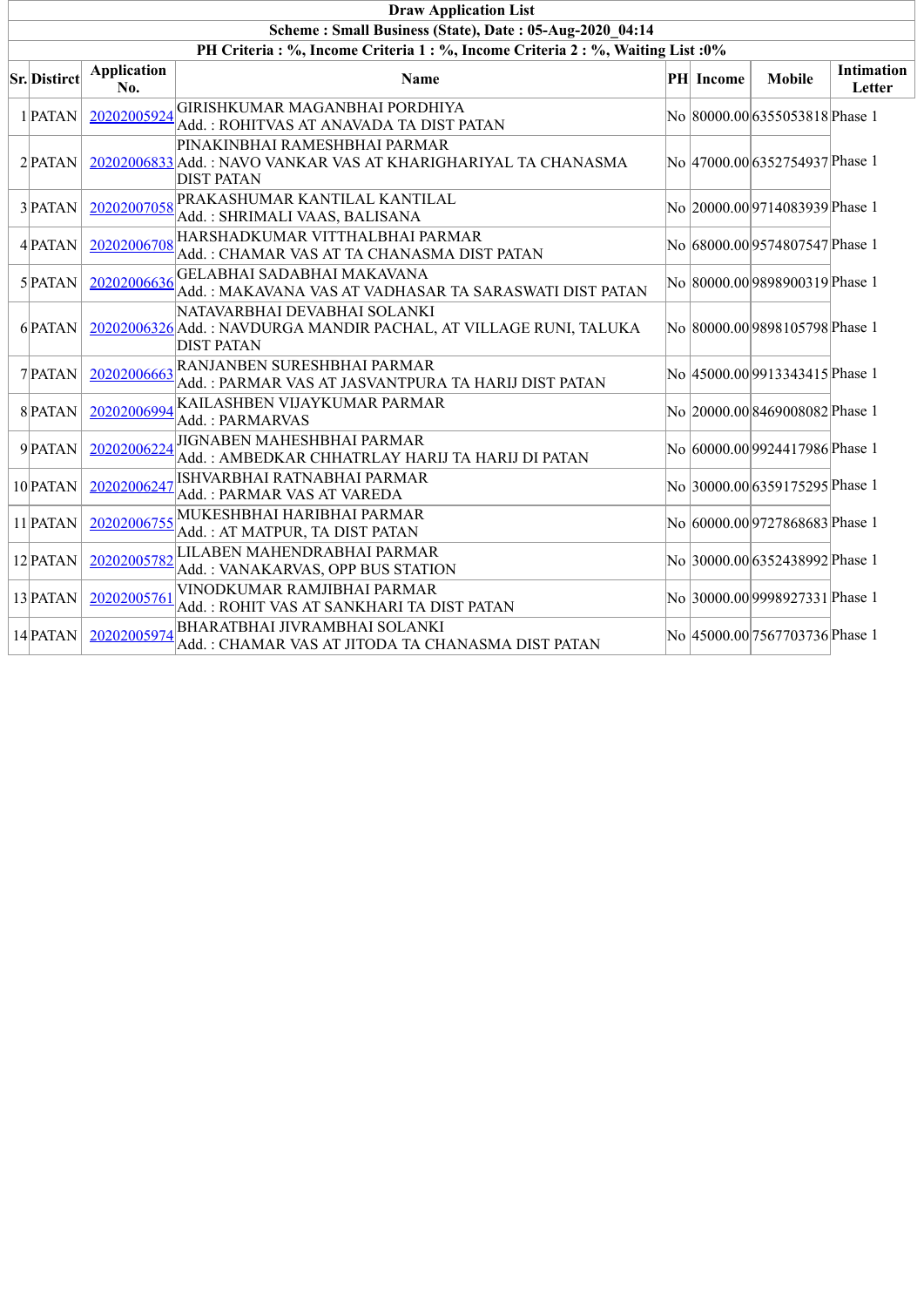| Draw Application List | | | | | | | |
|---|---|---|---|---|---|---|---|
| **Scheme : Small Business (State), Date : 05-Aug-2020_04:14** | | | | | | | |
| **PH Criteria : %, Income Criteria 1 : %, Income Criteria 2 : %, Waiting List :0%** | | | | | | | |
| **Sr.** | **District** | **Application No.** | **Name** | **PH** | **Income** | **Mobile** | **Intimation Letter** |
| 1 | PATAN | 20202005924 | GIRISHKUMAR MAGANBHAI PORDHIYA<br>Add. : ROHITVAS AT ANAVADA TA DIST PATAN | No | 80000.00 | 6355053818 | Phase 1 |
| 2 | PATAN | 20202006833 | PINAKINBHAI RAMESHBHAI PARMAR<br>Add. : NAVO VANKAR VAS AT KHARIGHARIYAL TA CHANASMA DIST PATAN | No | 47000.00 | 6352754937 | Phase 1 |
| 3 | PATAN | 20202007058 | PRAKASHUMAR KANTILAL KANTILAL<br>Add. : SHRIMALI VAAS, BALISANA | No | 20000.00 | 9714083939 | Phase 1 |
| 4 | PATAN | 20202006708 | HARSHADKUMAR VITTHALBHAI PARMAR<br>Add. : CHAMAR VAS AT TA CHANASMA DIST PATAN | No | 68000.00 | 9574807547 | Phase 1 |
| 5 | PATAN | 20202006636 | GELABHAI SADABHAI MAKAVANA<br>Add. : MAKAVANA VAS AT VADHASAR TA SARASWATI DIST PATAN | No | 80000.00 | 9898900319 | Phase 1 |
| 6 | PATAN | 20202006326 | NATAVARBHAI DEVABHAI SOLANKI<br>Add. : NAVDURGA MANDIR PACHAL, AT VILLAGE RUNI, TALUKA DIST PATAN | No | 80000.00 | 9898105798 | Phase 1 |
| 7 | PATAN | 20202006663 | RANJANBEN SURESHBHAI PARMAR<br>Add. : PARMAR VAS AT JASVANTPURA TA HARIJ DIST PATAN | No | 45000.00 | 9913343415 | Phase 1 |
| 8 | PATAN | 20202006994 | KAILASHBEN VIJAYKUMAR PARMAR<br>Add. : PARMARVAS | No | 20000.00 | 8469008082 | Phase 1 |
| 9 | PATAN | 20202006224 | JIGNABEN MAHESHBHAI PARMAR<br>Add. : AMBEDKAR CHHATRLAY HARIJ TA HARIJ DI PATAN | No | 60000.00 | 9924417986 | Phase 1 |
| 10 | PATAN | 20202006247 | ISHVARBHAI RATNABHAI PARMAR<br>Add. : PARMAR VAS AT VAREDA | No | 30000.00 | 6359175295 | Phase 1 |
| 11 | PATAN | 20202006755 | MUKESHBHAI HARIBHAI PARMAR<br>Add. : AT MATPUR, TA DIST PATAN | No | 60000.00 | 9727868683 | Phase 1 |
| 12 | PATAN | 20202005782 | LILABEN MAHENDRABHAI PARMAR<br>Add. : VANAKARVAS, OPP BUS STATION | No | 30000.00 | 6352438992 | Phase 1 |
| 13 | PATAN | 20202005761 | VINODKUMAR RAMJIBHAI PARMAR<br>Add. : ROHIT VAS AT SANKHARI TA DIST PATAN | No | 30000.00 | 9998927331 | Phase 1 |
| 14 | PATAN | 20202005974 | BHARATBHAI JIVRAMBHAI SOLANKI<br>Add. : CHAMAR VAS AT JITODA TA CHANASMA DIST PATAN | No | 45000.00 | 7567703736 | Phase 1 |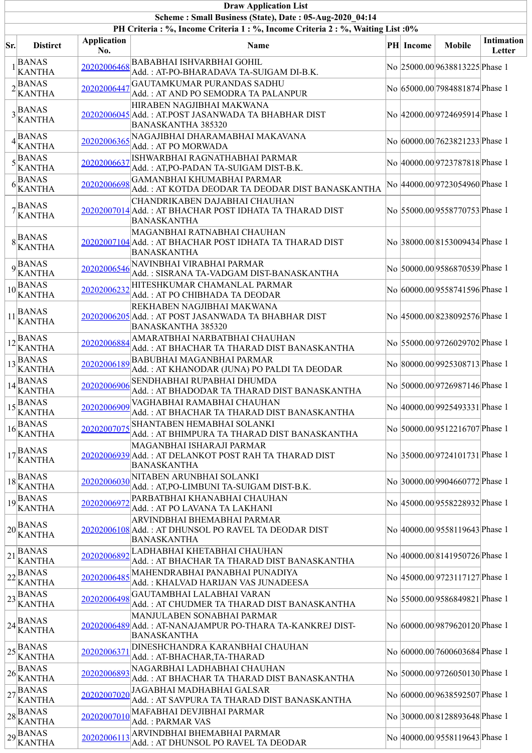| Draw Application List | | | | | | | |
|---|---|---|---|---|---|---|---|
| Scheme : Small Business (State), Date : 05-Aug-2020_04:14 | | | | | | | |
| PH Criteria : %, Income Criteria 1 : %, Income Criteria 2 : %, Waiting List :0% | | | | | | | |
| Sr. | Distirct | Application No. | Name | PH | Income | Mobile | Intimation Letter |
| 1 | BANAS KANTHA | 20202006468 | BABABHAI ISHVARBHAI GOHIL<br>Add. : AT-PO-BHARADAVA TA-SUIGAM DI-B.K. | No | 25000.00 | 9638813225 | Phase 1 |
| 2 | BANAS KANTHA | 20202006447 | GAUTAMKUMAR PURANDAS SADHU<br>Add. : AT AND PO SEMODRA TA PALANPUR | No | 65000.00 | 7984881874 | Phase 1 |
| 3 | BANAS KANTHA | 20202006045 | HIRABEN NAGJIBHAI MAKWANA<br>Add. : AT.POST JASANWADA TA BHABHAR DIST BANASKANTHA 385320 | No | 42000.00 | 9724695914 | Phase 1 |
| 4 | BANAS KANTHA | 20202006365 | NAGAJIBHAI DHARAMABHAI MAKAVANA<br>Add. : AT PO MORWADA | No | 60000.00 | 7623821233 | Phase 1 |
| 5 | BANAS KANTHA | 20202006637 | ISHWARBHAI RAGNATHABHAI PARMAR<br>Add. : AT,PO-PADAN TA-SUIGAM DIST-B.K. | No | 40000.00 | 9723787818 | Phase 1 |
| 6 | BANAS KANTHA | 20202006698 | GAMANBHAI KHUMABHAI PARMAR<br>Add. : AT KOTDA DEODAR TA DEODAR DIST BANASKANTHA | No | 44000.00 | 9723054960 | Phase 1 |
| 7 | BANAS KANTHA | 20202007014 | CHANDRIKABEN DAJABHAI CHAUHAN<br>Add. : AT BHACHAR POST IDHATA TA THARAD DIST BANASKANTHA | No | 55000.00 | 9558770753 | Phase 1 |
| 8 | BANAS KANTHA | 20202007104 | MAGANBHAI RATNABHAI CHAUHAN<br>Add. : AT BHACHAR POST IDHATA TA THARAD DIST BANASKANTHA | No | 38000.00 | 8153009434 | Phase 1 |
| 9 | BANAS KANTHA | 20202006546 | NAVINBHAI VIRABHAI PARMAR<br>Add. : SISRANA TA-VADGAM DIST-BANASKANTHA | No | 50000.00 | 9586870539 | Phase 1 |
| 10 | BANAS KANTHA | 20202006232 | HITESHKUMAR CHAMANLAL PARMAR<br>Add. : AT PO CHIBHADA TA DEODAR | No | 60000.00 | 9558741596 | Phase 1 |
| 11 | BANAS KANTHA | 20202006205 | REKHABEN NAGJIBHAI MAKWANA<br>Add. : AT POST JASANWADA TA BHABHAR DIST BANASKANTHA 385320 | No | 45000.00 | 8238092576 | Phase 1 |
| 12 | BANAS KANTHA | 20202006884 | AMARATBHAI NARBATBHAI CHAUHAN<br>Add. : AT BHACHAR TA THARAD DIST BANASKANTHA | No | 55000.00 | 9726029702 | Phase 1 |
| 13 | BANAS KANTHA | 20202006189 | BABUBHAI MAGANBHAI PARMAR<br>Add. : AT KHANODAR (JUNA) PO PALDI TA DEODAR | No | 80000.00 | 9925308713 | Phase 1 |
| 14 | BANAS KANTHA | 20202006906 | SENDHABHAI RUPABHAI DHUMDA<br>Add. : AT BHADODAR TA THARAD DIST BANASKANTHA | No | 50000.00 | 9726987146 | Phase 1 |
| 15 | BANAS KANTHA | 20202006909 | VAGHABHAI RAMABHAI CHAUHAN<br>Add. : AT BHACHAR TA THARAD DIST BANASKANTHA | No | 40000.00 | 9925493331 | Phase 1 |
| 16 | BANAS KANTHA | 20202007075 | SHANTABEN HEMABHAI SOLANKI<br>Add. : AT BHIMPURA TA THARAD DIST BANASKANTHA | No | 50000.00 | 9512216707 | Phase 1 |
| 17 | BANAS KANTHA | 20202006939 | MAGANBHAI ISHARAJI PARMAR<br>Add. : AT DELANKOT POST RAH TA THARAD DIST BANASKANTHA | No | 35000.00 | 9724101731 | Phase 1 |
| 18 | BANAS KANTHA | 20202006030 | NITABEN ARUNBHAI SOLANKI<br>Add. : AT,PO-LIMBUNI TA-SUIGAM DIST-B.K. | No | 30000.00 | 9904660772 | Phase 1 |
| 19 | BANAS KANTHA | 20202006972 | PARBATBHAI KHANABHAI CHAUHAN<br>Add. : AT PO LAVANA TA LAKHANI | No | 45000.00 | 9558228932 | Phase 1 |
| 20 | BANAS KANTHA | 20202006108 | ARVINDBHAI BHEMABHAI PARMAR<br>Add. : AT DHUNSOL PO RAVEL TA DEODAR DIST BANASKANTHA | No | 40000.00 | 9558119643 | Phase 1 |
| 21 | BANAS KANTHA | 20202006892 | LADHABHAI KHETABHAI CHAUHAN<br>Add. : AT BHACHAR TA THARAD DIST BANASKANTHA | No | 40000.00 | 8141950726 | Phase 1 |
| 22 | BANAS KANTHA | 20202006485 | MAHENDRABHAI PANABHAI PUNADIYA<br>Add. : KHALVAD HARIJAN VAS JUNADEESA | No | 45000.00 | 9723117127 | Phase 1 |
| 23 | BANAS KANTHA | 20202006498 | GAUTAMBHAI LALABHAI VARAN<br>Add. : AT CHUDMER TA THARAD DIST BANASKANTHA | No | 55000.00 | 9586849821 | Phase 1 |
| 24 | BANAS KANTHA | 20202006489 | MANJULABEN SONABHAI PARMAR<br>Add. : AT-NANAJAMPUR PO-THARA TA-KANKREJ DIST-BANASKANTHA | No | 60000.00 | 9879620120 | Phase 1 |
| 25 | BANAS KANTHA | 20202006371 | DINESHCHANDRA KARANBHAI CHAUHAN<br>Add. : AT-BHACHAR,TA-THARAD | No | 60000.00 | 7600603684 | Phase 1 |
| 26 | BANAS KANTHA | 20202006893 | NAGARBHAI LADHABHAI CHAUHAN<br>Add. : AT BHACHAR TA THARAD DIST BANASKANTHA | No | 50000.00 | 9726050130 | Phase 1 |
| 27 | BANAS KANTHA | 20202007020 | JAGABHAI MADHABHAI GALSAR<br>Add. : AT SAVPURA TA THARAD DIST BANASKANTHA | No | 60000.00 | 9638592507 | Phase 1 |
| 28 | BANAS KANTHA | 20202007010 | MAFABHAI DEVJIBHAI PARMAR<br>Add. : PARMAR VAS | No | 30000.00 | 8128893648 | Phase 1 |
| 29 | BANAS KANTHA | 20202006113 | ARVINDBHAI BHEMABHAI PARMAR<br>Add. : AT DHUNSOL PO RAVEL TA DEODAR | No | 40000.00 | 9558119643 | Phase 1 |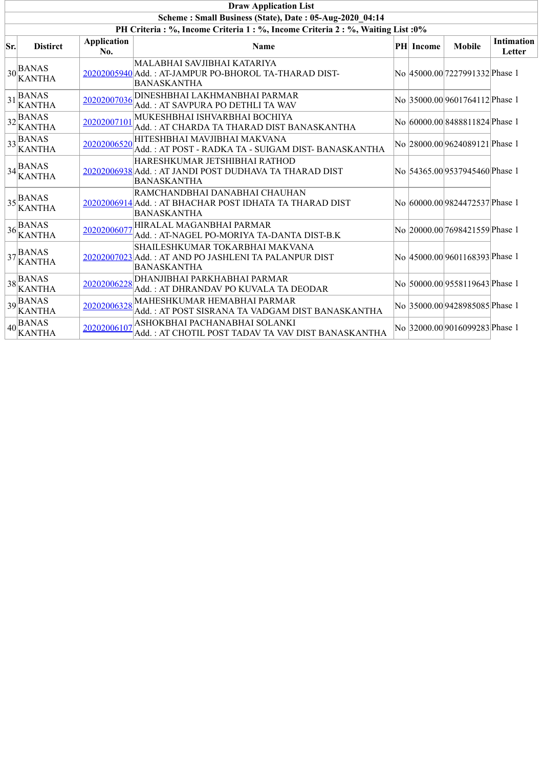| Draw Application List | | | | | | | |
|---|---|---|---|---|---|---|---|
| Scheme : Small Business (State), Date : 05-Aug-2020_04:14 | | | | | | | |
| PH Criteria : %, Income Criteria 1 : %, Income Criteria 2 : %, Waiting List :0% | | | | | | | |
| **Sr.** | **Distirct** | **Application No.** | **Name** | **PH** | **Income** | **Mobile** | **Intimation Letter** |
| 30 | BANAS KANTHA | 20202005940 | MALABHAI SAVJIBHAI KATARIYA Add. : AT-JAMPUR PO-BHOROL TA-THARAD DIST-BANASKANTHA | No | 45000.00 | 7227991332 | Phase 1 |
| 31 | BANAS KANTHA | 20202007036 | DINESHBHAI LAKHMANBHAI PARMAR Add. : AT SAVPURA PO DETHLI TA WAV | No | 35000.00 | 9601764112 | Phase 1 |
| 32 | BANAS KANTHA | 20202007101 | MUKESHBHAI ISHVARBHAI BOCHIYA Add. : AT CHARDA TA THARAD DIST BANASKANTHA | No | 60000.00 | 8488811824 | Phase 1 |
| 33 | BANAS KANTHA | 20202006520 | HITESHBHAI MAVJIBHAI MAKVANA Add. : AT POST - RADKA TA - SUIGAM DIST- BANASKANTHA | No | 28000.00 | 9624089121 | Phase 1 |
| 34 | BANAS KANTHA | 20202006938 | HARESHKUMAR JETSHIBHAI RATHOD Add. : AT JANDI POST DUDHAVA TA THARAD DIST BANASKANTHA | No | 54365.00 | 9537945460 | Phase 1 |
| 35 | BANAS KANTHA | 20202006914 | RAMCHANDBHAI DANABHAI CHAUHAN Add. : AT BHACHAR POST IDHATA TA THARAD DIST BANASKANTHA | No | 60000.00 | 9824472537 | Phase 1 |
| 36 | BANAS KANTHA | 20202006077 | HIRALAL MAGANBHAI PARMAR Add. : AT-NAGEL PO-MORIYA TA-DANTA DIST-B.K | No | 20000.00 | 7698421559 | Phase 1 |
| 37 | BANAS KANTHA | 20202007023 | SHAILESHKUMAR TOKARBHAI MAKVANA Add. : AT AND PO JASHLENI TA PALANPUR DIST BANASKANTHA | No | 45000.00 | 9601168393 | Phase 1 |
| 38 | BANAS KANTHA | 20202006228 | DHANJIBHAI PARKHABHAI PARMAR Add. : AT DHRANDAV PO KUVALA TA DEODAR | No | 50000.00 | 9558119643 | Phase 1 |
| 39 | BANAS KANTHA | 20202006328 | MAHESHKUMAR HEMABHAI PARMAR Add. : AT POST SISRANA TA VADGAM DIST BANASKANTHA | No | 35000.00 | 9428985085 | Phase 1 |
| 40 | BANAS KANTHA | 20202006107 | ASHOKBHAI PACHANABHAI SOLANKI Add. : AT CHOTIL POST TADAV TA VAV DIST BANASKANTHA | No | 32000.00 | 9016099283 | Phase 1 |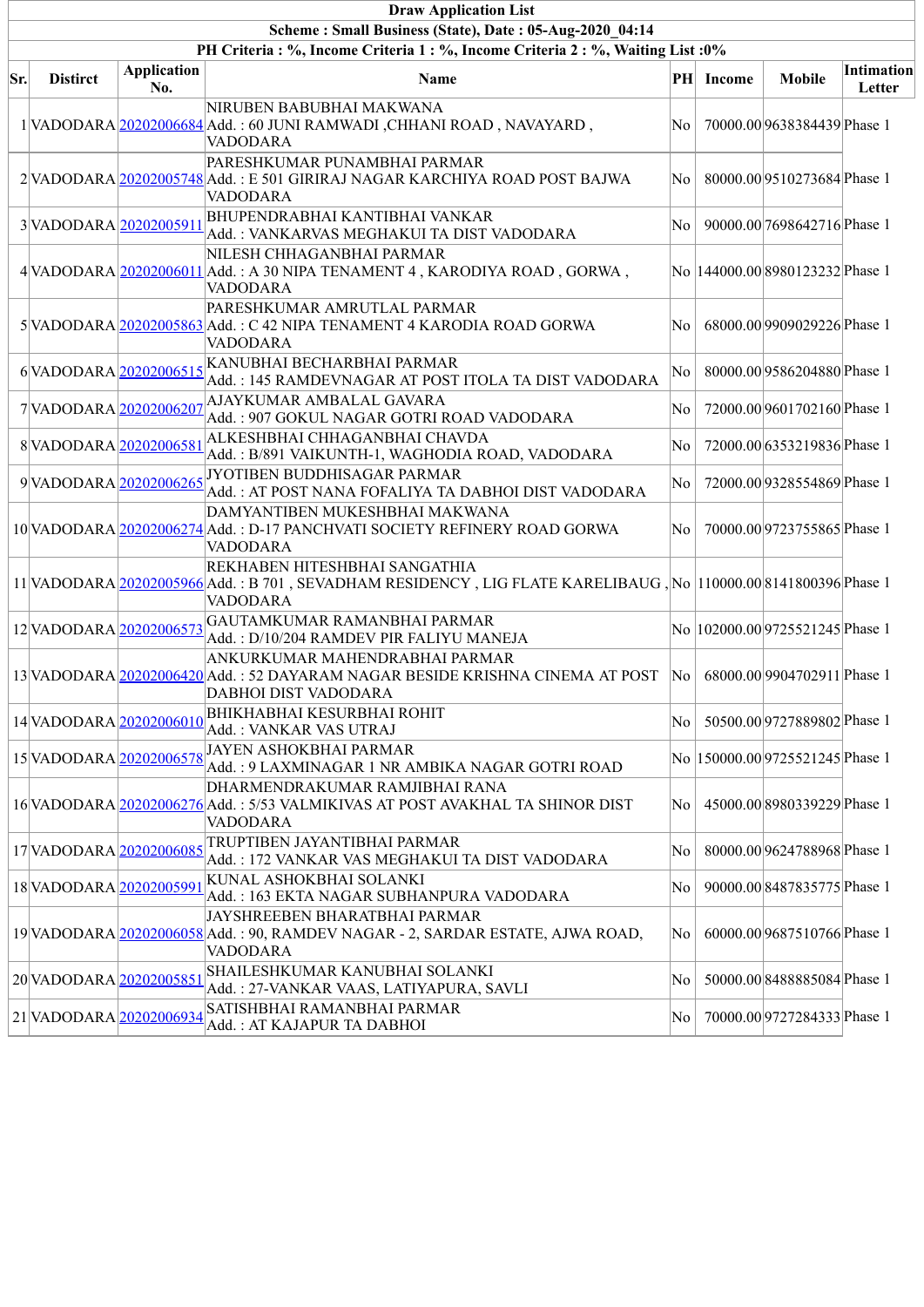| Draw Application List | | | | | | | |
|---|---|---|---|---|---|---|---|
| Scheme : Small Business (State), Date : 05-Aug-2020_04:14 | | | | | | | |
| PH Criteria : %, Income Criteria 1 : %, Income Criteria 2 : %, Waiting List :0% | | | | | | | |
| **Sr.** | **Distirct** | **Application No.** | **Name** | **PH** | **Income** | **Mobile** | **Intimation Letter** |
| 1 | VADODARA | 20202006684 | NIRUBEN BABUBHAI MAKWANA<br>Add. : 60 JUNI RAMWADI ,CHHANI ROAD , NAVAYARD , VADODARA | No | 70000.00 | 9638384439 | Phase 1 |
| 2 | VADODARA | 20202005748 | PARESHKUMAR PUNAMBHAI PARMAR<br>Add. : E 501 GIRIRAJ NAGAR KARCHIYA ROAD POST BAJWA VADODARA | No | 80000.00 | 9510273684 | Phase 1 |
| 3 | VADODARA | 20202005911 | BHUPENDRABHAI KANTIBHAI VANKAR<br>Add. : VANKARVAS MEGHAKUI TA DIST VADODARA | No | 90000.00 | 7698642716 | Phase 1 |
| 4 | VADODARA | 20202006011 | NILESH CHHAGANBHAI PARMAR<br>Add. : A 30 NIPA TENAMENT 4 , KARODIYA ROAD , GORWA , VADODARA | No | 144000.00 | 8980123232 | Phase 1 |
| 5 | VADODARA | 20202005863 | PARESHKUMAR AMRUTLAL PARMAR<br>Add. : C 42 NIPA TENAMENT 4 KARODIA ROAD GORWA VADODARA | No | 68000.00 | 9909029226 | Phase 1 |
| 6 | VADODARA | 20202006515 | KANUBHAI BECHARBHAI PARMAR<br>Add. : 145 RAMDEVNAGAR AT POST ITOLA TA DIST VADODARA | No | 80000.00 | 9586204880 | Phase 1 |
| 7 | VADODARA | 20202006207 | AJAYKUMAR AMBALAL GAVARA<br>Add. : 907 GOKUL NAGAR GOTRI ROAD VADODARA | No | 72000.00 | 9601702160 | Phase 1 |
| 8 | VADODARA | 20202006581 | ALKESHBHAI CHHAGANBHAI CHAVDA<br>Add. : B/891 VAIKUNTH-1, WAGHODIA ROAD, VADODARA | No | 72000.00 | 6353219836 | Phase 1 |
| 9 | VADODARA | 20202006265 | JYOTIBEN BUDDHISAGAR PARMAR<br>Add. : AT POST NANA FOFALIYA TA DABHOI DIST VADODARA | No | 72000.00 | 9328554869 | Phase 1 |
| 10 | VADODARA | 20202006274 | DAMYANTIBEN MUKESHBHAI MAKWANA<br>Add. : D-17 PANCHVATI SOCIETY REFINERY ROAD GORWA VADODARA | No | 70000.00 | 9723755865 | Phase 1 |
| 11 | VADODARA | 20202005966 | REKHABEN HITESHBHAI SANGATHIA<br>Add. : B 701 , SEVADHAM RESIDENCY , LIG FLATE KARELIBAUG , VADODARA | No | 110000.00 | 8141800396 | Phase 1 |
| 12 | VADODARA | 20202006573 | GAUTAMKUMAR RAMANBHAI PARMAR<br>Add. : D/10/204 RAMDEV PIR FALIYU MANEJA | No | 102000.00 | 9725521245 | Phase 1 |
| 13 | VADODARA | 20202006420 | ANKURKUMAR MAHENDRABHAI PARMAR<br>Add. : 52 DAYARAM NAGAR BESIDE KRISHNA CINEMA AT POST DABHOI DIST VADODARA | No | 68000.00 | 9904702911 | Phase 1 |
| 14 | VADODARA | 20202006010 | BHIKHABHAI KESURBHAI ROHIT<br>Add. : VANKAR VAS UTRAJ | No | 50500.00 | 9727889802 | Phase 1 |
| 15 | VADODARA | 20202006578 | JAYEN ASHOKBHAI PARMAR<br>Add. : 9 LAXMINAGAR 1 NR AMBIKA NAGAR GOTRI ROAD | No | 150000.00 | 9725521245 | Phase 1 |
| 16 | VADODARA | 20202006276 | DHARMENDRAKUMAR RAMJIBHAI RANA<br>Add. : 5/53 VALMIKIVAS AT POST AVAKHAL TA SHINOR DIST VADODARA | No | 45000.00 | 8980339229 | Phase 1 |
| 17 | VADODARA | 20202006085 | TRUPTIBEN JAYANTIBHAI PARMAR<br>Add. : 172 VANKAR VAS MEGHAKUI TA DIST VADODARA | No | 80000.00 | 9624788968 | Phase 1 |
| 18 | VADODARA | 20202005991 | KUNAL ASHOKBHAI SOLANKI<br>Add. : 163 EKTA NAGAR SUBHANPURA VADODARA | No | 90000.00 | 8487835775 | Phase 1 |
| 19 | VADODARA | 20202006058 | JAYSHREEBEN BHARATBHAI PARMAR<br>Add. : 90, RAMDEV NAGAR - 2, SARDAR ESTATE, AJWA ROAD, VADODARA | No | 60000.00 | 9687510766 | Phase 1 |
| 20 | VADODARA | 20202005851 | SHAILESHKUMAR KANUBHAI SOLANKI<br>Add. : 27-VANKAR VAAS, LATIYAPURA, SAVLI | No | 50000.00 | 8488885084 | Phase 1 |
| 21 | VADODARA | 20202006934 | SATISHBHAI RAMANBHAI PARMAR<br>Add. : AT KAJAPUR TA DABHOI | No | 70000.00 | 9727284333 | Phase 1 |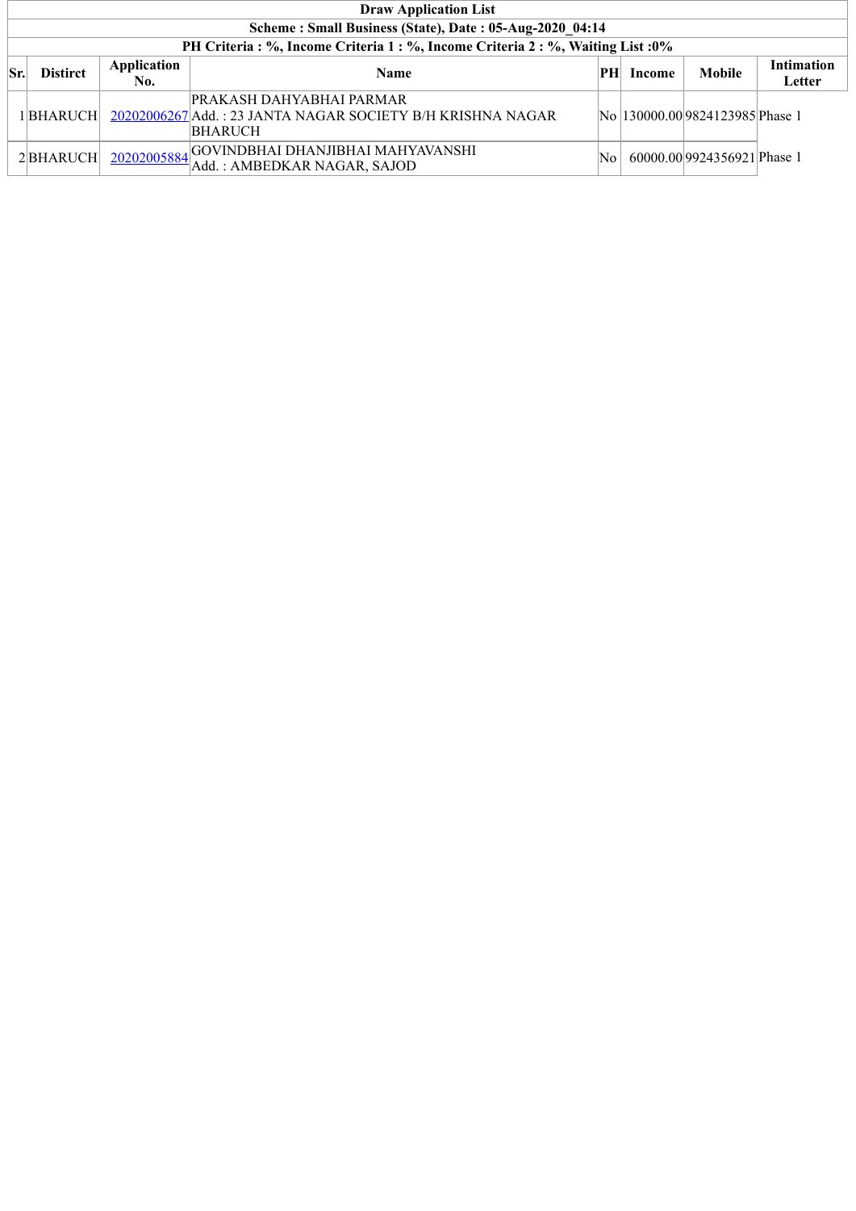| Draw Application List | | | | | | | |
|---|---|---|---|---|---|---|---|
| **Scheme : Small Business (State), Date : 05-Aug-2020_04:14** | | | | | | | |
| **PH Criteria : %, Income Criteria 1 : %, Income Criteria 2 : %, Waiting List :0%** | | | | | | | |
| **Sr.** | **Distirct** | **Application No.** | **Name** | **PH** | **Income** | **Mobile** | **Intimation Letter** |
| 1 | BHARUCH | 20202006267 | PRAKASH DAHYABHAI PARMAR<br>Add. : 23 JANTA NAGAR SOCIETY B/H KRISHNA NAGAR BHARUCH | No | 130000.00 | 9824123985 | Phase 1 |
| 2 | BHARUCH | 20202005884 | GOVINDBHAI DHANJIBHAI MAHYAVANSHI<br>Add. : AMBEDKAR NAGAR, SAJOD | No | 60000.00 | 9924356921 | Phase 1 |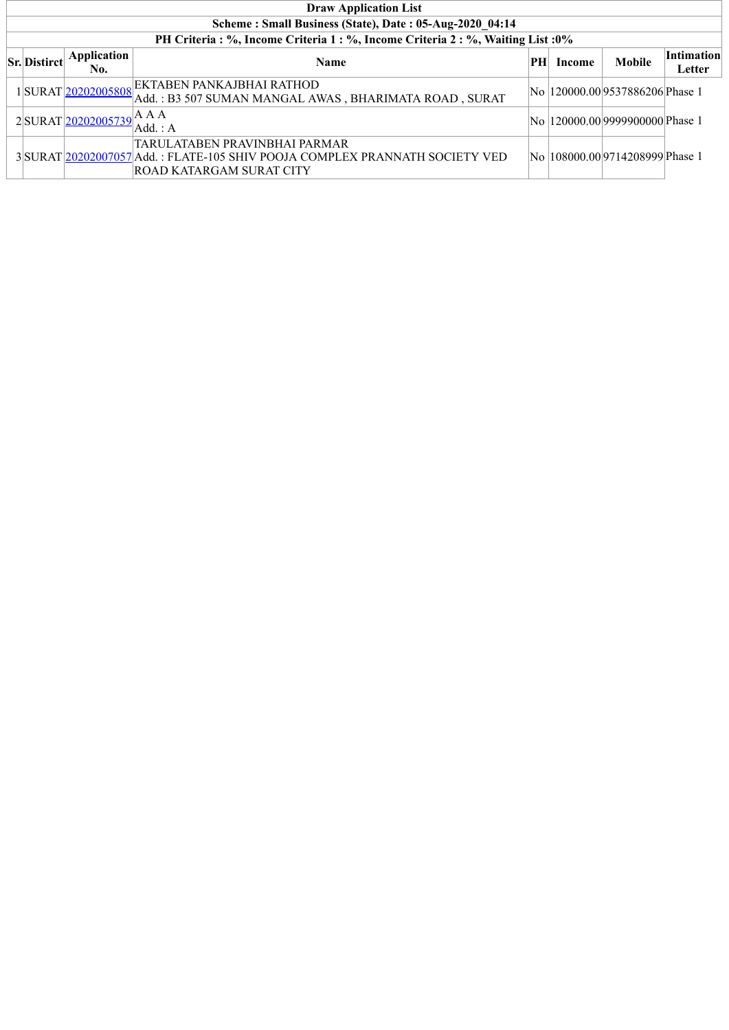| Draw Application List | | | | | | | |
|---|---|---|---|---|---|---|---|
| **Scheme : Small Business (State), Date : 05-Aug-2020_04:14** | | | | | | | |
| **PH Criteria : %, Income Criteria 1 : %, Income Criteria 2 : %, Waiting List :0%** | | | | | | | |
| **Sr.** | **Distirct** | **Application No.** | **Name** | **PH** | **Income** | **Mobile** | **Intimation Letter** |
| 1 | SURAT | 20202005808 | EKTABEN PANKAJBHAI RATHOD<br>Add. : B3 507 SUMAN MANGAL AWAS , BHARIMATA ROAD , SURAT | No | 120000.00 | 9537886206 | Phase 1 |
| 2 | SURAT | 20202005739 | A A A<br>Add. : A | No | 120000.00 | 9999900000 | Phase 1 |
| 3 | SURAT | 20202007057 | TARULATABEN PRAVINBHAI PARMAR<br>Add. : FLATE-105 SHIV POOJA COMPLEX PRANNATH SOCIETY VED ROAD KATARGAM SURAT CITY | No | 108000.00 | 9714208999 | Phase 1 |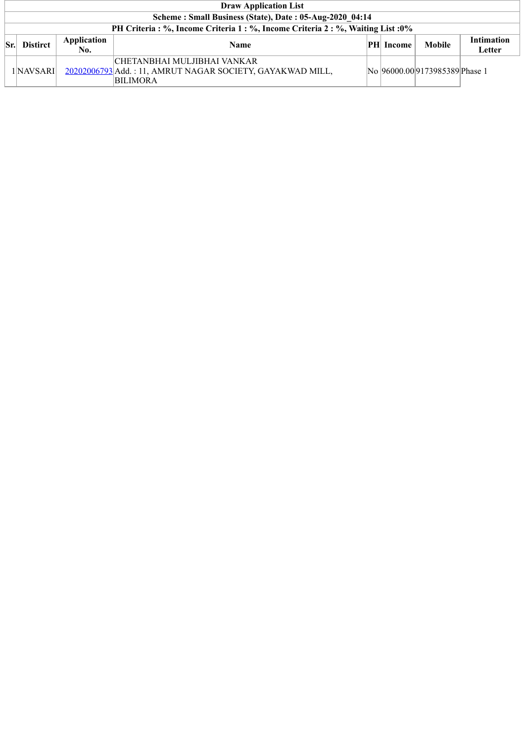| Draw Application List | | | | | | | |
|---|---|---|---|---|---|---|---|
| Scheme : Small Business (State), Date : 05-Aug-2020_04:14 | | | | | | | |
| PH Criteria : %, Income Criteria 1 : %, Income Criteria 2 : %, Waiting List :0% | | | | | | | |
| **Sr.** | **Distirct** | **Application No.** | **Name** | **PH** | **Income** | **Mobile** | **Intimation Letter** |
| 1 | NAVSARI | 20202006793 | CHETANBHAI MULJIBHAI VANKAR<br>Add. : 11, AMRUT NAGAR SOCIETY, GAYAKWAD MILL, BILIMORA | No | 96000.00 | 9173985389 | Phase 1 |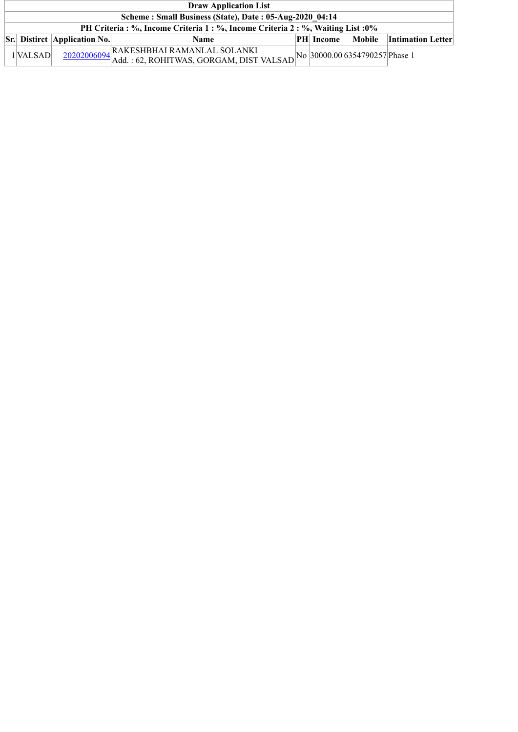| Draw Application List | | | | | | | |
|---|---|---|---|---|---|---|---|
| **Scheme : Small Business (State), Date : 05-Aug-2020_04:14** | | | | | | | |
| **PH Criteria : %, Income Criteria 1 : %, Income Criteria 2 : %, Waiting List :0%** | | | | | | | |
| **Sr.** | **Distirct** | **Application No.** | **Name** | **PH** | **Income** | **Mobile** | **Intimation Letter** |
| 1 | VALSAD | 20202006094 | RAKESHBHAI RAMANLAL SOLANKI<br>Add. : 62, ROHITWAS, GORGAM, DIST VALSAD | No | 30000.00 | 6354790257 | Phase 1 |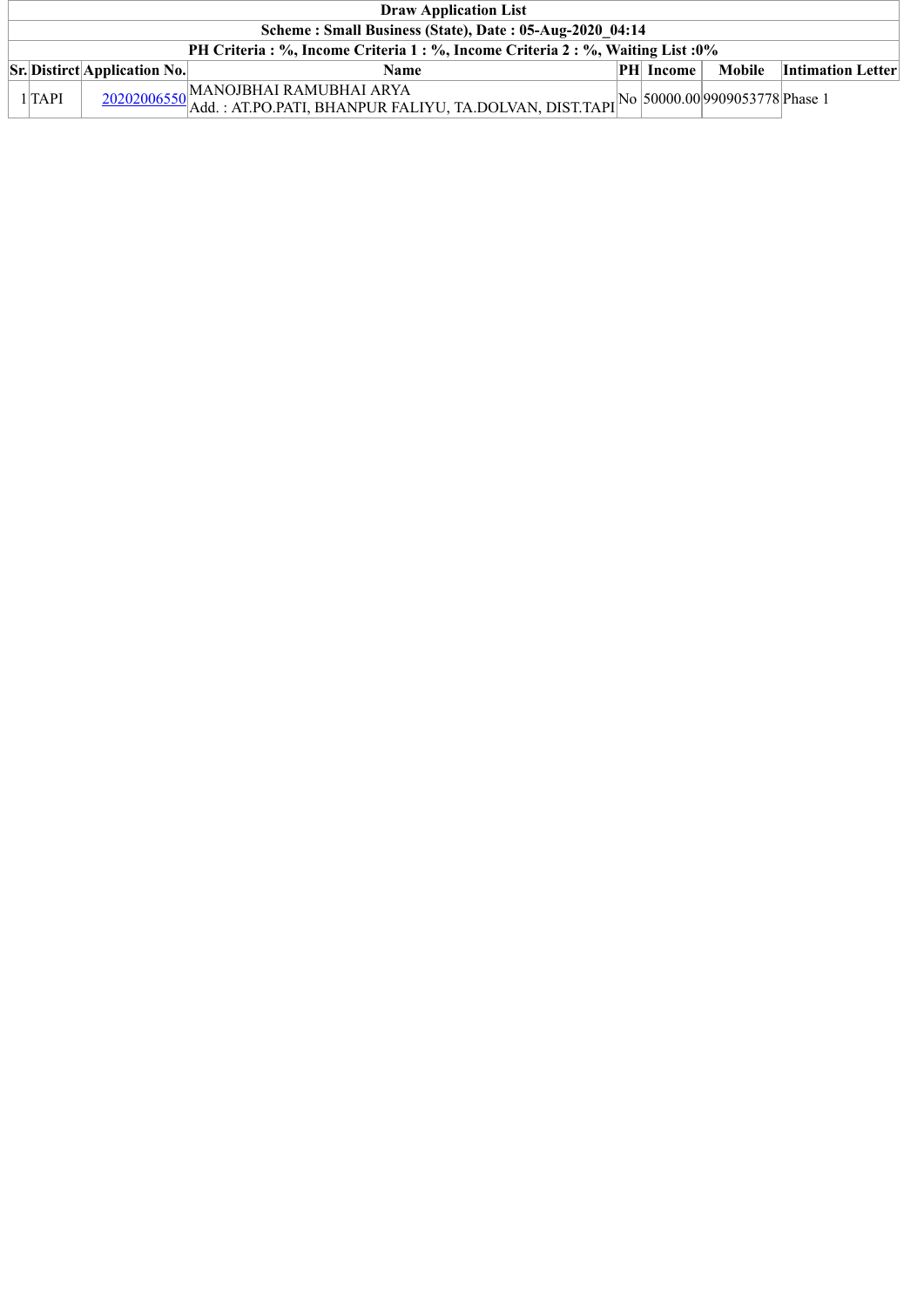**Draw Application List**

**Scheme : Small Business (State), Date : 05-Aug-2020_04:14**

**PH Criteria : %, Income Criteria 1 : %, Income Criteria 2 : %, Waiting List :0%**

| Sr. | Distirct | Application No. | Name | PH | Income | Mobile | Intimation Letter |
|---|---|---|---|---|---|---|---|
| 1 | TAPI | 20202006550 | MANOJBHAI RAMUBHAI ARYA<br>Add. : AT.PO.PATI, BHANPUR FALIYU, TA.DOLVAN, DIST.TAPI | No | 50000.00 | 9909053778 | Phase 1 |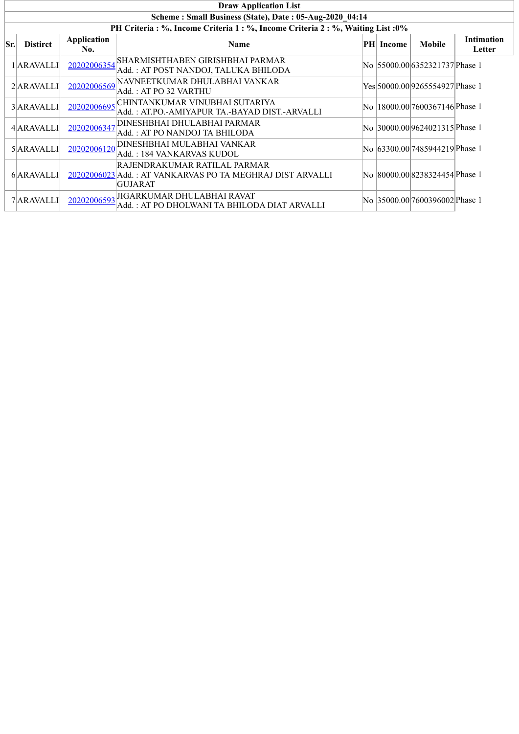**Draw Application List**

**Scheme : Small Business (State), Date : 05-Aug-2020_04:14**

**PH Criteria : %, Income Criteria 1 : %, Income Criteria 2 : %, Waiting List :0%**

| Sr. | Distirct | Application No. | Name | PH | Income | Mobile | Intimation Letter |
|---|---|---|---|---|---|---|---|
| 1 | ARAVALLI | 20202006354 | SHARMISHTHABEN GIRISHBHAI PARMAR<br>Add. : AT POST NANDOJ, TALUKA BHILODA | No | 55000.00 | 6352321737 | Phase 1 |
| 2 | ARAVALLI | 20202006569 | NAVNEETKUMAR DHULABHAI VANKAR<br>Add. : AT PO 32 VARTHU | Yes | 50000.00 | 9265554927 | Phase 1 |
| 3 | ARAVALLI | 20202006695 | CHINTANKUMAR VINUBHAI SUTARIYA<br>Add. : AT.PO.-AMIYAPUR TA.-BAYAD DIST.-ARVALLI | No | 18000.00 | 7600367146 | Phase 1 |
| 4 | ARAVALLI | 20202006347 | DINESHBHAI DHULABHAI PARMAR<br>Add. : AT PO NANDOJ TA BHILODA | No | 30000.00 | 9624021315 | Phase 1 |
| 5 | ARAVALLI | 20202006120 | DINESHBHAI MULABHAI VANKAR<br>Add. : 184 VANKARVAS KUDOL | No | 63300.00 | 7485944219 | Phase 1 |
| 6 | ARAVALLI | 20202006023 | RAJENDRAKUMAR RATILAL PARMAR<br>Add. : AT VANKARVAS PO TA MEGHRAJ DIST ARVALLI GUJARAT | No | 80000.00 | 8238324454 | Phase 1 |
| 7 | ARAVALLI | 20202006593 | JIGARKUMAR DHULABHAI RAVAT<br>Add. : AT PO DHOLWANI TA BHILODA DIAT ARVALLI | No | 35000.00 | 7600396002 | Phase 1 |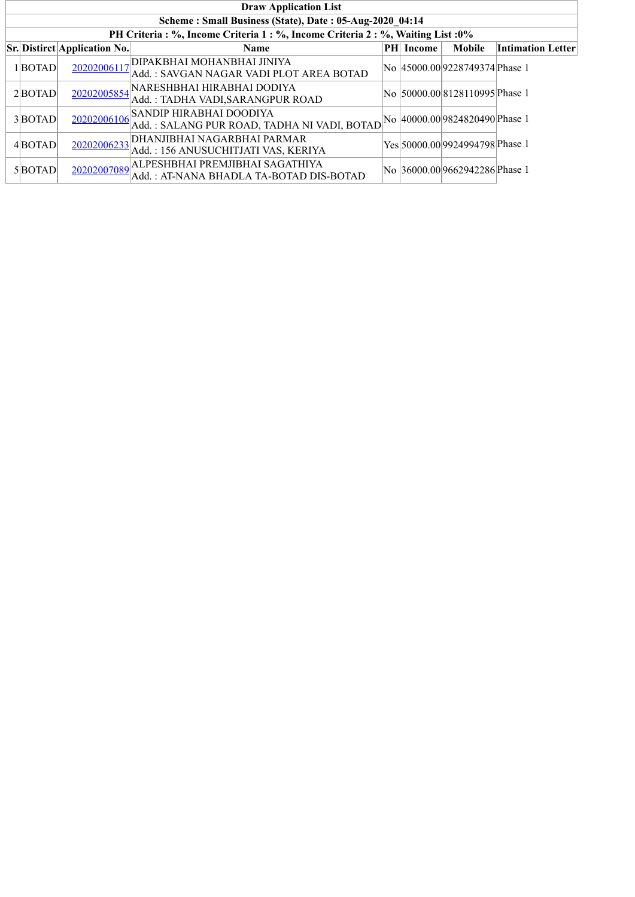| Draw Application List | | | | | | | |
|---|---|---|---|---|---|---|---|
| Scheme : Small Business (State), Date : 05-Aug-2020_04:14 | | | | | | | |
| PH Criteria : %, Income Criteria 1 : %, Income Criteria 2 : %, Waiting List :0% | | | | | | | |
| **Sr.** | **Distirct** | **Application No.** | **Name** | **PH** | **Income** | **Mobile** | **Intimation Letter** |
| 1 | BOTAD | 20202006117 | DIPAKBHAI MOHANBHAI JINIYA<br>Add. : SAVGAN NAGAR VADI PLOT AREA BOTAD | No | 45000.00 | 9228749374 | Phase 1 |
| 2 | BOTAD | 20202005854 | NARESHBHAI HIRABHAI DODIYA<br>Add. : TADHA VADI,SARANGPUR ROAD | No | 50000.00 | 8128110995 | Phase 1 |
| 3 | BOTAD | 20202006106 | SANDIP HIRABHAI DOODIYA<br>Add. : SALANG PUR ROAD, TADHA NI VADI, BOTAD | No | 40000.00 | 9824820490 | Phase 1 |
| 4 | BOTAD | 20202006233 | DHANJIBHAI NAGARBHAI PARMAR<br>Add. : 156 ANUSUCHITJATI VAS, KERIYA | Yes | 50000.00 | 9924994798 | Phase 1 |
| 5 | BOTAD | 20202007089 | ALPESHBHAI PREMJIBHAI SAGATHIYA<br>Add. : AT-NANA BHADLA TA-BOTAD DIS-BOTAD | No | 36000.00 | 9662942286 | Phase 1 |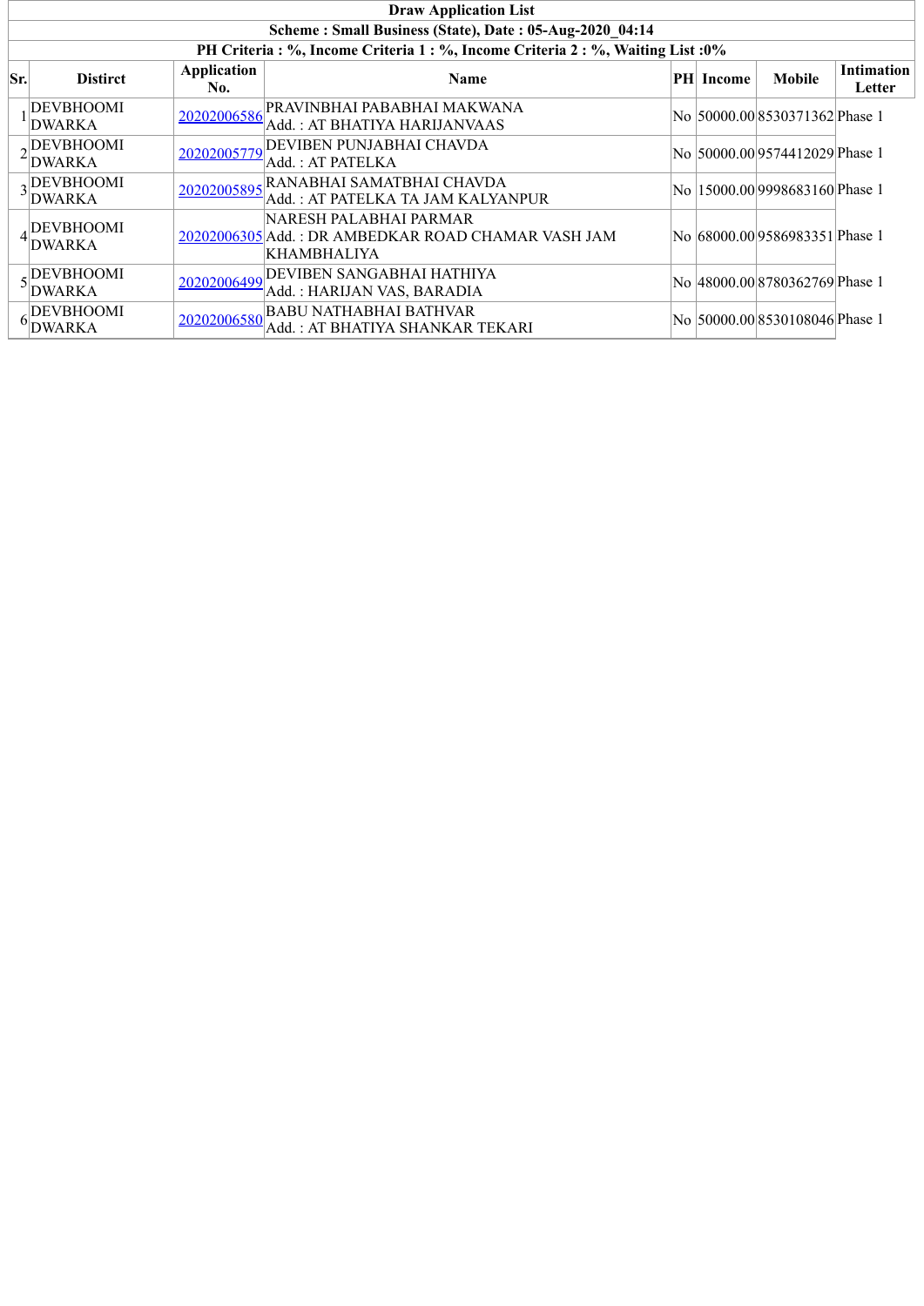| Draw Application List | | | | | | | |
|---|---|---|---|---|---|---|---|
| Scheme : Small Business (State), Date : 05-Aug-2020_04:14 | | | | | | | |
| PH Criteria : %, Income Criteria 1 : %, Income Criteria 2 : %, Waiting List :0% | | | | | | | |
| **Sr.** | **Distirct** | **Application No.** | **Name** | **PH** | **Income** | **Mobile** | **Intimation Letter** |
| 1 | DEVBHOOMI DWARKA | 20202006586 | PRAVINBHAI PABABHAI MAKWANA Add. : AT BHATIYA HARIJANVAAS | No | 50000.00 | 8530371362 | Phase 1 |
| 2 | DEVBHOOMI DWARKA | 20202005779 | DEVIBEN PUNJABHAI CHAVDA Add. : AT PATELKA | No | 50000.00 | 9574412029 | Phase 1 |
| 3 | DEVBHOOMI DWARKA | 20202005895 | RANABHAI SAMATBHAI CHAVDA Add. : AT PATELKA TA JAM KALYANPUR | No | 15000.00 | 9998683160 | Phase 1 |
| 4 | DEVBHOOMI DWARKA | 20202006305 | NARESH PALABHAI PARMAR Add. : DR AMBEDKAR ROAD CHAMAR VASH JAM KHAMBHALIYA | No | 68000.00 | 9586983351 | Phase 1 |
| 5 | DEVBHOOMI DWARKA | 20202006499 | DEVIBEN SANGABHAI HATHIYA Add. : HARIJAN VAS, BARADIA | No | 48000.00 | 8780362769 | Phase 1 |
| 6 | DEVBHOOMI DWARKA | 20202006580 | BABU NATHABHAI BATHVAR Add. : AT BHATIYA SHANKAR TEKARI | No | 50000.00 | 8530108046 | Phase 1 |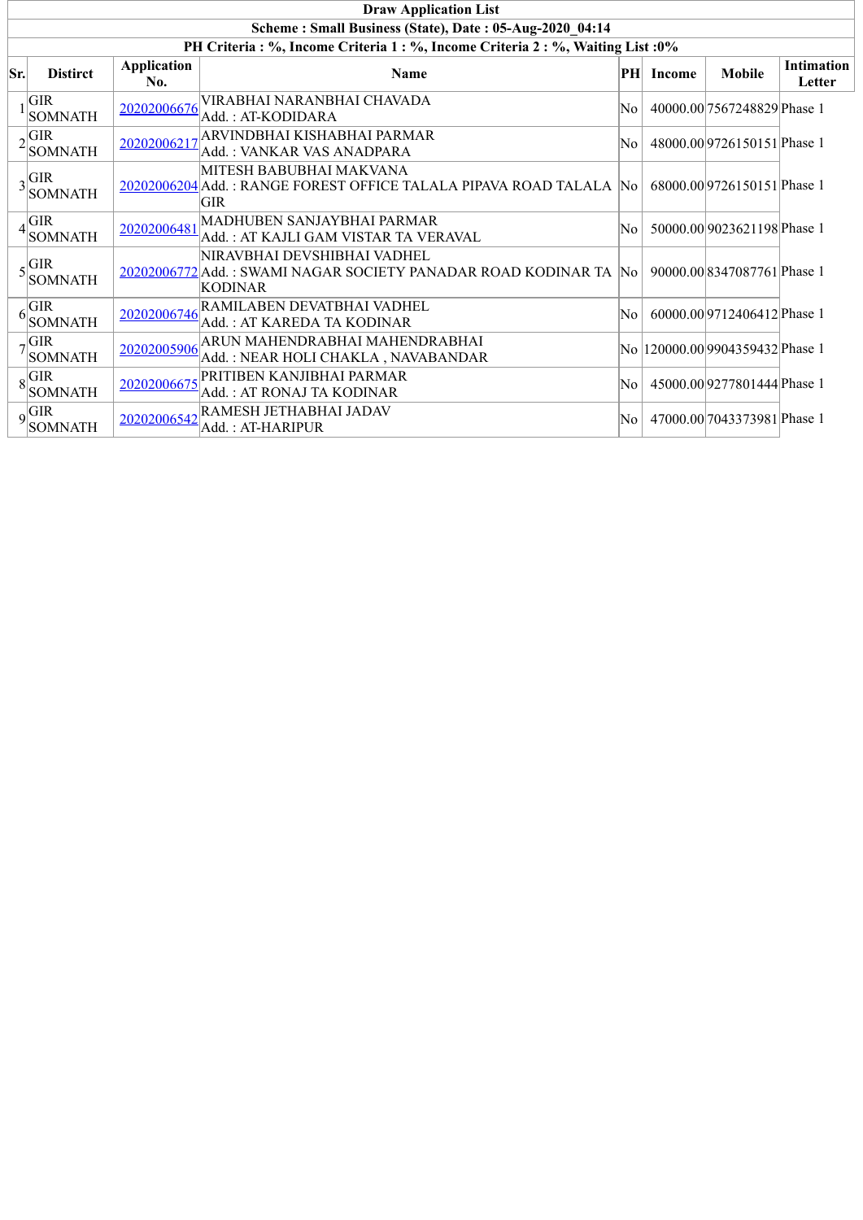| Draw Application List | | | | | | | |
|---|---|---|---|---|---|---|---|
| Scheme : Small Business (State), Date : 05-Aug-2020_04:14 | | | | | | | |
| PH Criteria : %, Income Criteria 1 : %, Income Criteria 2 : %, Waiting List :0% | | | | | | | |

| Sr. | Distirct | Application No. | Name | PH | Income | Mobile | Intimation Letter |
|---|---|---|---|---|---|---|---|
| 1 | GIR SOMNATH | 20202006676 | VIRABHAI NARANBHAI CHAVADA<br>Add. : AT-KODIDARA | No | 40000.00 | 7567248829 | Phase 1 |
| 2 | GIR SOMNATH | 20202006217 | ARVINDBHAI KISHABHAI PARMAR<br>Add. : VANKAR VAS ANADPARA | No | 48000.00 | 9726150151 | Phase 1 |
| 3 | GIR SOMNATH | 20202006204 | MITESH BABUBHAI MAKVANA<br>Add. : RANGE FOREST OFFICE TALALA PIPAVA ROAD TALALA GIR | No | 68000.00 | 9726150151 | Phase 1 |
| 4 | GIR SOMNATH | 20202006481 | MADHUBEN SANJAYBHAI PARMAR<br>Add. : AT KAJLI GAM VISTAR TA VERAVAL | No | 50000.00 | 9023621198 | Phase 1 |
| 5 | GIR SOMNATH | 20202006772 | NIRAVBHAI DEVSHIBHAI VADHEL<br>Add. : SWAMI NAGAR SOCIETY PANADAR ROAD KODINAR TA KODINAR | No | 90000.00 | 8347087761 | Phase 1 |
| 6 | GIR SOMNATH | 20202006746 | RAMILABEN DEVATBHAI VADHEL<br>Add. : AT KAREDA TA KODINAR | No | 60000.00 | 9712406412 | Phase 1 |
| 7 | GIR SOMNATH | 20202005906 | ARUN MAHENDRABHAI MAHENDRABHAI<br>Add. : NEAR HOLI CHAKLA , NAVABANDAR | No | 120000.00 | 9904359432 | Phase 1 |
| 8 | GIR SOMNATH | 20202006675 | PRITIBEN KANJIBHAI PARMAR<br>Add. : AT RONAJ TA KODINAR | No | 45000.00 | 9277801444 | Phase 1 |
| 9 | GIR SOMNATH | 20202006542 | RAMESH JETHABHAI JADAV<br>Add. : AT-HARIPUR | No | 47000.00 | 7043373981 | Phase 1 |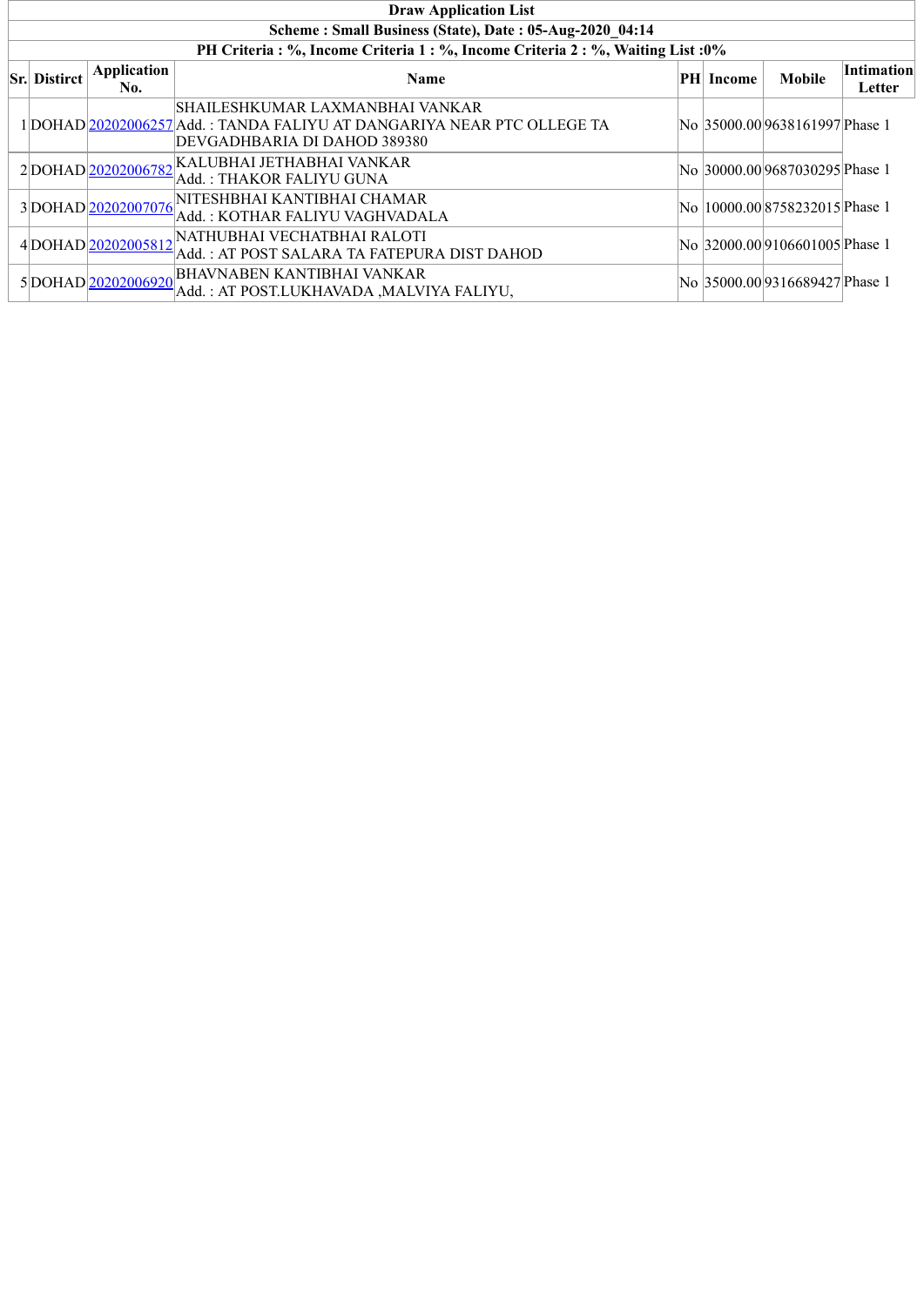| Draw Application List | | | | | | | |
|---|---|---|---|---|---|---|---|
| **Scheme : Small Business (State), Date : 05-Aug-2020_04:14** | | | | | | | |
| **PH Criteria : %, Income Criteria 1 : %, Income Criteria 2 : %, Waiting List :0%** | | | | | | | |
| **Sr.** | **Distirct** | **Application No.** | **Name** | **PH** | **Income** | **Mobile** | **Intimation Letter** |
| 1 | DOHAD | 20202006257 | SHAILESHKUMAR LAXMANBHAI VANKAR<br>Add. : TANDA FALIYU AT DANGARIYA NEAR PTC OLLEGE TA DEVGADHBARIA DI DAHOD 389380 | No | 35000.00 | 9638161997 | Phase 1 |
| 2 | DOHAD | 20202006782 | KALUBHAI JETHABHAI VANKAR<br>Add. : THAKOR FALIYU GUNA | No | 30000.00 | 9687030295 | Phase 1 |
| 3 | DOHAD | 20202007076 | NITESHBHAI KANTIBHAI CHAMAR<br>Add. : KOTHAR FALIYU VAGHVADALA | No | 10000.00 | 8758232015 | Phase 1 |
| 4 | DOHAD | 20202005812 | NATHUBHAI VECHATBHAI RALOTI<br>Add. : AT POST SALARA TA FATEPURA DIST DAHOD | No | 32000.00 | 9106601005 | Phase 1 |
| 5 | DOHAD | 20202006920 | BHAVNABEN KANTIBHAI VANKAR<br>Add. : AT POST.LUKHAVADA ,MALVIYA FALIYU, | No | 35000.00 | 9316689427 | Phase 1 |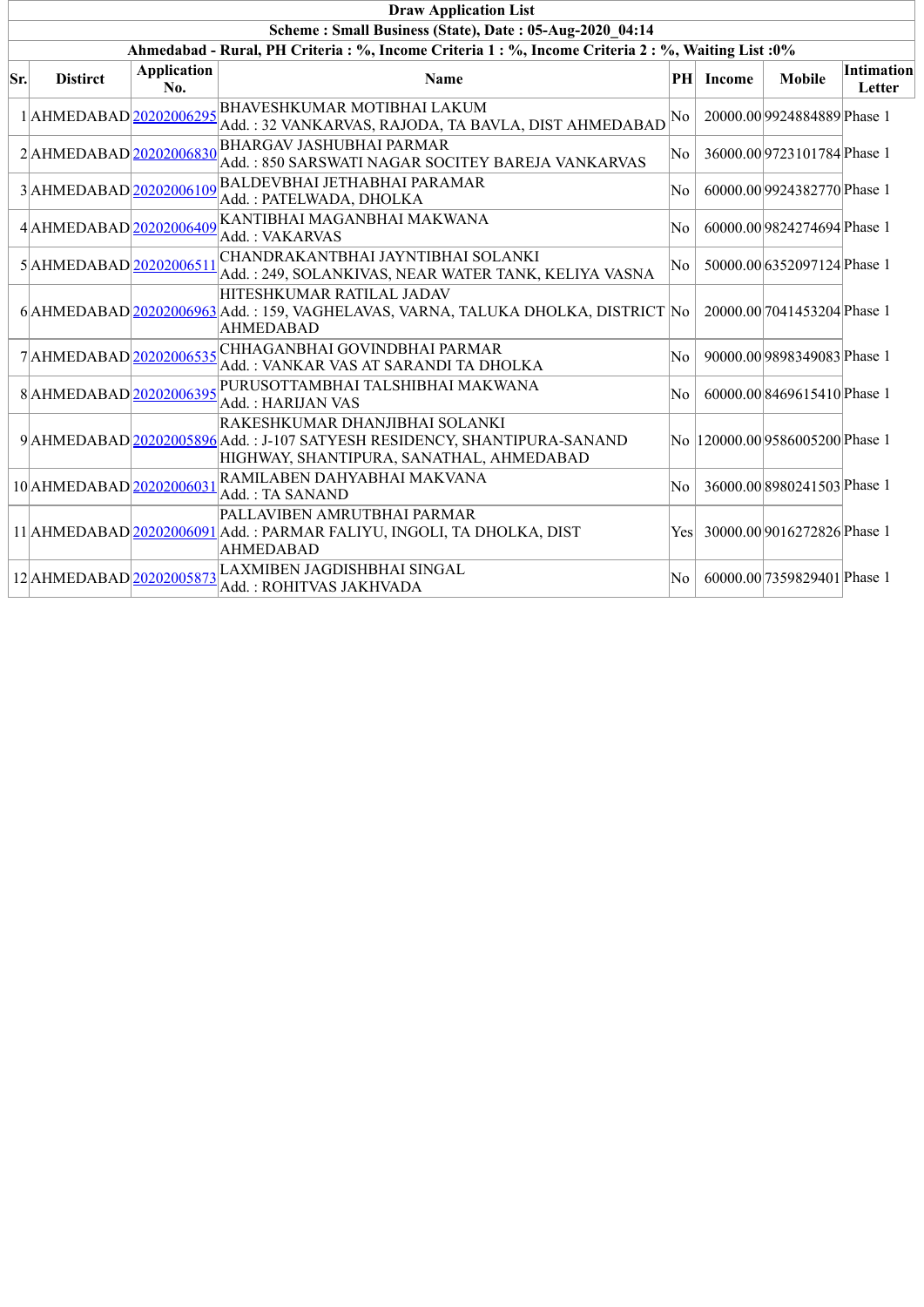| Draw Application List | | | | | | | |
|---|---|---|---|---|---|---|---|
| Scheme : Small Business (State), Date : 05-Aug-2020_04:14 | | | | | | | |
| Ahmedabad - Rural, PH Criteria : %, Income Criteria 1 : %, Income Criteria 2 : %, Waiting List :0% | | | | | | | |
| **Sr.** | **District** | **Application No.** | **Name** | **PH** | **Income** | **Mobile** | **Intimation Letter** |
| 1 | AHMEDABAD | 20202006295 | BHAVESHKUMAR MOTIBHAI LAKUM<br>Add. : 32 VANKARVAS, RAJODA, TA BAVLA, DIST AHMEDABAD | No | 20000.00 | 9924884889 | Phase 1 |
| 2 | AHMEDABAD | 20202006830 | BHARGAV JASHUBHAI PARMAR<br>Add. : 850 SARSWATI NAGAR SOCITEY BAREJA VANKARVAS | No | 36000.00 | 9723101784 | Phase 1 |
| 3 | AHMEDABAD | 20202006109 | BALDEVBHAI JETHABHAI PARAMAR<br>Add. : PATELWADA, DHOLKA | No | 60000.00 | 9924382770 | Phase 1 |
| 4 | AHMEDABAD | 20202006409 | KANTIBHAI MAGANBHAI MAKWANA<br>Add. : VAKARVAS | No | 60000.00 | 9824274694 | Phase 1 |
| 5 | AHMEDABAD | 20202006511 | CHANDRAKANTBHAI JAYNTIBHAI SOLANKI<br>Add. : 249, SOLANKIVAS, NEAR WATER TANK, KELIYA VASNA | No | 50000.00 | 6352097124 | Phase 1 |
| 6 | AHMEDABAD | 20202006963 | HITESHKUMAR RATILAL JADAV<br>Add. : 159, VAGHELAVAS, VARNA, TALUKA DHOLKA, DISTRICT AHMEDABAD | No | 20000.00 | 7041453204 | Phase 1 |
| 7 | AHMEDABAD | 20202006535 | CHHAGANBHAI GOVINDBHAI PARMAR<br>Add. : VANKAR VAS AT SARANDI TA DHOLKA | No | 90000.00 | 9898349083 | Phase 1 |
| 8 | AHMEDABAD | 20202006395 | PURUSOTTAMBHAI TALSHIBHAI MAKWANA<br>Add. : HARIJAN VAS | No | 60000.00 | 8469615410 | Phase 1 |
| 9 | AHMEDABAD | 20202005896 | RAKESHKUMAR DHANJIBHAI SOLANKI<br>Add. : J-107 SATYESH RESIDENCY, SHANTIPURA-SANAND HIGHWAY, SHANTIPURA, SANATHAL, AHMEDABAD | No | 120000.00 | 9586005200 | Phase 1 |
| 10 | AHMEDABAD | 20202006031 | RAMILABEN DAHYABHAI MAKVANA<br>Add. : TA SANAND | No | 36000.00 | 8980241503 | Phase 1 |
| 11 | AHMEDABAD | 20202006091 | PALLAVIBEN AMRUTBHAI PARMAR<br>Add. : PARMAR FALIYU, INGOLI, TA DHOLKA, DIST AHMEDABAD | Yes | 30000.00 | 9016272826 | Phase 1 |
| 12 | AHMEDABAD | 20202005873 | LAXMIBEN JAGDISHBHAI SINGAL<br>Add. : ROHITVAS JAKHVADA | No | 60000.00 | 7359829401 | Phase 1 |